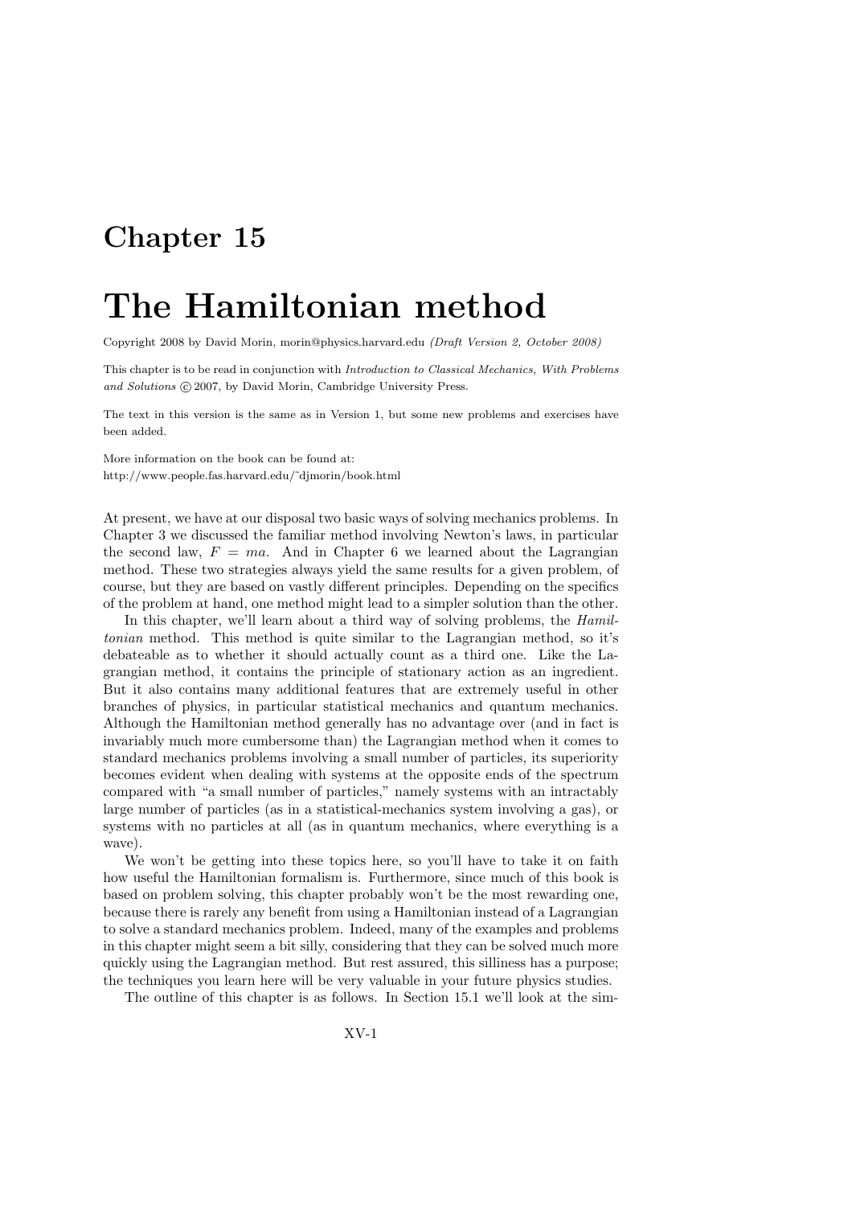# Chapter 15

# The Hamiltonian method

Copyright 2008 by David Morin, morin@physics.harvard.edu *(Draft Version 2, October 2008)*

This chapter is to be read in conjunction with *Introduction to Classical Mechanics, With Problems and Solutions* © 2007, by David Morin, Cambridge University Press.

The text in this version is the same as in Version 1, but some new problems and exercises have been added.

More information on the book can be found at:
http://www.people.fas.harvard.edu/˜djmorin/book.html

At present, we have at our disposal two basic ways of solving mechanics problems. In Chapter 3 we discussed the familiar method involving Newton's laws, in particular the second law, $F = ma$. And in Chapter 6 we learned about the Lagrangian method. These two strategies always yield the same results for a given problem, of course, but they are based on vastly different principles. Depending on the specifics of the problem at hand, one method might lead to a simpler solution than the other.

In this chapter, we'll learn about a third way of solving problems, the *Hamiltonian* method. This method is quite similar to the Lagrangian method, so it's debateable as to whether it should actually count as a third one. Like the Lagrangian method, it contains the principle of stationary action as an ingredient. But it also contains many additional features that are extremely useful in other branches of physics, in particular statistical mechanics and quantum mechanics. Although the Hamiltonian method generally has no advantage over (and in fact is invariably much more cumbersome than) the Lagrangian method when it comes to standard mechanics problems involving a small number of particles, its superiority becomes evident when dealing with systems at the opposite ends of the spectrum compared with "a small number of particles," namely systems with an intractably large number of particles (as in a statistical-mechanics system involving a gas), or systems with no particles at all (as in quantum mechanics, where everything is a wave).

We won't be getting into these topics here, so you'll have to take it on faith how useful the Hamiltonian formalism is. Furthermore, since much of this book is based on problem solving, this chapter probably won't be the most rewarding one, because there is rarely any benefit from using a Hamiltonian instead of a Lagrangian to solve a standard mechanics problem. Indeed, many of the examples and problems in this chapter might seem a bit silly, considering that they can be solved much more quickly using the Lagrangian method. But rest assured, this silliness has a purpose; the techniques you learn here will be very valuable in your future physics studies.

The outline of this chapter is as follows. In Section 15.1 we'll look at the sim-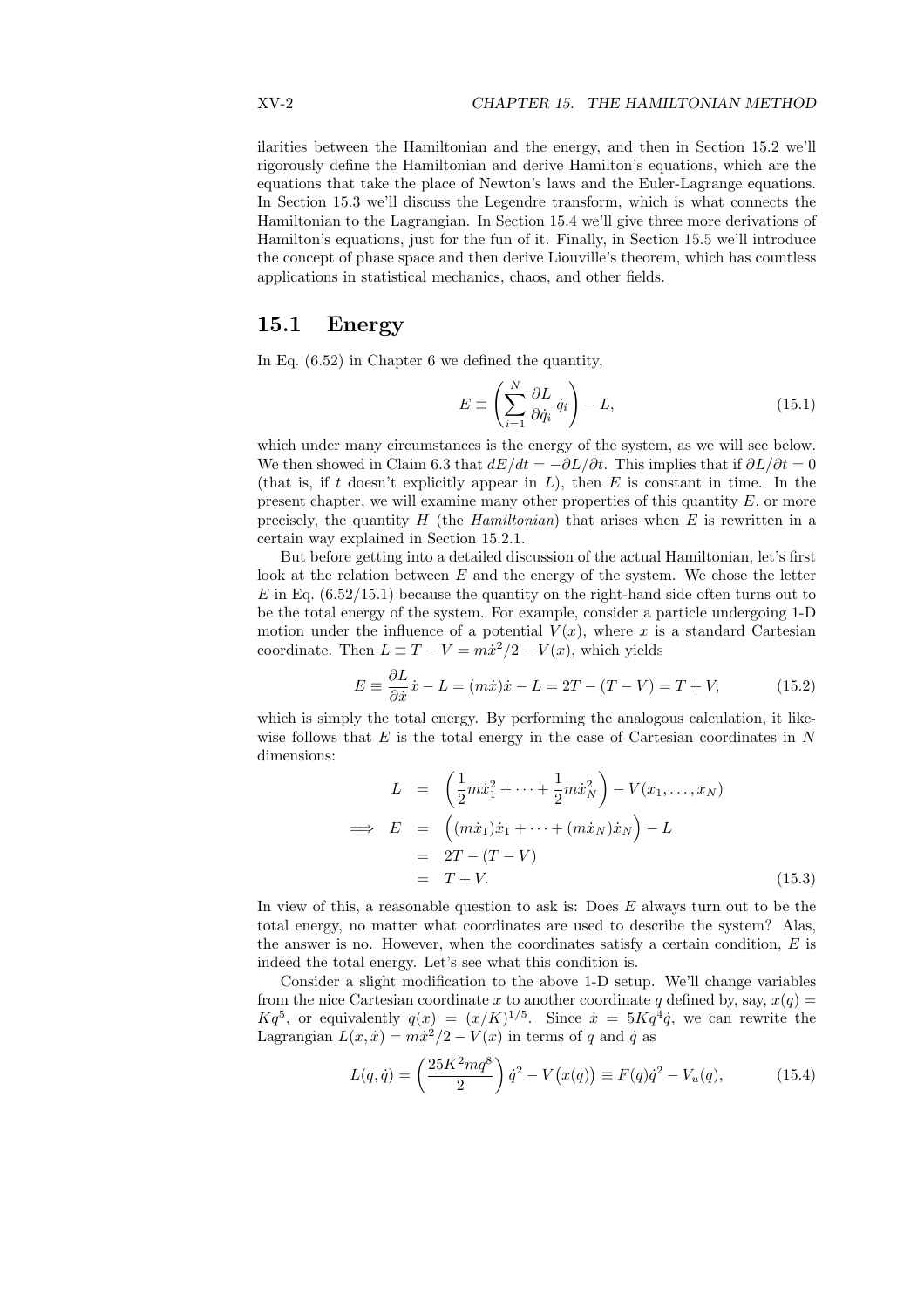ilarities between the Hamiltonian and the energy, and then in Section 15.2 we'll rigorously define the Hamiltonian and derive Hamilton's equations, which are the equations that take the place of Newton's laws and the Euler-Lagrange equations. In Section 15.3 we'll discuss the Legendre transform, which is what connects the Hamiltonian to the Lagrangian. In Section 15.4 we'll give three more derivations of Hamilton's equations, just for the fun of it. Finally, in Section 15.5 we'll introduce the concept of phase space and then derive Liouville's theorem, which has countless applications in statistical mechanics, chaos, and other fields.

## 15.1 Energy

In Eq. (6.52) in Chapter 6 we defined the quantity,

$$E \equiv \left( \sum_{i=1}^{N} \frac{\partial L}{\partial \dot{q}_i} \, \dot{q}_i \right) - L, \tag{15.1}$$

which under many circumstances is the energy of the system, as we will see below. We then showed in Claim 6.3 that $dE/dt = -\partial L/\partial t$. This implies that if $\partial L/\partial t = 0$ (that is, if $t$ doesn't explicitly appear in $L$), then $E$ is constant in time. In the present chapter, we will examine many other properties of this quantity $E$, or more precisely, the quantity $H$ (the *Hamiltonian*) that arises when $E$ is rewritten in a certain way explained in Section 15.2.1.

But before getting into a detailed discussion of the actual Hamiltonian, let's first look at the relation between $E$ and the energy of the system. We chose the letter $E$ in Eq. (6.52/15.1) because the quantity on the right-hand side often turns out to be the total energy of the system. For example, consider a particle undergoing 1-D motion under the influence of a potential $V(x)$, where $x$ is a standard Cartesian coordinate. Then $L \equiv T - V = m\dot{x}^2/2 - V(x)$, which yields

$$E \equiv \frac{\partial L}{\partial \dot{x}} \dot{x} - L = (m\dot{x})\dot{x} - L = 2T - (T - V) = T + V, \tag{15.2}$$

which is simply the total energy. By performing the analogous calculation, it likewise follows that $E$ is the total energy in the case of Cartesian coordinates in $N$ dimensions:

$$\begin{aligned}
L &= \left( \frac{1}{2} m\dot{x}_1^2 + \cdots + \frac{1}{2} m\dot{x}_N^2 \right) - V(x_1, \ldots, x_N) \\
\Longrightarrow \quad E &= \Big( (m\dot{x}_1)\dot{x}_1 + \cdots + (m\dot{x}_N)\dot{x}_N \Big) - L \\
&= 2T - (T - V) \\
&= T + V.
\end{aligned} \tag{15.3}$$

In view of this, a reasonable question to ask is: Does $E$ always turn out to be the total energy, no matter what coordinates are used to describe the system? Alas, the answer is no. However, when the coordinates satisfy a certain condition, $E$ is indeed the total energy. Let's see what this condition is.

Consider a slight modification to the above 1-D setup. We'll change variables from the nice Cartesian coordinate $x$ to another coordinate $q$ defined by, say, $x(q) = Kq^5$, or equivalently $q(x) = (x/K)^{1/5}$. Since $\dot{x} = 5Kq^4\dot{q}$, we can rewrite the Lagrangian $L(x, \dot{x}) = m\dot{x}^2/2 - V(x)$ in terms of $q$ and $\dot{q}$ as

$$L(q, \dot{q}) = \left( \frac{25K^2 m q^8}{2} \right) \dot{q}^2 - V\big(x(q)\big) \equiv F(q)\dot{q}^2 - V_u(q), \tag{15.4}$$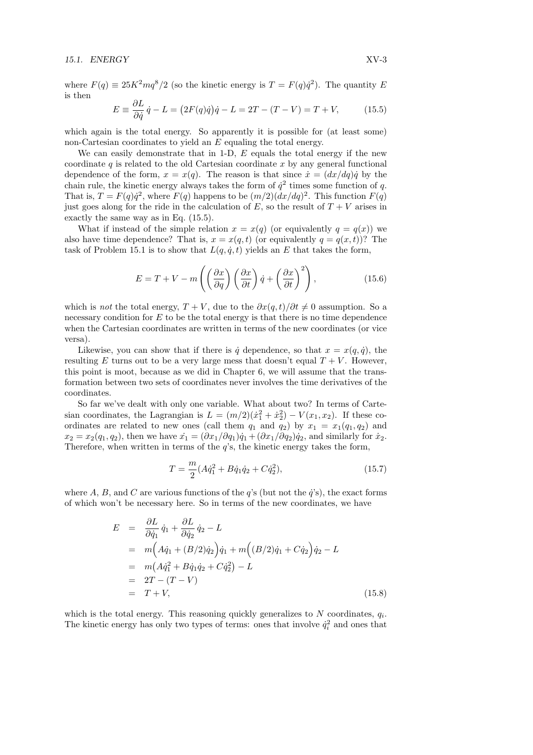where $F(q) \equiv 25K^2mq^8/2$ (so the kinetic energy is $T = F(q)\dot{q}^2$). The quantity $E$ is then

$$E \equiv \frac{\partial L}{\partial \dot{q}}\,\dot{q} - L = \big(2F(q)\dot{q}\big)\dot{q} - L = 2T - (T - V) = T + V, \tag{15.5}$$

which again is the total energy. So apparently it is possible for (at least some) non-Cartesian coordinates to yield an $E$ equaling the total energy.

We can easily demonstrate that in 1-D, $E$ equals the total energy if the new coordinate $q$ is related to the old Cartesian coordinate $x$ by any general functional dependence of the form, $x = x(q)$. The reason is that since $\dot{x} = (dx/dq)\dot{q}$ by the chain rule, the kinetic energy always takes the form of $\dot{q}^2$ times some function of $q$. That is, $T = F(q)\dot{q}^2$, where $F(q)$ happens to be $(m/2)(dx/dq)^2$. This function $F(q)$ just goes along for the ride in the calculation of $E$, so the result of $T + V$ arises in exactly the same way as in Eq. (15.5).

What if instead of the simple relation $x = x(q)$ (or equivalently $q = q(x)$) we also have time dependence? That is, $x = x(q,t)$ (or equivalently $q = q(x,t)$)? The task of Problem 15.1 is to show that $L(q,\dot{q},t)$ yields an $E$ that takes the form,

$$E = T + V - m\left(\left(\frac{\partial x}{\partial q}\right)\left(\frac{\partial x}{\partial t}\right)\dot{q} + \left(\frac{\partial x}{\partial t}\right)^2\right), \tag{15.6}$$

which is *not* the total energy, $T + V$, due to the $\partial x(q,t)/\partial t \neq 0$ assumption. So a necessary condition for $E$ to be the total energy is that there is no time dependence when the Cartesian coordinates are written in terms of the new coordinates (or vice versa).

Likewise, you can show that if there is $\dot{q}$ dependence, so that $x = x(q,\dot{q})$, the resulting $E$ turns out to be a very large mess that doesn't equal $T + V$. However, this point is moot, because as we did in Chapter 6, we will assume that the transformation between two sets of coordinates never involves the time derivatives of the coordinates.

So far we've dealt with only one variable. What about two? In terms of Cartesian coordinates, the Lagrangian is $L = (m/2)(\dot{x}_1^2 + \dot{x}_2^2) - V(x_1,x_2)$. If these coordinates are related to new ones (call them $q_1$ and $q_2$) by $x_1 = x_1(q_1,q_2)$ and $x_2 = x_2(q_1,q_2)$, then we have $\dot{x_1} = (\partial x_1/\partial q_1)\dot{q}_1 + (\partial x_1/\partial q_2)\dot{q}_2$, and similarly for $\dot{x}_2$. Therefore, when written in terms of the $q$'s, the kinetic energy takes the form,

$$T = \frac{m}{2}(A\dot{q}_1^2 + B\dot{q}_1\dot{q}_2 + C\dot{q}_2^2), \tag{15.7}$$

where $A$, $B$, and $C$ are various functions of the $q$'s (but not the $\dot{q}$'s), the exact forms of which won't be necessary here. So in terms of the new coordinates, we have

$$\begin{aligned}
E &= \frac{\partial L}{\partial \dot{q}_1}\,\dot{q}_1 + \frac{\partial L}{\partial \dot{q}_2}\,\dot{q}_2 - L \\
&= m\Big(A\dot{q}_1 + (B/2)\dot{q}_2\Big)\dot{q}_1 + m\Big((B/2)\dot{q}_1 + C\dot{q}_2\Big)\dot{q}_2 - L \\
&= m\big(A\dot{q}_1^2 + B\dot{q}_1\dot{q}_2 + C\dot{q}_2^2\big) - L \\
&= 2T - (T - V) \\
&= T + V,
\end{aligned} \tag{15.8}$$

which is the total energy. This reasoning quickly generalizes to $N$ coordinates, $q_i$. The kinetic energy has only two types of terms: ones that involve $\dot{q}_i^2$ and ones that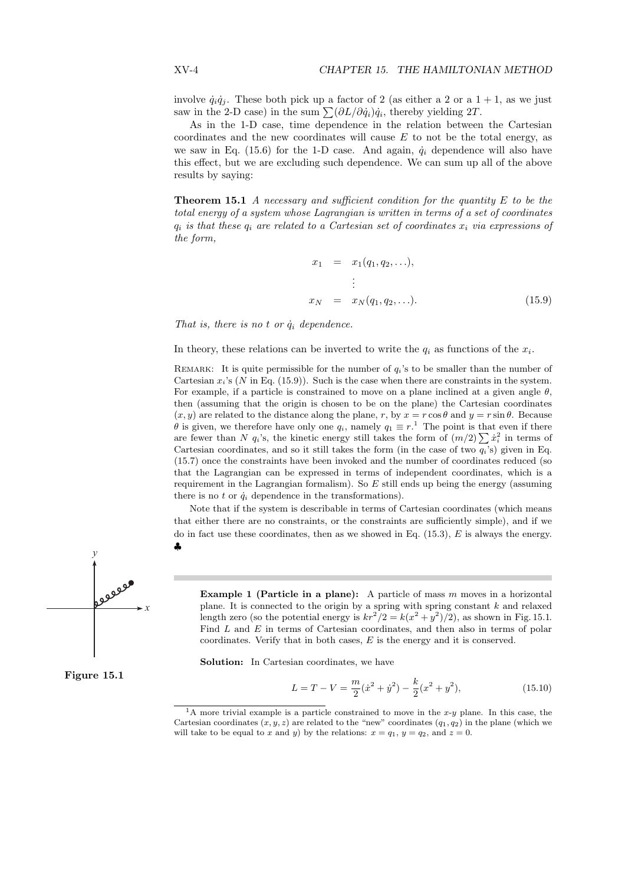involve $\dot{q}_i\dot{q}_j$. These both pick up a factor of 2 (as either a 2 or a $1+1$, as we just saw in the 2-D case) in the sum $\sum(\partial L/\partial \dot{q}_i)\dot{q}_i$, thereby yielding $2T$.

As in the 1-D case, time dependence in the relation between the Cartesian coordinates and the new coordinates will cause $E$ to not be the total energy, as we saw in Eq. (15.6) for the 1-D case. And again, $\dot{q}_i$ dependence will also have this effect, but we are excluding such dependence. We can sum up all of the above results by saying:

**Theorem 15.1** *A necessary and sufficient condition for the quantity $E$ to be the total energy of a system whose Lagrangian is written in terms of a set of coordinates $q_i$ is that these $q_i$ are related to a Cartesian set of coordinates $x_i$ via expressions of the form,*

$$
\begin{aligned}
x_1 &= x_1(q_1, q_2, \ldots), \\
&\vdots \\
x_N &= x_N(q_1, q_2, \ldots).
\end{aligned}
\tag{15.9}
$$

*That is, there is no $t$ or $\dot{q}_i$ dependence.*

In theory, these relations can be inverted to write the $q_i$ as functions of the $x_i$.

REMARK: It is quite permissible for the number of $q_i$'s to be smaller than the number of Cartesian $x_i$'s ($N$ in Eq. (15.9)). Such is the case when there are constraints in the system. For example, if a particle is constrained to move on a plane inclined at a given angle $\theta$, then (assuming that the origin is chosen to be on the plane) the Cartesian coordinates $(x, y)$ are related to the distance along the plane, $r$, by $x = r\cos\theta$ and $y = r\sin\theta$. Because $\theta$ is given, we therefore have only one $q_i$, namely $q_1 \equiv r$.[1] The point is that even if there are fewer than $N$ $q_i$'s, the kinetic energy still takes the form of $(m/2)\sum \dot{x}_i^2$ in terms of Cartesian coordinates, and so it still takes the form (in the case of two $q_i$'s) given in Eq. (15.7) once the constraints have been invoked and the number of coordinates reduced (so that the Lagrangian can be expressed in terms of independent coordinates, which is a requirement in the Lagrangian formalism). So $E$ still ends up being the energy (assuming there is no $t$ or $\dot{q}_i$ dependence in the transformations).

Note that if the system is describable in terms of Cartesian coordinates (which means that either there are no constraints, or the constraints are sufficiently simple), and if we do in fact use these coordinates, then as we showed in Eq. (15.3), $E$ is always the energy. ♣

**Example 1 (Particle in a plane):** A particle of mass $m$ moves in a horizontal plane. It is connected to the origin by a spring with spring constant $k$ and relaxed length zero (so the potential energy is $kr^2/2 = k(x^2+y^2)/2$), as shown in Fig. 15.1. Find $L$ and $E$ in terms of Cartesian coordinates, and then also in terms of polar coordinates. Verify that in both cases, $E$ is the energy and it is conserved.

Figure 15.1

**Solution:** In Cartesian coordinates, we have

$$
L = T - V = \frac{m}{2}(\dot{x}^2 + \dot{y}^2) - \frac{k}{2}(x^2 + y^2), \tag{15.10}
$$

[1] A more trivial example is a particle constrained to move in the $x$-$y$ plane. In this case, the Cartesian coordinates $(x, y, z)$ are related to the "new" coordinates $(q_1, q_2)$ in the plane (which we will take to be equal to $x$ and $y$) by the relations: $x = q_1$, $y = q_2$, and $z = 0$.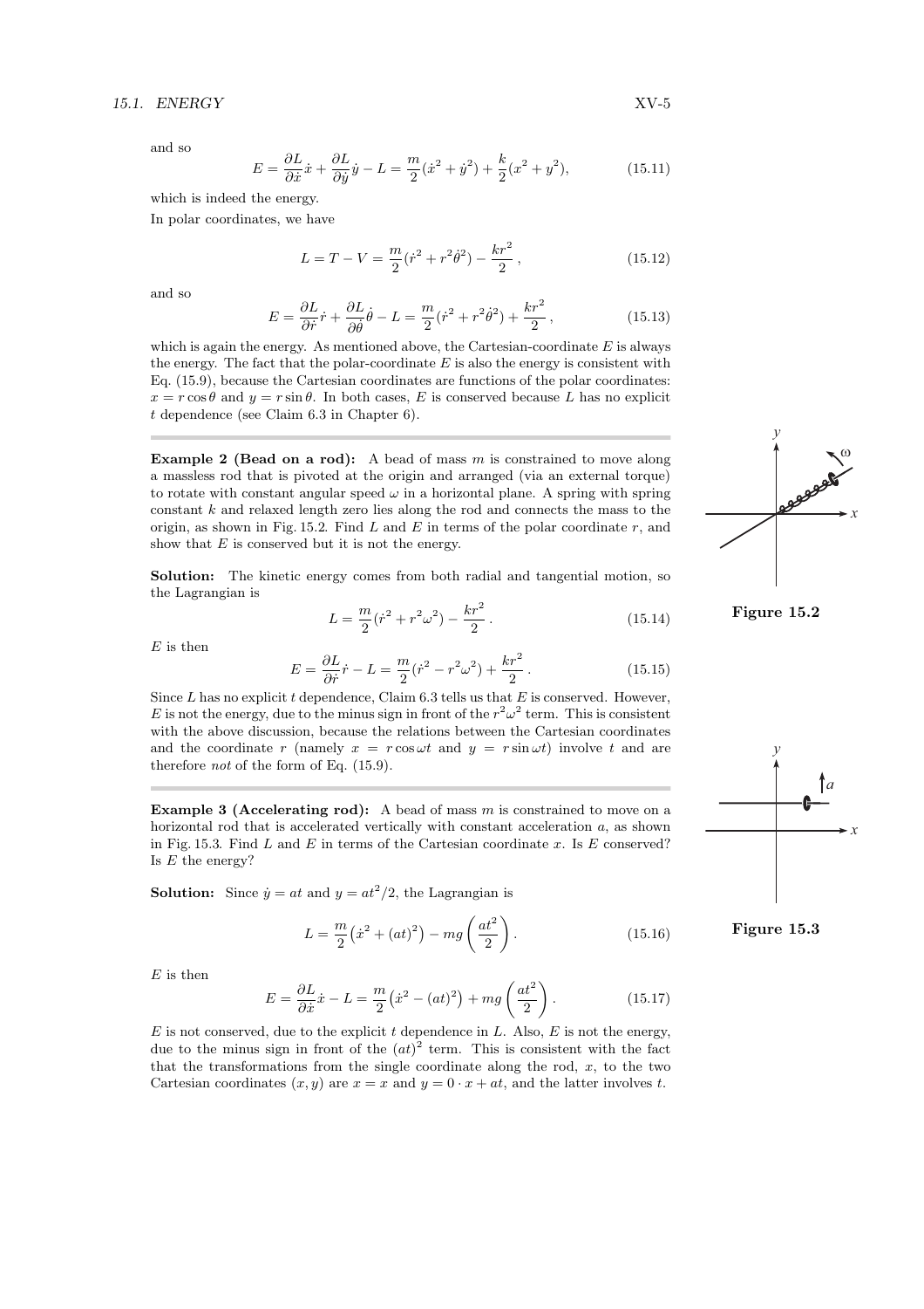and so

$$E = \frac{\partial L}{\partial \dot{x}}\dot{x} + \frac{\partial L}{\partial \dot{y}}\dot{y} - L = \frac{m}{2}(\dot{x}^2 + \dot{y}^2) + \frac{k}{2}(x^2 + y^2), \tag{15.11}$$

which is indeed the energy.

In polar coordinates, we have

$$L = T - V = \frac{m}{2}(\dot{r}^2 + r^2\dot{\theta}^2) - \frac{kr^2}{2}\,, \tag{15.12}$$

and so

$$E = \frac{\partial L}{\partial \dot{r}}\dot{r} + \frac{\partial L}{\partial \dot{\theta}}\dot{\theta} - L = \frac{m}{2}(\dot{r}^2 + r^2\dot{\theta}^2) + \frac{kr^2}{2}\,, \tag{15.13}$$

which is again the energy. As mentioned above, the Cartesian-coordinate $E$ is always the energy. The fact that the polar-coordinate $E$ is also the energy is consistent with Eq. (15.9), because the Cartesian coordinates are functions of the polar coordinates: $x = r\cos\theta$ and $y = r\sin\theta$. In both cases, $E$ is conserved because $L$ has no explicit $t$ dependence (see Claim 6.3 in Chapter 6).

---

**Example 2 (Bead on a rod):** A bead of mass $m$ is constrained to move along a massless rod that is pivoted at the origin and arranged (via an external torque) to rotate with constant angular speed $\omega$ in a horizontal plane. A spring with spring constant $k$ and relaxed length zero lies along the rod and connects the mass to the origin, as shown in Fig. 15.2. Find $L$ and $E$ in terms of the polar coordinate $r$, and show that $E$ is conserved but it is not the energy.

Figure 15.2

**Solution:** The kinetic energy comes from both radial and tangential motion, so the Lagrangian is

$$L = \frac{m}{2}(\dot{r}^2 + r^2\omega^2) - \frac{kr^2}{2}\,. \tag{15.14}$$

$E$ is then

$$E = \frac{\partial L}{\partial \dot{r}}\dot{r} - L = \frac{m}{2}(\dot{r}^2 - r^2\omega^2) + \frac{kr^2}{2}\,. \tag{15.15}$$

Since $L$ has no explicit $t$ dependence, Claim 6.3 tells us that $E$ is conserved. However, $E$ is not the energy, due to the minus sign in front of the $r^2\omega^2$ term. This is consistent with the above discussion, because the relations between the Cartesian coordinates and the coordinate $r$ (namely $x = r\cos\omega t$ and $y = r\sin\omega t$) involve $t$ and are therefore *not* of the form of Eq. (15.9).

---

**Example 3 (Accelerating rod):** A bead of mass $m$ is constrained to move on a horizontal rod that is accelerated vertically with constant acceleration $a$, as shown in Fig. 15.3. Find $L$ and $E$ in terms of the Cartesian coordinate $x$. Is $E$ conserved? Is $E$ the energy?

Figure 15.3

**Solution:** Since $\dot{y} = at$ and $y = at^2/2$, the Lagrangian is

$$L = \frac{m}{2}\left(\dot{x}^2 + (at)^2\right) - mg\left(\frac{at^2}{2}\right). \tag{15.16}$$

$E$ is then

$$E = \frac{\partial L}{\partial \dot{x}}\dot{x} - L = \frac{m}{2}\left(\dot{x}^2 - (at)^2\right) + mg\left(\frac{at^2}{2}\right). \tag{15.17}$$

$E$ is not conserved, due to the explicit $t$ dependence in $L$. Also, $E$ is not the energy, due to the minus sign in front of the $(at)^2$ term. This is consistent with the fact that the transformations from the single coordinate along the rod, $x$, to the two Cartesian coordinates $(x, y)$ are $x = x$ and $y = 0 \cdot x + at$, and the latter involves $t$.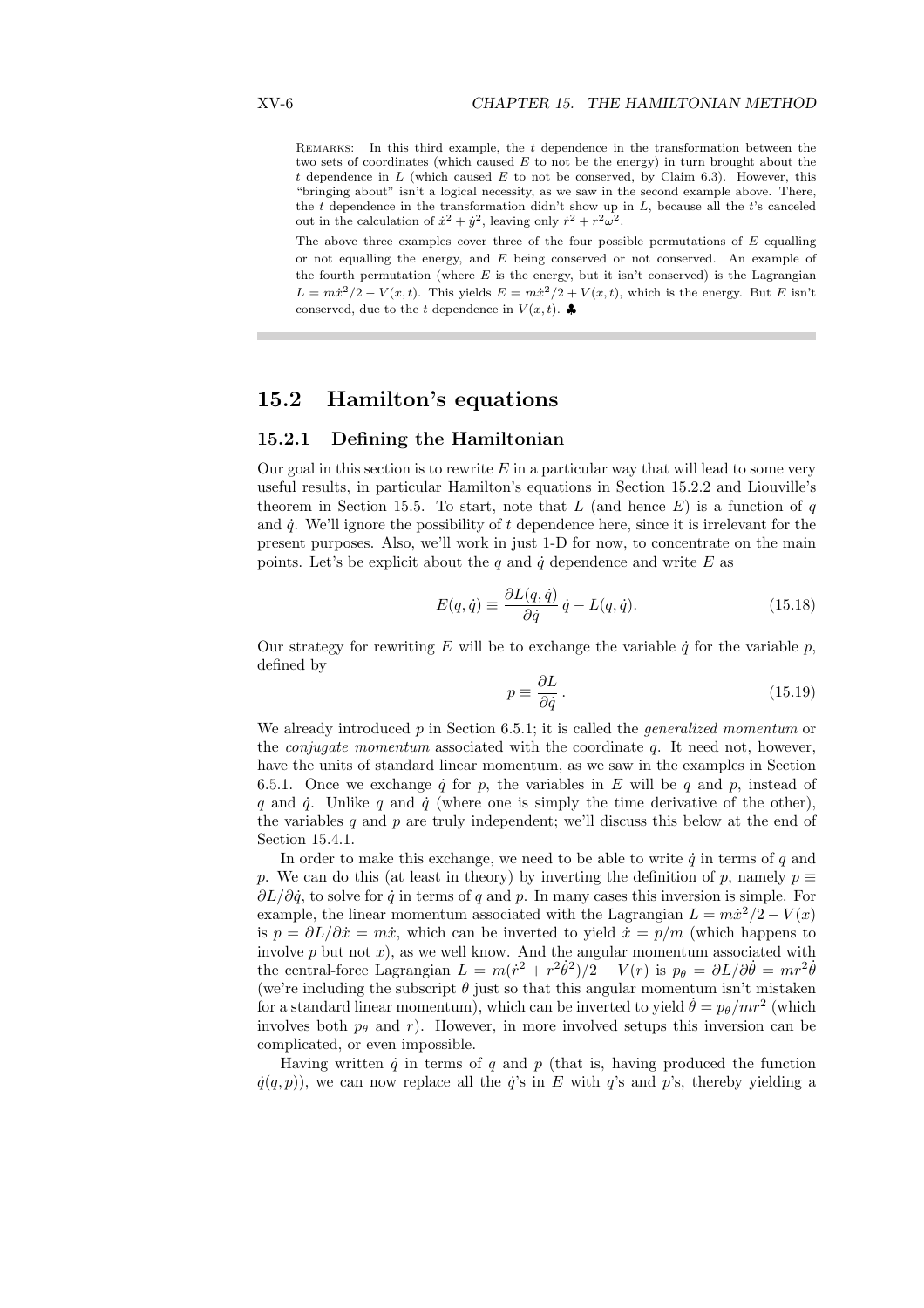REMARKS: In this third example, the $t$ dependence in the transformation between the two sets of coordinates (which caused $E$ to not be the energy) in turn brought about the $t$ dependence in $L$ (which caused $E$ to not be conserved, by Claim 6.3). However, this "bringing about" isn't a logical necessity, as we saw in the second example above. There, the $t$ dependence in the transformation didn't show up in $L$, because all the $t$'s canceled out in the calculation of $\dot{x}^2 + \dot{y}^2$, leaving only $\dot{r}^2 + r^2\omega^2$.

The above three examples cover three of the four possible permutations of $E$ equalling or not equalling the energy, and $E$ being conserved or not conserved. An example of the fourth permutation (where $E$ is the energy, but it isn't conserved) is the Lagrangian $L = m\dot{x}^2/2 - V(x,t)$. This yields $E = m\dot{x}^2/2 + V(x,t)$, which is the energy. But $E$ isn't conserved, due to the $t$ dependence in $V(x,t)$. ♣

## 15.2 Hamilton's equations

### 15.2.1 Defining the Hamiltonian

Our goal in this section is to rewrite $E$ in a particular way that will lead to some very useful results, in particular Hamilton's equations in Section 15.2.2 and Liouville's theorem in Section 15.5. To start, note that $L$ (and hence $E$) is a function of $q$ and $\dot{q}$. We'll ignore the possibility of $t$ dependence here, since it is irrelevant for the present purposes. Also, we'll work in just 1-D for now, to concentrate on the main points. Let's be explicit about the $q$ and $\dot{q}$ dependence and write $E$ as

$$E(q, \dot{q}) \equiv \frac{\partial L(q, \dot{q})}{\partial \dot{q}}\, \dot{q} - L(q, \dot{q}). \tag{15.18}$$

Our strategy for rewriting $E$ will be to exchange the variable $\dot{q}$ for the variable $p$, defined by

$$p \equiv \frac{\partial L}{\partial \dot{q}}\,. \tag{15.19}$$

We already introduced $p$ in Section 6.5.1; it is called the *generalized momentum* or the *conjugate momentum* associated with the coordinate $q$. It need not, however, have the units of standard linear momentum, as we saw in the examples in Section 6.5.1. Once we exchange $\dot{q}$ for $p$, the variables in $E$ will be $q$ and $p$, instead of $q$ and $\dot{q}$. Unlike $q$ and $\dot{q}$ (where one is simply the time derivative of the other), the variables $q$ and $p$ are truly independent; we'll discuss this below at the end of Section 15.4.1.

In order to make this exchange, we need to be able to write $\dot{q}$ in terms of $q$ and $p$. We can do this (at least in theory) by inverting the definition of $p$, namely $p \equiv \partial L/\partial \dot{q}$, to solve for $\dot{q}$ in terms of $q$ and $p$. In many cases this inversion is simple. For example, the linear momentum associated with the Lagrangian $L = m\dot{x}^2/2 - V(x)$ is $p = \partial L/\partial \dot{x} = m\dot{x}$, which can be inverted to yield $\dot{x} = p/m$ (which happens to involve $p$ but not $x$), as we well know. And the angular momentum associated with the central-force Lagrangian $L = m(\dot{r}^2 + r^2\dot{\theta}^2)/2 - V(r)$ is $p_\theta = \partial L/\partial \dot{\theta} = mr^2\dot{\theta}$ (we're including the subscript $\theta$ just so that this angular momentum isn't mistaken for a standard linear momentum), which can be inverted to yield $\dot{\theta} = p_\theta/mr^2$ (which involves both $p_\theta$ and $r$). However, in more involved setups this inversion can be complicated, or even impossible.

Having written $\dot{q}$ in terms of $q$ and $p$ (that is, having produced the function $\dot{q}(q,p)$), we can now replace all the $\dot{q}$'s in $E$ with $q$'s and $p$'s, thereby yielding a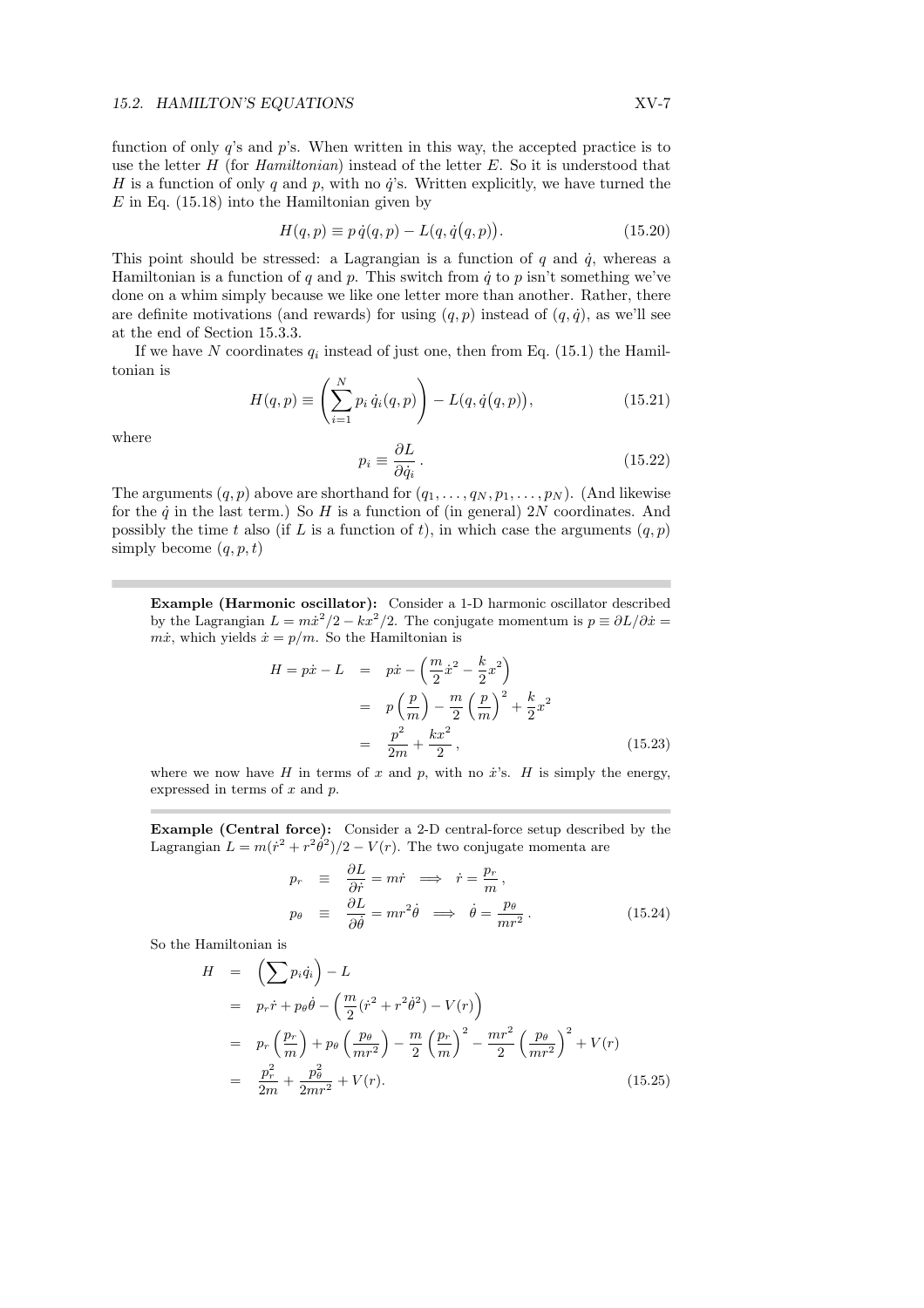function of only $q$'s and $p$'s. When written in this way, the accepted practice is to use the letter $H$ (for *Hamiltonian*) instead of the letter $E$. So it is understood that $H$ is a function of only $q$ and $p$, with no $\dot{q}$'s. Written explicitly, we have turned the $E$ in Eq. (15.18) into the Hamiltonian given by

$$H(q,p) \equiv p\,\dot{q}(q,p) - L\big(q, \dot{q}(q,p)\big). \tag{15.20}$$

This point should be stressed: a Lagrangian is a function of $q$ and $\dot{q}$, whereas a Hamiltonian is a function of $q$ and $p$. This switch from $\dot{q}$ to $p$ isn't something we've done on a whim simply because we like one letter more than another. Rather, there are definite motivations (and rewards) for using $(q,p)$ instead of $(q,\dot{q})$, as we'll see at the end of Section 15.3.3.

If we have $N$ coordinates $q_i$ instead of just one, then from Eq. (15.1) the Hamiltonian is

$$H(q,p) \equiv \left( \sum_{i=1}^{N} p_i\, \dot{q}_i(q,p) \right) - L\big(q, \dot{q}(q,p)\big), \tag{15.21}$$

where

$$p_i \equiv \frac{\partial L}{\partial \dot{q}_i}\,. \tag{15.22}$$

The arguments $(q,p)$ above are shorthand for $(q_1, \ldots, q_N, p_1, \ldots, p_N)$. (And likewise for the $\dot{q}$ in the last term.) So $H$ is a function of (in general) $2N$ coordinates. And possibly the time $t$ also (if $L$ is a function of $t$), in which case the arguments $(q,p)$ simply become $(q,p,t)$

---

**Example (Harmonic oscillator):** Consider a 1-D harmonic oscillator described by the Lagrangian $L = m\dot{x}^2/2 - kx^2/2$. The conjugate momentum is $p \equiv \partial L/\partial \dot{x} = m\dot{x}$, which yields $\dot{x} = p/m$. So the Hamiltonian is

$$\begin{aligned} H = p\dot{x} - L &= p\dot{x} - \left( \frac{m}{2}\dot{x}^2 - \frac{k}{2}x^2 \right) \\ &= p\left(\frac{p}{m}\right) - \frac{m}{2}\left(\frac{p}{m}\right)^2 + \frac{k}{2}x^2 \\ &= \frac{p^2}{2m} + \frac{kx^2}{2}\,, \end{aligned} \tag{15.23}$$

where we now have $H$ in terms of $x$ and $p$, with no $\dot{x}$'s. $H$ is simply the energy, expressed in terms of $x$ and $p$.

---

**Example (Central force):** Consider a 2-D central-force setup described by the Lagrangian $L = m(\dot{r}^2 + r^2\dot{\theta}^2)/2 - V(r)$. The two conjugate momenta are

$$\begin{aligned} p_r &\equiv \frac{\partial L}{\partial \dot{r}} = m\dot{r} \implies \dot{r} = \frac{p_r}{m}\,, \\ p_\theta &\equiv \frac{\partial L}{\partial \dot{\theta}} = mr^2\dot{\theta} \implies \dot{\theta} = \frac{p_\theta}{mr^2}\,. \end{aligned} \tag{15.24}$$

So the Hamiltonian is

$$\begin{aligned} H &= \left( \sum p_i \dot{q}_i \right) - L \\ &= p_r\dot{r} + p_\theta\dot{\theta} - \left( \frac{m}{2}(\dot{r}^2 + r^2\dot{\theta}^2) - V(r) \right) \\ &= p_r\left(\frac{p_r}{m}\right) + p_\theta\left(\frac{p_\theta}{mr^2}\right) - \frac{m}{2}\left(\frac{p_r}{m}\right)^2 - \frac{mr^2}{2}\left(\frac{p_\theta}{mr^2}\right)^2 + V(r) \\ &= \frac{p_r^2}{2m} + \frac{p_\theta^2}{2mr^2} + V(r). \end{aligned} \tag{15.25}$$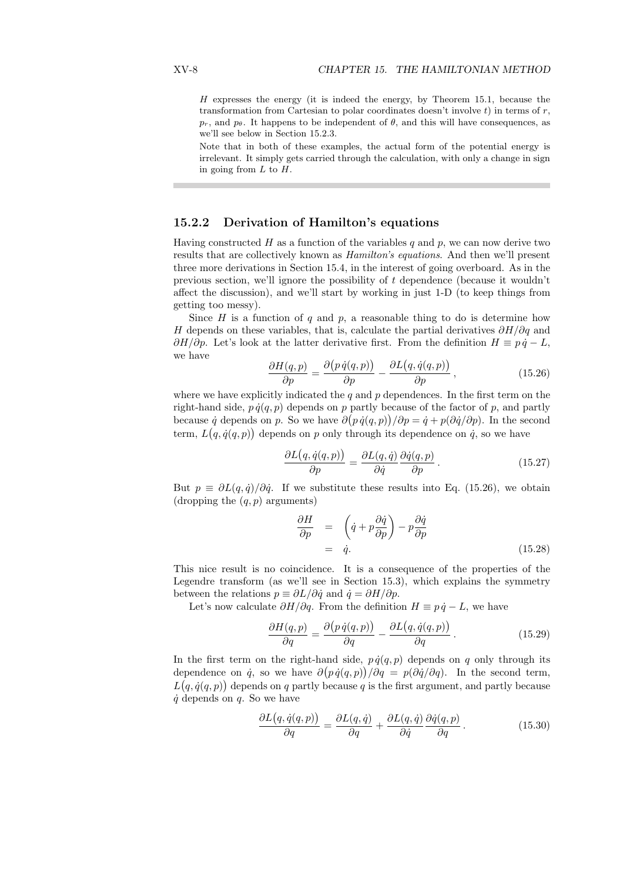$H$ expresses the energy (it is indeed the energy, by Theorem 15.1, because the transformation from Cartesian to polar coordinates doesn't involve $t$) in terms of $r$, $p_r$, and $p_\theta$. It happens to be independent of $\theta$, and this will have consequences, as we'll see below in Section 15.2.3.

Note that in both of these examples, the actual form of the potential energy is irrelevant. It simply gets carried through the calculation, with only a change in sign in going from $L$ to $H$.

### 15.2.2 Derivation of Hamilton's equations

Having constructed $H$ as a function of the variables $q$ and $p$, we can now derive two results that are collectively known as *Hamilton's equations*. And then we'll present three more derivations in Section 15.4, in the interest of going overboard. As in the previous section, we'll ignore the possibility of $t$ dependence (because it wouldn't affect the discussion), and we'll start by working in just 1-D (to keep things from getting too messy).

Since $H$ is a function of $q$ and $p$, a reasonable thing to do is determine how $H$ depends on these variables, that is, calculate the partial derivatives $\partial H/\partial q$ and $\partial H/\partial p$. Let's look at the latter derivative first. From the definition $H \equiv p\,\dot{q} - L$, we have

$$\frac{\partial H(q,p)}{\partial p} = \frac{\partial\big(p\,\dot{q}(q,p)\big)}{\partial p} - \frac{\partial L\big(q,\dot{q}(q,p)\big)}{\partial p}, \tag{15.26}$$

where we have explicitly indicated the $q$ and $p$ dependences. In the first term on the right-hand side, $p\,\dot{q}(q,p)$ depends on $p$ partly because of the factor of $p$, and partly because $\dot{q}$ depends on $p$. So we have $\partial\big(p\,\dot{q}(q,p)\big)/\partial p = \dot{q} + p(\partial\dot{q}/\partial p)$. In the second term, $L\big(q,\dot{q}(q,p)\big)$ depends on $p$ only through its dependence on $\dot{q}$, so we have

$$\frac{\partial L\big(q,\dot{q}(q,p)\big)}{\partial p} = \frac{\partial L(q,\dot{q})}{\partial \dot{q}}\,\frac{\partial \dot{q}(q,p)}{\partial p}. \tag{15.27}$$

But $p \equiv \partial L(q,\dot{q})/\partial\dot{q}$. If we substitute these results into Eq. (15.26), we obtain (dropping the $(q,p)$ arguments)

$$\begin{aligned}\frac{\partial H}{\partial p} &= \left(\dot{q} + p\frac{\partial \dot{q}}{\partial p}\right) - p\frac{\partial \dot{q}}{\partial p} \\ &= \dot{q}.\end{aligned} \tag{15.28}$$

This nice result is no coincidence. It is a consequence of the properties of the Legendre transform (as we'll see in Section 15.3), which explains the symmetry between the relations $p \equiv \partial L/\partial\dot{q}$ and $\dot{q} = \partial H/\partial p$.

Let's now calculate $\partial H/\partial q$. From the definition $H \equiv p\,\dot{q} - L$, we have

$$\frac{\partial H(q,p)}{\partial q} = \frac{\partial\big(p\,\dot{q}(q,p)\big)}{\partial q} - \frac{\partial L\big(q,\dot{q}(q,p)\big)}{\partial q}. \tag{15.29}$$

In the first term on the right-hand side, $p\,\dot{q}(q,p)$ depends on $q$ only through its dependence on $\dot{q}$, so we have $\partial\big(p\,\dot{q}(q,p)\big)/\partial q = p(\partial\dot{q}/\partial q)$. In the second term, $L\big(q,\dot{q}(q,p)\big)$ depends on $q$ partly because $q$ is the first argument, and partly because $\dot{q}$ depends on $q$. So we have

$$\frac{\partial L\big(q,\dot{q}(q,p)\big)}{\partial q} = \frac{\partial L(q,\dot{q})}{\partial q} + \frac{\partial L(q,\dot{q})}{\partial \dot{q}}\,\frac{\partial \dot{q}(q,p)}{\partial q}. \tag{15.30}$$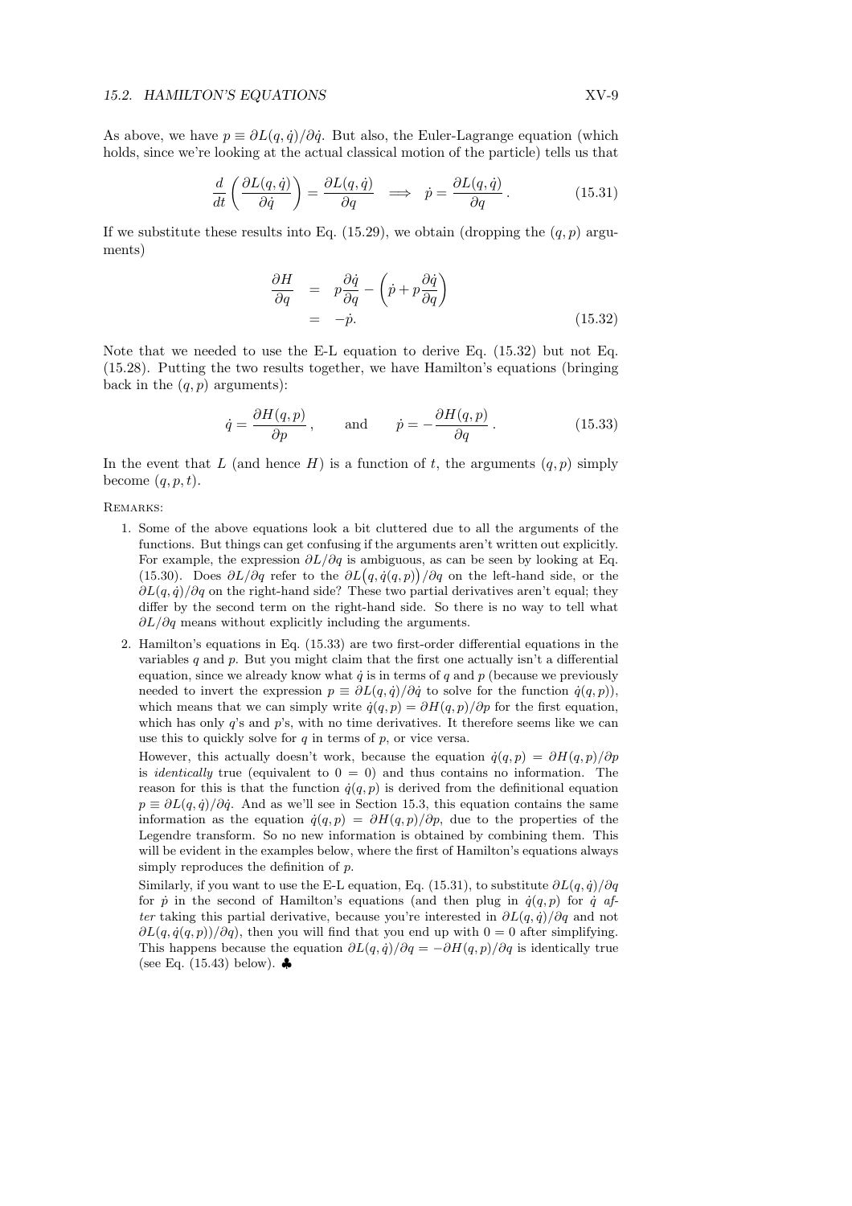As above, we have $p \equiv \partial L(q,\dot{q})/\partial \dot{q}$. But also, the Euler-Lagrange equation (which holds, since we're looking at the actual classical motion of the particle) tells us that

$$\frac{d}{dt}\left(\frac{\partial L(q,\dot{q})}{\partial \dot{q}}\right) = \frac{\partial L(q,\dot{q})}{\partial q} \implies \dot{p} = \frac{\partial L(q,\dot{q})}{\partial q}. \tag{15.31}$$

If we substitute these results into Eq. (15.29), we obtain (dropping the $(q,p)$ arguments)

$$\begin{aligned} \frac{\partial H}{\partial q} &= p\frac{\partial \dot{q}}{\partial q} - \left(\dot{p} + p\frac{\partial \dot{q}}{\partial q}\right) \\ &= -\dot{p}. \end{aligned} \tag{15.32}$$

Note that we needed to use the E-L equation to derive Eq. (15.32) but not Eq. (15.28). Putting the two results together, we have Hamilton's equations (bringing back in the $(q,p)$ arguments):

$$\dot{q} = \frac{\partial H(q,p)}{\partial p}, \qquad \text{and} \qquad \dot{p} = -\frac{\partial H(q,p)}{\partial q}. \tag{15.33}$$

In the event that $L$ (and hence $H$) is a function of $t$, the arguments $(q,p)$ simply become $(q,p,t)$.

REMARKS:

1. Some of the above equations look a bit cluttered due to all the arguments of the functions. But things can get confusing if the arguments aren't written out explicitly. For example, the expression $\partial L/\partial q$ is ambiguous, as can be seen by looking at Eq. (15.30). Does $\partial L/\partial q$ refer to the $\partial L\big(q,\dot{q}(q,p)\big)/\partial q$ on the left-hand side, or the $\partial L(q,\dot{q})/\partial q$ on the right-hand side? These two partial derivatives aren't equal; they differ by the second term on the right-hand side. So there is no way to tell what $\partial L/\partial q$ means without explicitly including the arguments.

2. Hamilton's equations in Eq. (15.33) are two first-order differential equations in the variables $q$ and $p$. But you might claim that the first one actually isn't a differential equation, since we already know what $\dot{q}$ is in terms of $q$ and $p$ (because we previously needed to invert the expression $p \equiv \partial L(q,\dot{q})/\partial \dot{q}$ to solve for the function $\dot{q}(q,p)$), which means that we can simply write $\dot{q}(q,p) = \partial H(q,p)/\partial p$ for the first equation, which has only $q$'s and $p$'s, with no time derivatives. It therefore seems like we can use this to quickly solve for $q$ in terms of $p$, or vice versa.

   However, this actually doesn't work, because the equation $\dot{q}(q,p) = \partial H(q,p)/\partial p$ is *identically* true (equivalent to $0 = 0$) and thus contains no information. The reason for this is that the function $\dot{q}(q,p)$ is derived from the definitional equation $p \equiv \partial L(q,\dot{q})/\partial \dot{q}$. And as we'll see in Section 15.3, this equation contains the same information as the equation $\dot{q}(q,p) = \partial H(q,p)/\partial p$, due to the properties of the Legendre transform. So no new information is obtained by combining them. This will be evident in the examples below, where the first of Hamilton's equations always simply reproduces the definition of $p$.

   Similarly, if you want to use the E-L equation, Eq. (15.31), to substitute $\partial L(q,\dot{q})/\partial q$ for $\dot{p}$ in the second of Hamilton's equations (and then plug in $\dot{q}(q,p)$ for $\dot{q}$ *after* taking this partial derivative, because you're interested in $\partial L(q,\dot{q})/\partial q$ and not $\partial L(q,\dot{q}(q,p))/\partial q$), then you will find that you end up with $0 = 0$ after simplifying. This happens because the equation $\partial L(q,\dot{q})/\partial q = -\partial H(q,p)/\partial q$ is identically true (see Eq. (15.43) below). ♣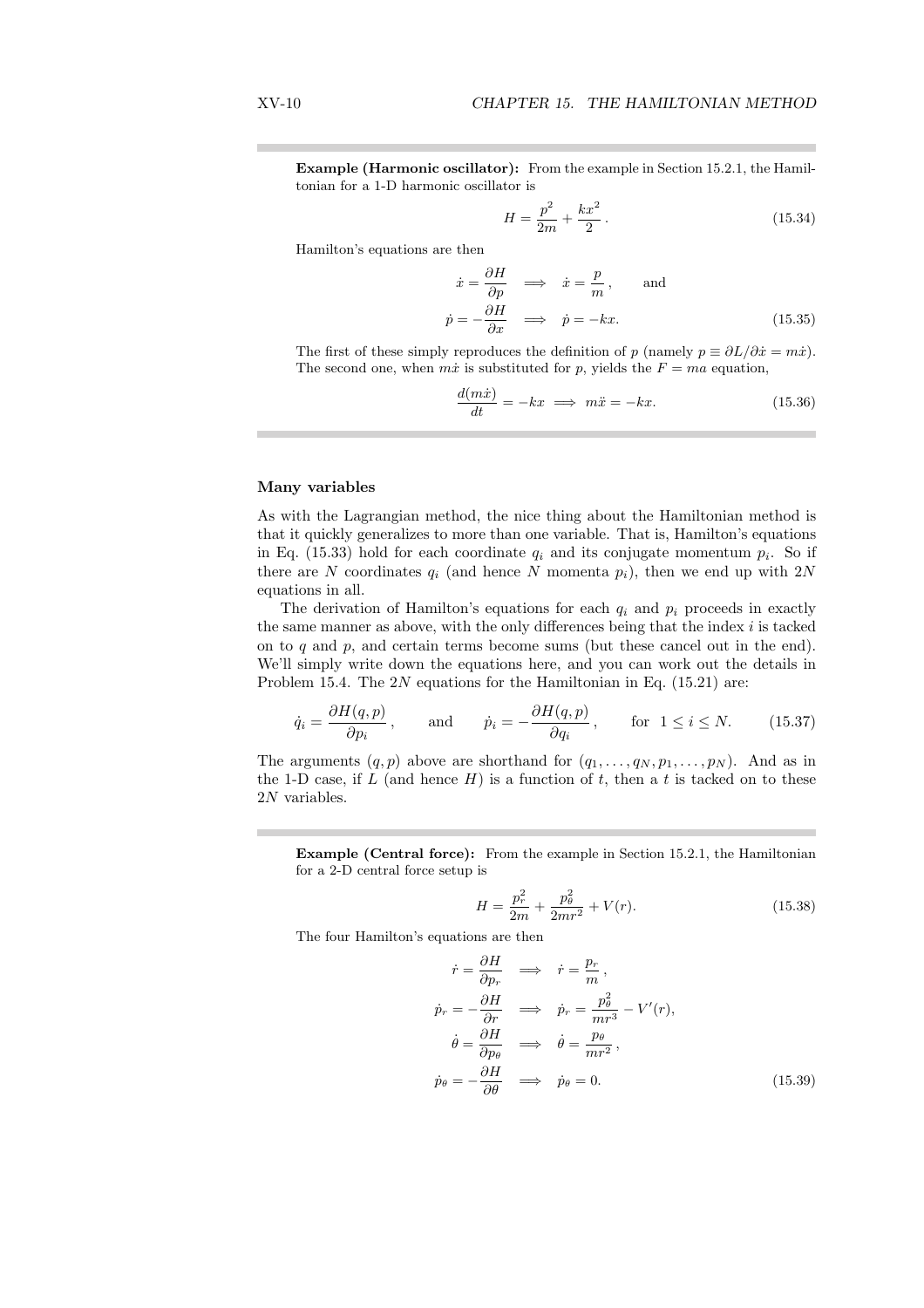**Example (Harmonic oscillator):** From the example in Section 15.2.1, the Hamiltonian for a 1-D harmonic oscillator is

$$H = \frac{p^2}{2m} + \frac{kx^2}{2}. \tag{15.34}$$

Hamilton's equations are then

$$\begin{aligned}
\dot{x} = \frac{\partial H}{\partial p} \quad &\Longrightarrow \quad \dot{x} = \frac{p}{m}, \qquad \text{and} \\
\dot{p} = -\frac{\partial H}{\partial x} \quad &\Longrightarrow \quad \dot{p} = -kx.
\end{aligned} \tag{15.35}$$

The first of these simply reproduces the definition of $p$ (namely $p \equiv \partial L/\partial \dot{x} = m\dot{x}$). The second one, when $m\dot{x}$ is substituted for $p$, yields the $F = ma$ equation,

$$\frac{d(m\dot{x})}{dt} = -kx \implies m\ddot{x} = -kx. \tag{15.36}$$

### Many variables

As with the Lagrangian method, the nice thing about the Hamiltonian method is that it quickly generalizes to more than one variable. That is, Hamilton's equations in Eq. (15.33) hold for each coordinate $q_i$ and its conjugate momentum $p_i$. So if there are $N$ coordinates $q_i$ (and hence $N$ momenta $p_i$), then we end up with $2N$ equations in all.

The derivation of Hamilton's equations for each $q_i$ and $p_i$ proceeds in exactly the same manner as above, with the only differences being that the index $i$ is tacked on to $q$ and $p$, and certain terms become sums (but these cancel out in the end). We'll simply write down the equations here, and you can work out the details in Problem 15.4. The $2N$ equations for the Hamiltonian in Eq. (15.21) are:

$$\dot{q}_i = \frac{\partial H(q,p)}{\partial p_i}, \qquad \text{and} \qquad \dot{p}_i = -\frac{\partial H(q,p)}{\partial q_i}, \qquad \text{for } 1 \le i \le N. \tag{15.37}$$

The arguments $(q, p)$ above are shorthand for $(q_1, \ldots, q_N, p_1, \ldots, p_N)$. And as in the 1-D case, if $L$ (and hence $H$) is a function of $t$, then a $t$ is tacked on to these $2N$ variables.

**Example (Central force):** From the example in Section 15.2.1, the Hamiltonian for a 2-D central force setup is

$$H = \frac{p_r^2}{2m} + \frac{p_\theta^2}{2mr^2} + V(r). \tag{15.38}$$

The four Hamilton's equations are then

$$\begin{aligned}
\dot{r} = \frac{\partial H}{\partial p_r} \quad &\Longrightarrow \quad \dot{r} = \frac{p_r}{m}, \\
\dot{p}_r = -\frac{\partial H}{\partial r} \quad &\Longrightarrow \quad \dot{p}_r = \frac{p_\theta^2}{mr^3} - V'(r), \\
\dot{\theta} = \frac{\partial H}{\partial p_\theta} \quad &\Longrightarrow \quad \dot{\theta} = \frac{p_\theta}{mr^2}, \\
\dot{p}_\theta = -\frac{\partial H}{\partial \theta} \quad &\Longrightarrow \quad \dot{p}_\theta = 0.
\end{aligned} \tag{15.39}$$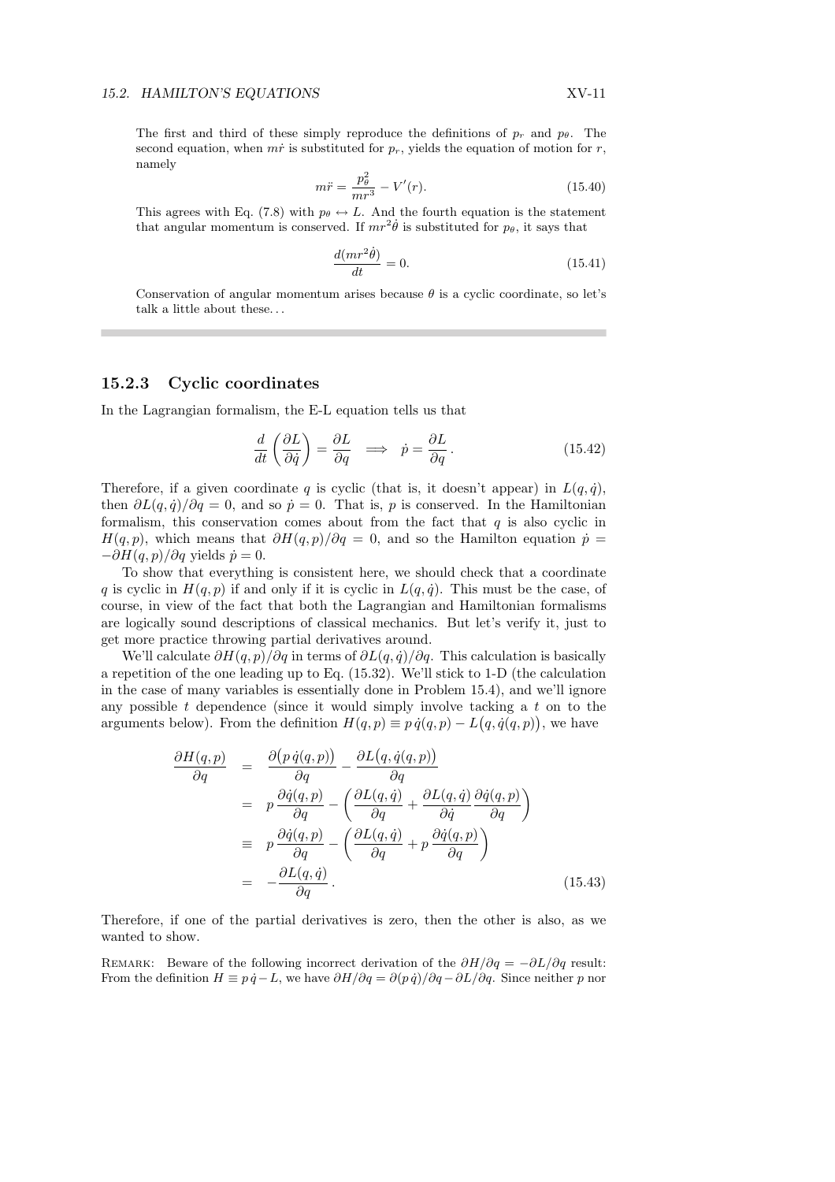The first and third of these simply reproduce the definitions of $p_r$ and $p_\theta$. The second equation, when $m\dot{r}$ is substituted for $p_r$, yields the equation of motion for $r$, namely

$$m\ddot{r} = \frac{p_\theta^2}{mr^3} - V'(r). \tag{15.40}$$

This agrees with Eq. (7.8) with $p_\theta \leftrightarrow L$. And the fourth equation is the statement that angular momentum is conserved. If $mr^2\dot{\theta}$ is substituted for $p_\theta$, it says that

$$\frac{d(mr^2\dot{\theta})}{dt} = 0. \tag{15.41}$$

Conservation of angular momentum arises because $\theta$ is a cyclic coordinate, so let's talk a little about these...

### 15.2.3 Cyclic coordinates

In the Lagrangian formalism, the E-L equation tells us that

$$\frac{d}{dt}\left(\frac{\partial L}{\partial \dot{q}}\right) = \frac{\partial L}{\partial q} \implies \dot{p} = \frac{\partial L}{\partial q}. \tag{15.42}$$

Therefore, if a given coordinate $q$ is cyclic (that is, it doesn't appear) in $L(q, \dot{q})$, then $\partial L(q,\dot{q})/\partial q = 0$, and so $\dot{p} = 0$. That is, $p$ is conserved. In the Hamiltonian formalism, this conservation comes about from the fact that $q$ is also cyclic in $H(q,p)$, which means that $\partial H(q,p)/\partial q = 0$, and so the Hamilton equation $\dot{p} = -\partial H(q,p)/\partial q$ yields $\dot{p} = 0$.

To show that everything is consistent here, we should check that a coordinate $q$ is cyclic in $H(q,p)$ if and only if it is cyclic in $L(q,\dot{q})$. This must be the case, of course, in view of the fact that both the Lagrangian and Hamiltonian formalisms are logically sound descriptions of classical mechanics. But let's verify it, just to get more practice throwing partial derivatives around.

We'll calculate $\partial H(q,p)/\partial q$ in terms of $\partial L(q,\dot{q})/\partial q$. This calculation is basically a repetition of the one leading up to Eq. (15.32). We'll stick to 1-D (the calculation in the case of many variables is essentially done in Problem 15.4), and we'll ignore any possible $t$ dependence (since it would simply involve tacking a $t$ on to the arguments below). From the definition $H(q,p) \equiv p\,\dot{q}(q,p) - L\big(q, \dot{q}(q,p)\big)$, we have

$$\begin{aligned}
\frac{\partial H(q,p)}{\partial q} &= \frac{\partial\big(p\,\dot{q}(q,p)\big)}{\partial q} - \frac{\partial L\big(q,\dot{q}(q,p)\big)}{\partial q} \\
&= p\,\frac{\partial \dot{q}(q,p)}{\partial q} - \left(\frac{\partial L(q,\dot{q})}{\partial q} + \frac{\partial L(q,\dot{q})}{\partial \dot{q}}\frac{\partial \dot{q}(q,p)}{\partial q}\right) \\
&\equiv p\,\frac{\partial \dot{q}(q,p)}{\partial q} - \left(\frac{\partial L(q,\dot{q})}{\partial q} + p\,\frac{\partial \dot{q}(q,p)}{\partial q}\right) \\
&= -\frac{\partial L(q,\dot{q})}{\partial q}.
\end{aligned} \tag{15.43}$$

Therefore, if one of the partial derivatives is zero, then the other is also, as we wanted to show.

REMARK: Beware of the following incorrect derivation of the $\partial H/\partial q = -\partial L/\partial q$ result: From the definition $H \equiv p\,\dot{q} - L$, we have $\partial H/\partial q = \partial(p\,\dot{q})/\partial q - \partial L/\partial q$. Since neither $p$ nor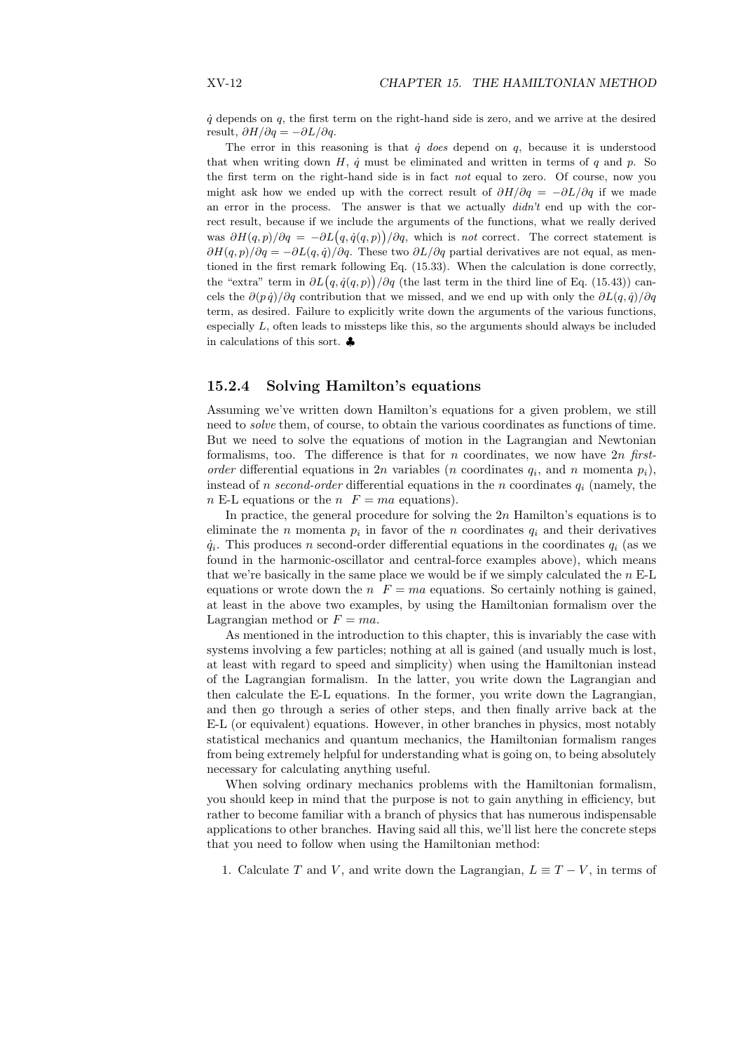$\dot{q}$ depends on $q$, the first term on the right-hand side is zero, and we arrive at the desired result, $\partial H/\partial q = -\partial L/\partial q$.

The error in this reasoning is that $\dot{q}$ *does* depend on $q$, because it is understood that when writing down $H$, $\dot{q}$ must be eliminated and written in terms of $q$ and $p$. So the first term on the right-hand side is in fact *not* equal to zero. Of course, now you might ask how we ended up with the correct result of $\partial H/\partial q = -\partial L/\partial q$ if we made an error in the process. The answer is that we actually *didn't* end up with the correct result, because if we include the arguments of the functions, what we really derived was $\partial H(q,p)/\partial q = -\partial L\big(q, \dot{q}(q,p)\big)/\partial q$, which is *not* correct. The correct statement is $\partial H(q,p)/\partial q = -\partial L(q,\dot{q})/\partial q$. These two $\partial L/\partial q$ partial derivatives are not equal, as mentioned in the first remark following Eq. (15.33). When the calculation is done correctly, the "extra" term in $\partial L\big(q, \dot{q}(q,p)\big)/\partial q$ (the last term in the third line of Eq. (15.43)) cancels the $\partial(p\,\dot{q})/\partial q$ contribution that we missed, and we end up with only the $\partial L(q,\dot{q})/\partial q$ term, as desired. Failure to explicitly write down the arguments of the various functions, especially $L$, often leads to missteps like this, so the arguments should always be included in calculations of this sort. ♣

### 15.2.4 Solving Hamilton's equations

Assuming we've written down Hamilton's equations for a given problem, we still need to *solve* them, of course, to obtain the various coordinates as functions of time. But we need to solve the equations of motion in the Lagrangian and Newtonian formalisms, too. The difference is that for $n$ coordinates, we now have $2n$ *first-order* differential equations in $2n$ variables ($n$ coordinates $q_i$, and $n$ momenta $p_i$), instead of $n$ *second-order* differential equations in the $n$ coordinates $q_i$ (namely, the $n$ E-L equations or the $n$ $F = ma$ equations).

In practice, the general procedure for solving the $2n$ Hamilton's equations is to eliminate the $n$ momenta $p_i$ in favor of the $n$ coordinates $q_i$ and their derivatives $\dot{q}_i$. This produces $n$ second-order differential equations in the coordinates $q_i$ (as we found in the harmonic-oscillator and central-force examples above), which means that we're basically in the same place we would be if we simply calculated the $n$ E-L equations or wrote down the $n$ $F = ma$ equations. So certainly nothing is gained, at least in the above two examples, by using the Hamiltonian formalism over the Lagrangian method or $F = ma$.

As mentioned in the introduction to this chapter, this is invariably the case with systems involving a few particles; nothing at all is gained (and usually much is lost, at least with regard to speed and simplicity) when using the Hamiltonian instead of the Lagrangian formalism. In the latter, you write down the Lagrangian and then calculate the E-L equations. In the former, you write down the Lagrangian, and then go through a series of other steps, and then finally arrive back at the E-L (or equivalent) equations. However, in other branches in physics, most notably statistical mechanics and quantum mechanics, the Hamiltonian formalism ranges from being extremely helpful for understanding what is going on, to being absolutely necessary for calculating anything useful.

When solving ordinary mechanics problems with the Hamiltonian formalism, you should keep in mind that the purpose is not to gain anything in efficiency, but rather to become familiar with a branch of physics that has numerous indispensable applications to other branches. Having said all this, we'll list here the concrete steps that you need to follow when using the Hamiltonian method:

1. Calculate $T$ and $V$, and write down the Lagrangian, $L \equiv T - V$, in terms of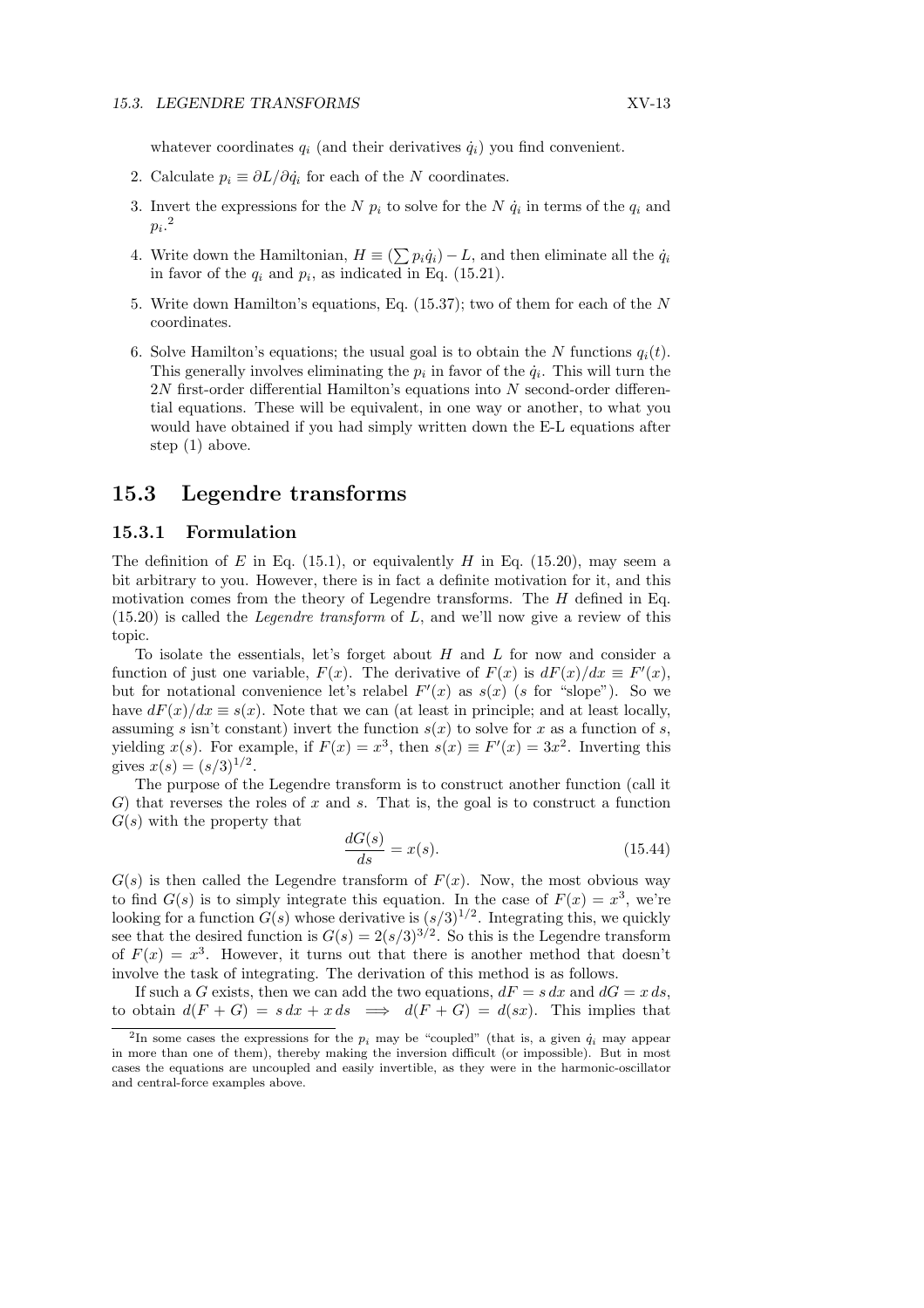whatever coordinates $q_i$ (and their derivatives $\dot{q}_i$) you find convenient.

2. Calculate $p_i \equiv \partial L/\partial \dot{q}_i$ for each of the $N$ coordinates.

3. Invert the expressions for the $N$ $p_i$ to solve for the $N$ $\dot{q}_i$ in terms of the $q_i$ and $p_i$.[2]

4. Write down the Hamiltonian, $H \equiv (\sum p_i \dot{q}_i) - L$, and then eliminate all the $\dot{q}_i$ in favor of the $q_i$ and $p_i$, as indicated in Eq. (15.21).

5. Write down Hamilton's equations, Eq. (15.37); two of them for each of the $N$ coordinates.

6. Solve Hamilton's equations; the usual goal is to obtain the $N$ functions $q_i(t)$. This generally involves eliminating the $p_i$ in favor of the $\dot{q}_i$. This will turn the $2N$ first-order differential Hamilton's equations into $N$ second-order differential equations. These will be equivalent, in one way or another, to what you would have obtained if you had simply written down the E-L equations after step (1) above.

## 15.3 Legendre transforms

### 15.3.1 Formulation

The definition of $E$ in Eq. (15.1), or equivalently $H$ in Eq. (15.20), may seem a bit arbitrary to you. However, there is in fact a definite motivation for it, and this motivation comes from the theory of Legendre transforms. The $H$ defined in Eq. (15.20) is called the *Legendre transform* of $L$, and we'll now give a review of this topic.

To isolate the essentials, let's forget about $H$ and $L$ for now and consider a function of just one variable, $F(x)$. The derivative of $F(x)$ is $dF(x)/dx \equiv F'(x)$, but for notational convenience let's relabel $F'(x)$ as $s(x)$ ($s$ for "slope"). So we have $dF(x)/dx \equiv s(x)$. Note that we can (at least in principle; and at least locally, assuming $s$ isn't constant) invert the function $s(x)$ to solve for $x$ as a function of $s$, yielding $x(s)$. For example, if $F(x) = x^3$, then $s(x) \equiv F'(x) = 3x^2$. Inverting this gives $x(s) = (s/3)^{1/2}$.

The purpose of the Legendre transform is to construct another function (call it $G$) that reverses the roles of $x$ and $s$. That is, the goal is to construct a function $G(s)$ with the property that

$$\frac{dG(s)}{ds} = x(s). \tag{15.44}$$

$G(s)$ is then called the Legendre transform of $F(x)$. Now, the most obvious way to find $G(s)$ is to simply integrate this equation. In the case of $F(x) = x^3$, we're looking for a function $G(s)$ whose derivative is $(s/3)^{1/2}$. Integrating this, we quickly see that the desired function is $G(s) = 2(s/3)^{3/2}$. So this is the Legendre transform of $F(x) = x^3$. However, it turns out that there is another method that doesn't involve the task of integrating. The derivation of this method is as follows.

If such a $G$ exists, then we can add the two equations, $dF = s\,dx$ and $dG = x\,ds$, to obtain $d(F + G) = s\,dx + x\,ds \implies d(F + G) = d(sx)$. This implies that

[2] In some cases the expressions for the $p_i$ may be "coupled" (that is, a given $\dot{q}_i$ may appear in more than one of them), thereby making the inversion difficult (or impossible). But in most cases the equations are uncoupled and easily invertible, as they were in the harmonic-oscillator and central-force examples above.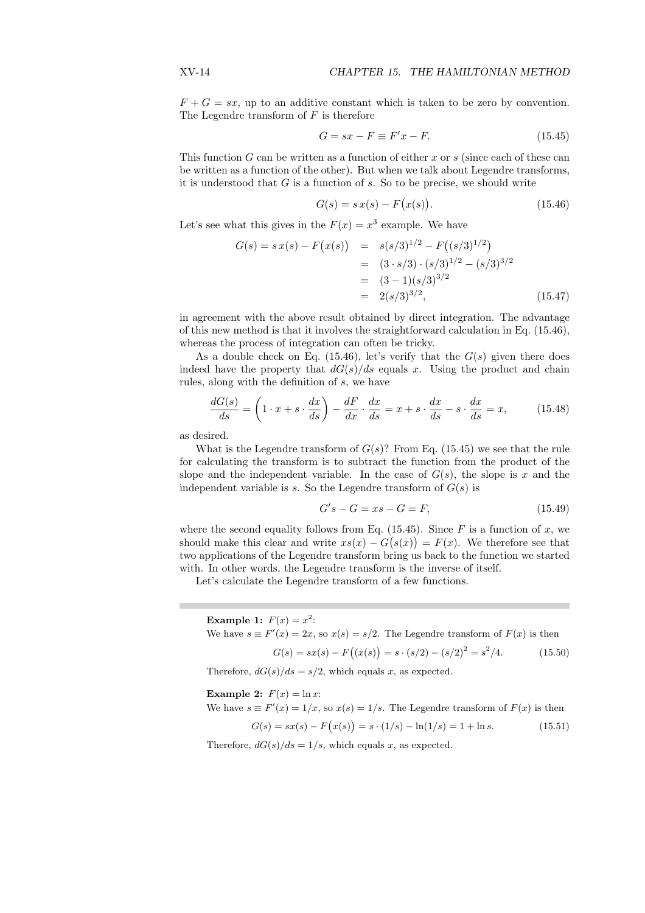$F + G = sx$, up to an additive constant which is taken to be zero by convention. The Legendre transform of $F$ is therefore

$$G = sx - F \equiv F'x - F. \tag{15.45}$$

This function $G$ can be written as a function of either $x$ or $s$ (since each of these can be written as a function of the other). But when we talk about Legendre transforms, it is understood that $G$ is a function of $s$. So to be precise, we should write

$$G(s) = s\,x(s) - F\big(x(s)\big). \tag{15.46}$$

Let's see what this gives in the $F(x) = x^3$ example. We have

$$\begin{aligned} G(s) = s\,x(s) - F\big(x(s)\big) &= s(s/3)^{1/2} - F\big((s/3)^{1/2}\big) \\ &= (3 \cdot s/3) \cdot (s/3)^{1/2} - (s/3)^{3/2} \\ &= (3-1)(s/3)^{3/2} \\ &= 2(s/3)^{3/2}, \end{aligned} \tag{15.47}$$

in agreement with the above result obtained by direct integration. The advantage of this new method is that it involves the straightforward calculation in Eq. (15.46), whereas the process of integration can often be tricky.

As a double check on Eq. (15.46), let's verify that the $G(s)$ given there does indeed have the property that $dG(s)/ds$ equals $x$. Using the product and chain rules, along with the definition of $s$, we have

$$\frac{dG(s)}{ds} = \left(1 \cdot x + s \cdot \frac{dx}{ds}\right) - \frac{dF}{dx} \cdot \frac{dx}{ds} = x + s \cdot \frac{dx}{ds} - s \cdot \frac{dx}{ds} = x, \tag{15.48}$$

as desired.

What is the Legendre transform of $G(s)$? From Eq. (15.45) we see that the rule for calculating the transform is to subtract the function from the product of the slope and the independent variable. In the case of $G(s)$, the slope is $x$ and the independent variable is $s$. So the Legendre transform of $G(s)$ is

$$G's - G = xs - G = F, \tag{15.49}$$

where the second equality follows from Eq. (15.45). Since $F$ is a function of $x$, we should make this clear and write $xs(x) - G\big(s(x)\big) = F(x)$. We therefore see that two applications of the Legendre transform bring us back to the function we started with. In other words, the Legendre transform is the inverse of itself.

Let's calculate the Legendre transform of a few functions.

---

**Example 1:** $F(x) = x^2$:
We have $s \equiv F'(x) = 2x$, so $x(s) = s/2$. The Legendre transform of $F(x)$ is then

$$G(s) = sx(s) - F\big((x(s)\big) = s \cdot (s/2) - (s/2)^2 = s^2/4. \tag{15.50}$$

Therefore, $dG(s)/ds = s/2$, which equals $x$, as expected.

**Example 2:** $F(x) = \ln x$:
We have $s \equiv F'(x) = 1/x$, so $x(s) = 1/s$. The Legendre transform of $F(x)$ is then

$$G(s) = sx(s) - F\big(x(s)\big) = s \cdot (1/s) - \ln(1/s) = 1 + \ln s. \tag{15.51}$$

Therefore, $dG(s)/ds = 1/s$, which equals $x$, as expected.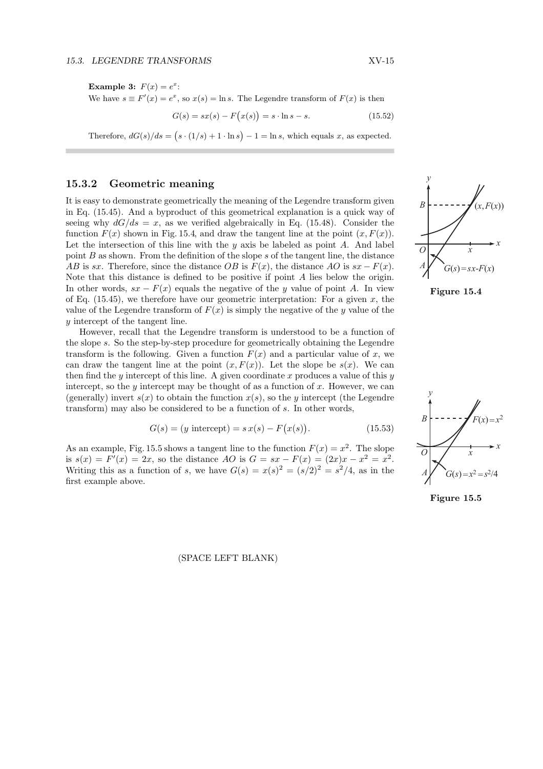**Example 3:** $F(x) = e^x$:

We have $s \equiv F'(x) = e^x$, so $x(s) = \ln s$. The Legendre transform of $F(x)$ is then

$$G(s) = sx(s) - F\big(x(s)\big) = s \cdot \ln s - s. \tag{15.52}$$

Therefore, $dG(s)/ds = \big(s \cdot (1/s) + 1 \cdot \ln s\big) - 1 = \ln s$, which equals $x$, as expected.

### 15.3.2 Geometric meaning

It is easy to demonstrate geometrically the meaning of the Legendre transform given in Eq. (15.45). And a byproduct of this geometrical explanation is a quick way of seeing why $dG/ds = x$, as we verified algebraically in Eq. (15.48). Consider the function $F(x)$ shown in Fig. 15.4, and draw the tangent line at the point $(x, F(x))$. Let the intersection of this line with the $y$ axis be labeled as point $A$. And label point $B$ as shown. From the definition of the slope $s$ of the tangent line, the distance $AB$ is $sx$. Therefore, since the distance $OB$ is $F(x)$, the distance $AO$ is $sx - F(x)$. Note that this distance is defined to be positive if point $A$ lies below the origin. In other words, $sx - F(x)$ equals the negative of the $y$ value of point $A$. In view of Eq. (15.45), we therefore have our geometric interpretation: For a given $x$, the value of the Legendre transform of $F(x)$ is simply the negative of the $y$ value of the $y$ intercept of the tangent line.

Figure 15.4

However, recall that the Legendre transform is understood to be a function of the slope $s$. So the step-by-step procedure for geometrically obtaining the Legendre transform is the following. Given a function $F(x)$ and a particular value of $x$, we can draw the tangent line at the point $(x, F(x))$. Let the slope be $s(x)$. We can then find the $y$ intercept of this line. A given coordinate $x$ produces a value of this $y$ intercept, so the $y$ intercept may be thought of as a function of $x$. However, we can (generally) invert $s(x)$ to obtain the function $x(s)$, so the $y$ intercept (the Legendre transform) may also be considered to be a function of $s$. In other words,

$$G(s) = (y \text{ intercept}) = s\,x(s) - F\big(x(s)\big). \tag{15.53}$$

As an example, Fig. 15.5 shows a tangent line to the function $F(x) = x^2$. The slope is $s(x) = F'(x) = 2x$, so the distance $AO$ is $G = sx - F(x) = (2x)x - x^2 = x^2$. Writing this as a function of $s$, we have $G(s) = x(s)^2 = (s/2)^2 = s^2/4$, as in the first example above.

Figure 15.5

(SPACE LEFT BLANK)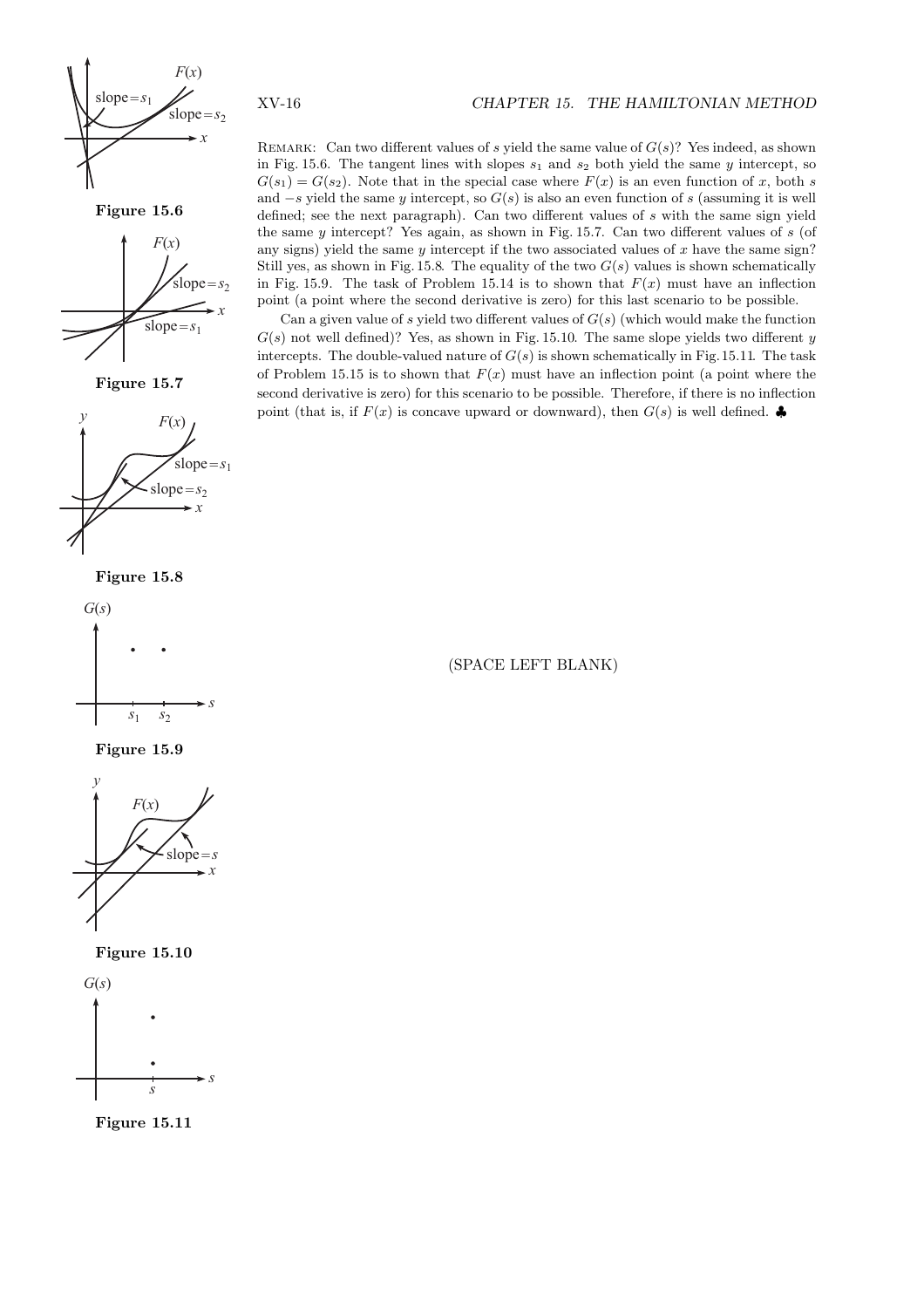REMARK: Can two different values of $s$ yield the same value of $G(s)$? Yes indeed, as shown in Fig. 15.6. The tangent lines with slopes $s_1$ and $s_2$ both yield the same $y$ intercept, so $G(s_1) = G(s_2)$. Note that in the special case where $F(x)$ is an even function of $x$, both $s$ and $-s$ yield the same $y$ intercept, so $G(s)$ is also an even function of $s$ (assuming it is well defined; see the next paragraph). Can two different values of $s$ with the same sign yield the same $y$ intercept? Yes again, as shown in Fig. 15.7. Can two different values of $s$ (of any signs) yield the same $y$ intercept if the two associated values of $x$ have the same sign? Still yes, as shown in Fig. 15.8. The equality of the two $G(s)$ values is shown schematically in Fig. 15.9. The task of Problem 15.14 is to shown that $F(x)$ must have an inflection point (a point where the second derivative is zero) for this last scenario to be possible.

Can a given value of $s$ yield two different values of $G(s)$ (which would make the function $G(s)$ not well defined)? Yes, as shown in Fig. 15.10. The same slope yields two different $y$ intercepts. The double-valued nature of $G(s)$ is shown schematically in Fig. 15.11. The task of Problem 15.15 is to shown that $F(x)$ must have an inflection point (a point where the second derivative is zero) for this scenario to be possible. Therefore, if there is no inflection point (that is, if $F(x)$ is concave upward or downward), then $G(s)$ is well defined. ♣

**Figure 15.6**

**Figure 15.7**

**Figure 15.8**

**Figure 15.9**

**Figure 15.10**

**Figure 15.11**

(SPACE LEFT BLANK)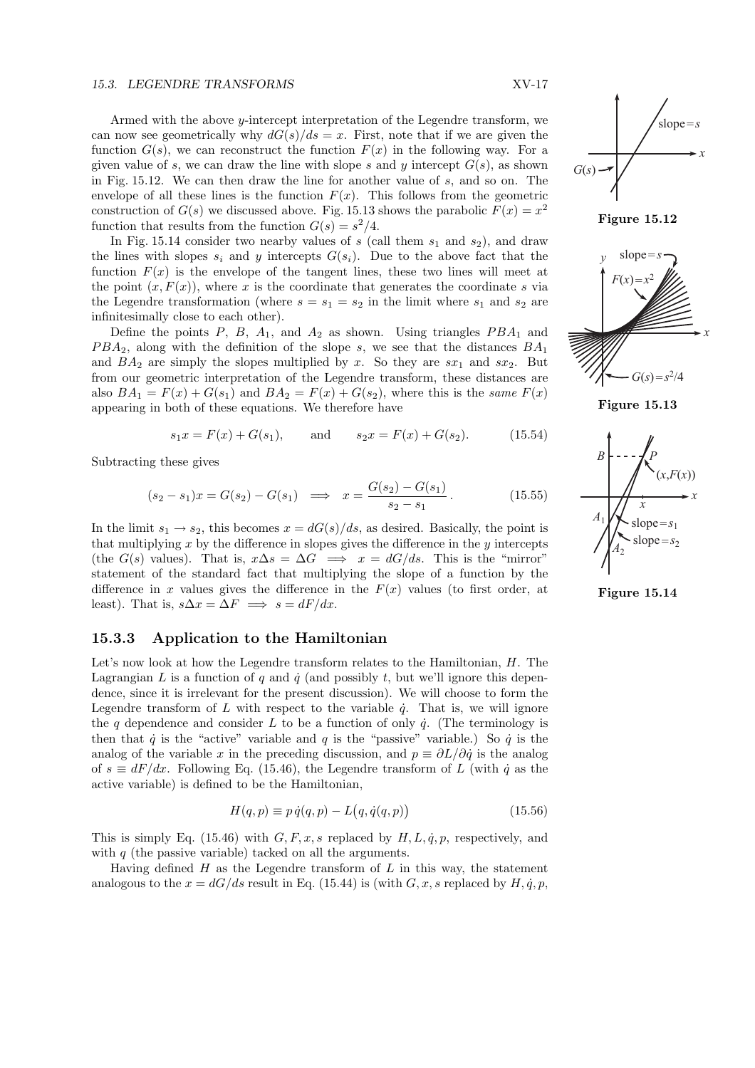Armed with the above $y$-intercept interpretation of the Legendre transform, we can now see geometrically why $dG(s)/ds = x$. First, note that if we are given the function $G(s)$, we can reconstruct the function $F(x)$ in the following way. For a given value of $s$, we can draw the line with slope $s$ and $y$ intercept $G(s)$, as shown in Fig. 15.12. We can then draw the line for another value of $s$, and so on. The envelope of all these lines is the function $F(x)$. This follows from the geometric construction of $G(s)$ we discussed above. Fig. 15.13 shows the parabolic $F(x) = x^2$ function that results from the function $G(s) = s^2/4$.

In Fig. 15.14 consider two nearby values of $s$ (call them $s_1$ and $s_2$), and draw the lines with slopes $s_i$ and $y$ intercepts $G(s_i)$. Due to the above fact that the function $F(x)$ is the envelope of the tangent lines, these two lines will meet at the point $(x, F(x))$, where $x$ is the coordinate that generates the coordinate $s$ via the Legendre transformation (where $s = s_1 = s_2$ in the limit where $s_1$ and $s_2$ are infinitesimally close to each other).

Define the points $P$, $B$, $A_1$, and $A_2$ as shown. Using triangles $PBA_1$ and $PBA_2$, along with the definition of the slope $s$, we see that the distances $BA_1$ and $BA_2$ are simply the slopes multiplied by $x$. So they are $sx_1$ and $sx_2$. But from our geometric interpretation of the Legendre transform, these distances are also $BA_1 = F(x) + G(s_1)$ and $BA_2 = F(x) + G(s_2)$, where this is the *same* $F(x)$ appearing in both of these equations. We therefore have

$$s_1 x = F(x) + G(s_1), \qquad \text{and} \qquad s_2 x = F(x) + G(s_2). \tag{15.54}$$

Subtracting these gives

$$(s_2 - s_1)x = G(s_2) - G(s_1) \implies x = \frac{G(s_2) - G(s_1)}{s_2 - s_1}. \tag{15.55}$$

In the limit $s_1 \to s_2$, this becomes $x = dG(s)/ds$, as desired. Basically, the point is that multiplying $x$ by the difference in slopes gives the difference in the $y$ intercepts (the $G(s)$ values). That is, $x\Delta s = \Delta G \implies x = dG/ds$. This is the "mirror" statement of the standard fact that multiplying the slope of a function by the difference in $x$ values gives the difference in the $F(x)$ values (to first order, at least). That is, $s\Delta x = \Delta F \implies s = dF/dx$.

**Figure 15.12**

**Figure 15.13**

**Figure 15.14**

### 15.3.3 Application to the Hamiltonian

Let's now look at how the Legendre transform relates to the Hamiltonian, $H$. The Lagrangian $L$ is a function of $q$ and $\dot{q}$ (and possibly $t$, but we'll ignore this dependence, since it is irrelevant for the present discussion). We will choose to form the Legendre transform of $L$ with respect to the variable $\dot{q}$. That is, we will ignore the $q$ dependence and consider $L$ to be a function of only $\dot{q}$. (The terminology is then that $\dot{q}$ is the "active" variable and $q$ is the "passive" variable.) So $\dot{q}$ is the analog of the variable $x$ in the preceding discussion, and $p \equiv \partial L/\partial \dot{q}$ is the analog of $s \equiv dF/dx$. Following Eq. (15.46), the Legendre transform of $L$ (with $\dot{q}$ as the active variable) is defined to be the Hamiltonian,

$$H(q, p) \equiv p\,\dot{q}(q, p) - L\big(q, \dot{q}(q, p)\big) \tag{15.56}$$

This is simply Eq. (15.46) with $G, F, x, s$ replaced by $H, L, \dot{q}, p$, respectively, and with $q$ (the passive variable) tacked on all the arguments.

Having defined $H$ as the Legendre transform of $L$ in this way, the statement analogous to the $x = dG/ds$ result in Eq. (15.44) is (with $G, x, s$ replaced by $H, \dot{q}, p$,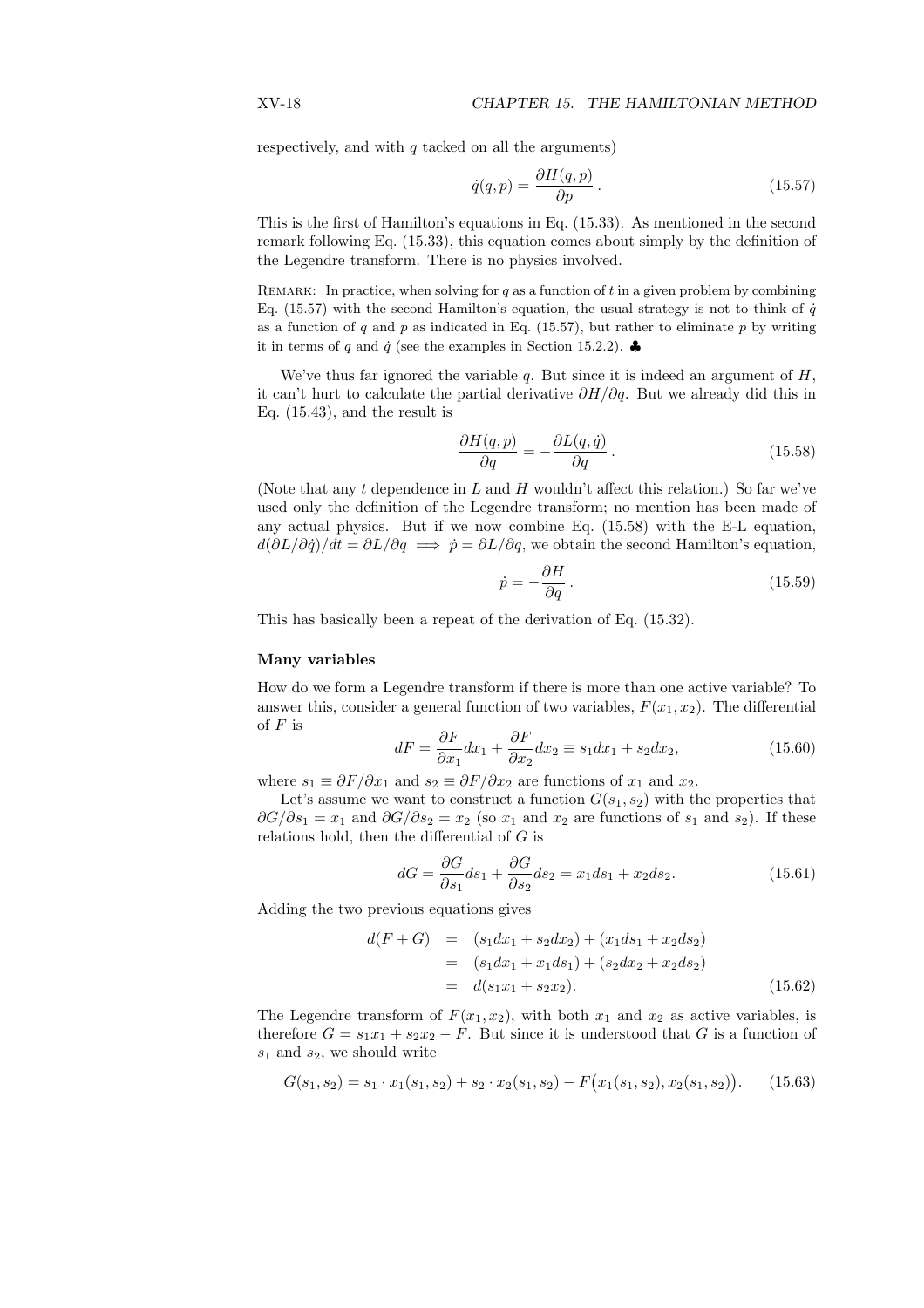respectively, and with $q$ tacked on all the arguments)

$$\dot{q}(q,p) = \frac{\partial H(q,p)}{\partial p}\,. \tag{15.57}$$

This is the first of Hamilton's equations in Eq. (15.33). As mentioned in the second remark following Eq. (15.33), this equation comes about simply by the definition of the Legendre transform. There is no physics involved.

REMARK: In practice, when solving for $q$ as a function of $t$ in a given problem by combining Eq. (15.57) with the second Hamilton's equation, the usual strategy is not to think of $\dot{q}$ as a function of $q$ and $p$ as indicated in Eq. (15.57), but rather to eliminate $p$ by writing it in terms of $q$ and $\dot{q}$ (see the examples in Section 15.2.2). ♣

We've thus far ignored the variable $q$. But since it is indeed an argument of $H$, it can't hurt to calculate the partial derivative $\partial H/\partial q$. But we already did this in Eq. (15.43), and the result is

$$\frac{\partial H(q,p)}{\partial q} = -\frac{\partial L(q,\dot{q})}{\partial q}\,. \tag{15.58}$$

(Note that any $t$ dependence in $L$ and $H$ wouldn't affect this relation.) So far we've used only the definition of the Legendre transform; no mention has been made of any actual physics. But if we now combine Eq. (15.58) with the E-L equation, $d(\partial L/\partial \dot{q})/dt = \partial L/\partial q \implies \dot{p} = \partial L/\partial q$, we obtain the second Hamilton's equation,

$$\dot{p} = -\frac{\partial H}{\partial q}\,. \tag{15.59}$$

This has basically been a repeat of the derivation of Eq. (15.32).

**Many variables**

How do we form a Legendre transform if there is more than one active variable? To answer this, consider a general function of two variables, $F(x_1, x_2)$. The differential of $F$ is

$$dF = \frac{\partial F}{\partial x_1}dx_1 + \frac{\partial F}{\partial x_2}dx_2 \equiv s_1 dx_1 + s_2 dx_2, \tag{15.60}$$

where $s_1 \equiv \partial F/\partial x_1$ and $s_2 \equiv \partial F/\partial x_2$ are functions of $x_1$ and $x_2$.

Let's assume we want to construct a function $G(s_1, s_2)$ with the properties that $\partial G/\partial s_1 = x_1$ and $\partial G/\partial s_2 = x_2$ (so $x_1$ and $x_2$ are functions of $s_1$ and $s_2$). If these relations hold, then the differential of $G$ is

$$dG = \frac{\partial G}{\partial s_1}ds_1 + \frac{\partial G}{\partial s_2}ds_2 = x_1 ds_1 + x_2 ds_2. \tag{15.61}$$

Adding the two previous equations gives

$$\begin{aligned}
d(F+G) &= (s_1 dx_1 + s_2 dx_2) + (x_1 ds_1 + x_2 ds_2) \\
&= (s_1 dx_1 + x_1 ds_1) + (s_2 dx_2 + x_2 ds_2) \\
&= d(s_1 x_1 + s_2 x_2).
\end{aligned} \tag{15.62}$$

The Legendre transform of $F(x_1, x_2)$, with both $x_1$ and $x_2$ as active variables, is therefore $G = s_1 x_1 + s_2 x_2 - F$. But since it is understood that $G$ is a function of $s_1$ and $s_2$, we should write

$$G(s_1, s_2) = s_1 \cdot x_1(s_1, s_2) + s_2 \cdot x_2(s_1, s_2) - F\big(x_1(s_1, s_2), x_2(s_1, s_2)\big). \tag{15.63}$$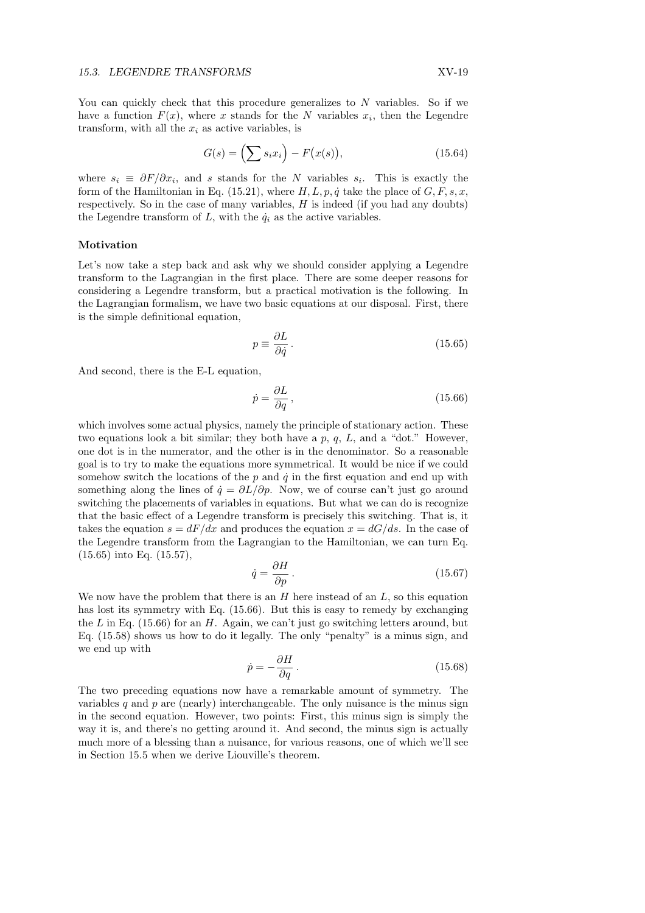You can quickly check that this procedure generalizes to $N$ variables. So if we have a function $F(x)$, where $x$ stands for the $N$ variables $x_i$, then the Legendre transform, with all the $x_i$ as active variables, is

$$G(s) = \Big(\sum s_i x_i\Big) - F\big(x(s)\big), \tag{15.64}$$

where $s_i \equiv \partial F/\partial x_i$, and $s$ stands for the $N$ variables $s_i$. This is exactly the form of the Hamiltonian in Eq. (15.21), where $H, L, p, \dot{q}$ take the place of $G, F, s, x$, respectively. So in the case of many variables, $H$ is indeed (if you had any doubts) the Legendre transform of $L$, with the $\dot{q}_i$ as the active variables.

### Motivation

Let's now take a step back and ask why we should consider applying a Legendre transform to the Lagrangian in the first place. There are some deeper reasons for considering a Legendre transform, but a practical motivation is the following. In the Lagrangian formalism, we have two basic equations at our disposal. First, there is the simple definitional equation,

$$p \equiv \frac{\partial L}{\partial \dot{q}}\,. \tag{15.65}$$

And second, there is the E-L equation,

$$\dot{p} = \frac{\partial L}{\partial q}\,, \tag{15.66}$$

which involves some actual physics, namely the principle of stationary action. These two equations look a bit similar; they both have a $p$, $q$, $L$, and a "dot." However, one dot is in the numerator, and the other is in the denominator. So a reasonable goal is to try to make the equations more symmetrical. It would be nice if we could somehow switch the locations of the $p$ and $\dot{q}$ in the first equation and end up with something along the lines of $\dot{q} = \partial L/\partial p$. Now, we of course can't just go around switching the placements of variables in equations. But what we can do is recognize that the basic effect of a Legendre transform is precisely this switching. That is, it takes the equation $s = dF/dx$ and produces the equation $x = dG/ds$. In the case of the Legendre transform from the Lagrangian to the Hamiltonian, we can turn Eq. (15.65) into Eq. (15.57),

$$\dot{q} = \frac{\partial H}{\partial p}\,. \tag{15.67}$$

We now have the problem that there is an $H$ here instead of an $L$, so this equation has lost its symmetry with Eq. (15.66). But this is easy to remedy by exchanging the $L$ in Eq. (15.66) for an $H$. Again, we can't just go switching letters around, but Eq. (15.58) shows us how to do it legally. The only "penalty" is a minus sign, and we end up with

$$\dot{p} = -\frac{\partial H}{\partial q}\,. \tag{15.68}$$

The two preceding equations now have a remarkable amount of symmetry. The variables $q$ and $p$ are (nearly) interchangeable. The only nuisance is the minus sign in the second equation. However, two points: First, this minus sign is simply the way it is, and there's no getting around it. And second, the minus sign is actually much more of a blessing than a nuisance, for various reasons, one of which we'll see in Section 15.5 when we derive Liouville's theorem.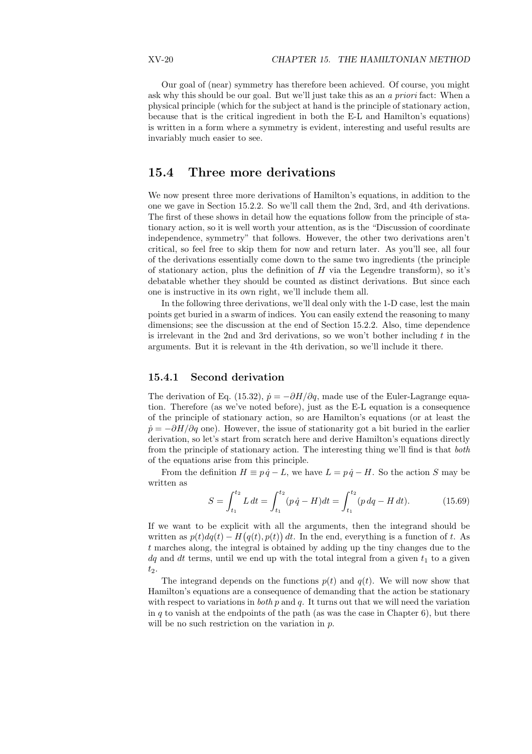Our goal of (near) symmetry has therefore been achieved. Of course, you might ask why this should be our goal. But we'll just take this as an *a priori* fact: When a physical principle (which for the subject at hand is the principle of stationary action, because that is the critical ingredient in both the E-L and Hamilton's equations) is written in a form where a symmetry is evident, interesting and useful results are invariably much easier to see.

## 15.4 Three more derivations

We now present three more derivations of Hamilton's equations, in addition to the one we gave in Section 15.2.2. So we'll call them the 2nd, 3rd, and 4th derivations. The first of these shows in detail how the equations follow from the principle of stationary action, so it is well worth your attention, as is the "Discussion of coordinate independence, symmetry" that follows. However, the other two derivations aren't critical, so feel free to skip them for now and return later. As you'll see, all four of the derivations essentially come down to the same two ingredients (the principle of stationary action, plus the definition of $H$ via the Legendre transform), so it's debatable whether they should be counted as distinct derivations. But since each one is instructive in its own right, we'll include them all.

In the following three derivations, we'll deal only with the 1-D case, lest the main points get buried in a swarm of indices. You can easily extend the reasoning to many dimensions; see the discussion at the end of Section 15.2.2. Also, time dependence is irrelevant in the 2nd and 3rd derivations, so we won't bother including $t$ in the arguments. But it is relevant in the 4th derivation, so we'll include it there.

### 15.4.1 Second derivation

The derivation of Eq. (15.32), $\dot{p} = -\partial H/\partial q$, made use of the Euler-Lagrange equation. Therefore (as we've noted before), just as the E-L equation is a consequence of the principle of stationary action, so are Hamilton's equations (or at least the $\dot{p} = -\partial H/\partial q$ one). However, the issue of stationarity got a bit buried in the earlier derivation, so let's start from scratch here and derive Hamilton's equations directly from the principle of stationary action. The interesting thing we'll find is that *both* of the equations arise from this principle.

From the definition $H \equiv p\,\dot{q} - L$, we have $L = p\,\dot{q} - H$. So the action $S$ may be written as

$$S = \int_{t_1}^{t_2} L\,dt = \int_{t_1}^{t_2} (p\,\dot{q} - H)dt = \int_{t_1}^{t_2} (p\,dq - H\,dt). \tag{15.69}$$

If we want to be explicit with all the arguments, then the integrand should be written as $p(t)dq(t) - H\big(q(t), p(t)\big)\,dt$. In the end, everything is a function of $t$. As $t$ marches along, the integral is obtained by adding up the tiny changes due to the $dq$ and $dt$ terms, until we end up with the total integral from a given $t_1$ to a given $t_2$.

The integrand depends on the functions $p(t)$ and $q(t)$. We will now show that Hamilton's equations are a consequence of demanding that the action be stationary with respect to variations in *both* $p$ and $q$. It turns out that we will need the variation in $q$ to vanish at the endpoints of the path (as was the case in Chapter 6), but there will be no such restriction on the variation in $p$.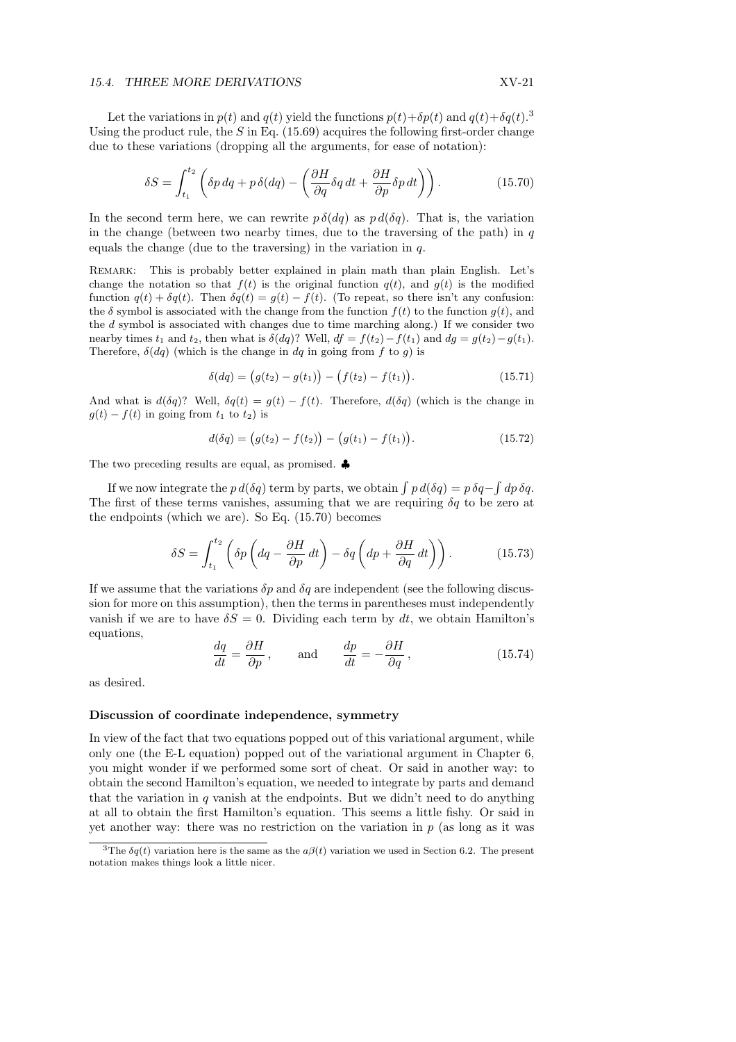Let the variations in $p(t)$ and $q(t)$ yield the functions $p(t)+\delta p(t)$ and $q(t)+\delta q(t)$.[3] Using the product rule, the $S$ in Eq. (15.69) acquires the following first-order change due to these variations (dropping all the arguments, for ease of notation):

$$\delta S = \int_{t_1}^{t_2} \left( \delta p \, dq + p \, \delta(dq) - \left( \frac{\partial H}{\partial q} \delta q \, dt + \frac{\partial H}{\partial p} \delta p \, dt \right) \right). \tag{15.70}$$

In the second term here, we can rewrite $p\,\delta(dq)$ as $p\,d(\delta q)$. That is, the variation in the change (between two nearby times, due to the traversing of the path) in $q$ equals the change (due to the traversing) in the variation in $q$.

REMARK: This is probably better explained in plain math than plain English. Let's change the notation so that $f(t)$ is the original function $q(t)$, and $g(t)$ is the modified function $q(t) + \delta q(t)$. Then $\delta q(t) = g(t) - f(t)$. (To repeat, so there isn't any confusion: the $\delta$ symbol is associated with the change from the function $f(t)$ to the function $g(t)$, and the $d$ symbol is associated with changes due to time marching along.) If we consider two nearby times $t_1$ and $t_2$, then what is $\delta(dq)$? Well, $df = f(t_2) - f(t_1)$ and $dg = g(t_2) - g(t_1)$. Therefore, $\delta(dq)$ (which is the change in $dq$ in going from $f$ to $g$) is

$$\delta(dq) = \big(g(t_2) - g(t_1)\big) - \big(f(t_2) - f(t_1)\big). \tag{15.71}$$

And what is $d(\delta q)$? Well, $\delta q(t) = g(t) - f(t)$. Therefore, $d(\delta q)$ (which is the change in $g(t) - f(t)$ in going from $t_1$ to $t_2$) is

$$d(\delta q) = \big(g(t_2) - f(t_2)\big) - \big(g(t_1) - f(t_1)\big). \tag{15.72}$$

The two preceding results are equal, as promised. ♣

If we now integrate the $p\,d(\delta q)$ term by parts, we obtain $\int p\,d(\delta q) = p\,\delta q - \int dp\,\delta q$. The first of these terms vanishes, assuming that we are requiring $\delta q$ to be zero at the endpoints (which we are). So Eq. (15.70) becomes

$$\delta S = \int_{t_1}^{t_2} \left( \delta p \left( dq - \frac{\partial H}{\partial p}\, dt \right) - \delta q \left( dp + \frac{\partial H}{\partial q}\, dt \right) \right). \tag{15.73}$$

If we assume that the variations $\delta p$ and $\delta q$ are independent (see the following discussion for more on this assumption), then the terms in parentheses must independently vanish if we are to have $\delta S = 0$. Dividing each term by $dt$, we obtain Hamilton's equations,

$$\frac{dq}{dt} = \frac{\partial H}{\partial p}, \qquad \text{and} \qquad \frac{dp}{dt} = -\frac{\partial H}{\partial q}, \tag{15.74}$$

as desired.

### Discussion of coordinate independence, symmetry

In view of the fact that two equations popped out of this variational argument, while only one (the E-L equation) popped out of the variational argument in Chapter 6, you might wonder if we performed some sort of cheat. Or said in another way: to obtain the second Hamilton's equation, we needed to integrate by parts and demand that the variation in $q$ vanish at the endpoints. But we didn't need to do anything at all to obtain the first Hamilton's equation. This seems a little fishy. Or said in yet another way: there was no restriction on the variation in $p$ (as long as it was

[3] The $\delta q(t)$ variation here is the same as the $a\beta(t)$ variation we used in Section 6.2. The present notation makes things look a little nicer.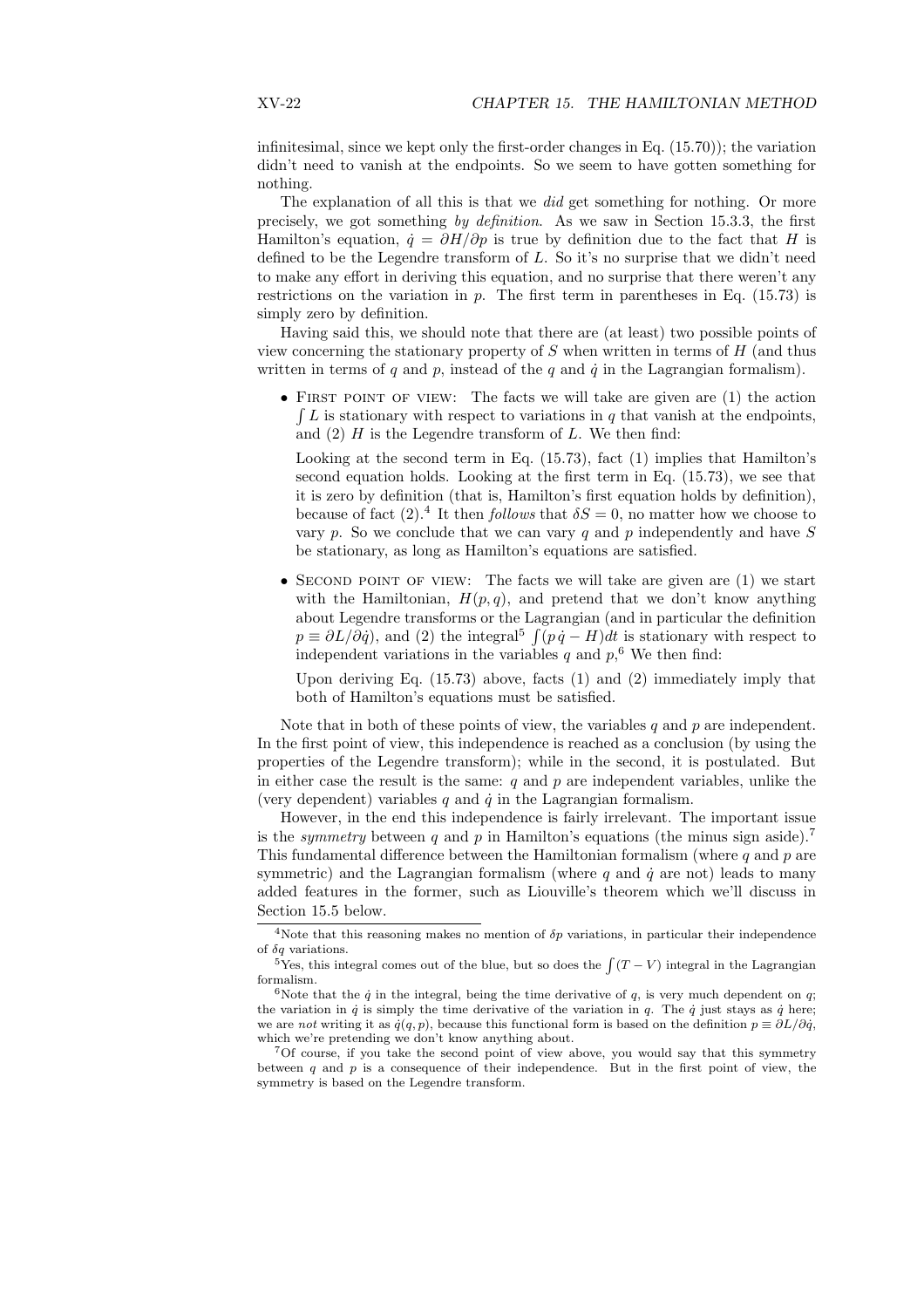infinitesimal, since we kept only the first-order changes in Eq. (15.70)); the variation didn't need to vanish at the endpoints. So we seem to have gotten something for nothing.

The explanation of all this is that we *did* get something for nothing. Or more precisely, we got something *by definition*. As we saw in Section 15.3.3, the first Hamilton's equation, $\dot{q} = \partial H/\partial p$ is true by definition due to the fact that $H$ is defined to be the Legendre transform of $L$. So it's no surprise that we didn't need to make any effort in deriving this equation, and no surprise that there weren't any restrictions on the variation in $p$. The first term in parentheses in Eq. (15.73) is simply zero by definition.

Having said this, we should note that there are (at least) two possible points of view concerning the stationary property of $S$ when written in terms of $H$ (and thus written in terms of $q$ and $p$, instead of the $q$ and $\dot{q}$ in the Lagrangian formalism).

- First point of view: The facts we will take are given are (1) the action $\int L$ is stationary with respect to variations in $q$ that vanish at the endpoints, and (2) $H$ is the Legendre transform of $L$. We then find:

  Looking at the second term in Eq. (15.73), fact (1) implies that Hamilton's second equation holds. Looking at the first term in Eq. (15.73), we see that it is zero by definition (that is, Hamilton's first equation holds by definition), because of fact (2).[4] It then *follows* that $\delta S = 0$, no matter how we choose to vary $p$. So we conclude that we can vary $q$ and $p$ independently and have $S$ be stationary, as long as Hamilton's equations are satisfied.

- Second point of view: The facts we will take are given are (1) we start with the Hamiltonian, $H(p, q)$, and pretend that we don't know anything about Legendre transforms or the Lagrangian (and in particular the definition $p \equiv \partial L/\partial \dot{q}$), and (2) the integral[5] $\int (p\,\dot{q} - H)dt$ is stationary with respect to independent variations in the variables $q$ and $p$,[6] We then find:

  Upon deriving Eq. (15.73) above, facts (1) and (2) immediately imply that both of Hamilton's equations must be satisfied.

Note that in both of these points of view, the variables $q$ and $p$ are independent. In the first point of view, this independence is reached as a conclusion (by using the properties of the Legendre transform); while in the second, it is postulated. But in either case the result is the same: $q$ and $p$ are independent variables, unlike the (very dependent) variables $q$ and $\dot{q}$ in the Lagrangian formalism.

However, in the end this independence is fairly irrelevant. The important issue is the *symmetry* between $q$ and $p$ in Hamilton's equations (the minus sign aside).[7] This fundamental difference between the Hamiltonian formalism (where $q$ and $p$ are symmetric) and the Lagrangian formalism (where $q$ and $\dot{q}$ are not) leads to many added features in the former, such as Liouville's theorem which we'll discuss in Section 15.5 below.

---

[4] Note that this reasoning makes no mention of $\delta p$ variations, in particular their independence of $\delta q$ variations.

[5] Yes, this integral comes out of the blue, but so does the $\int (T - V)$ integral in the Lagrangian formalism.

[6] Note that the $\dot{q}$ in the integral, being the time derivative of $q$, is very much dependent on $q$; the variation in $\dot{q}$ is simply the time derivative of the variation in $q$. The $\dot{q}$ just stays as $\dot{q}$ here; we are *not* writing it as $\dot{q}(q, p)$, because this functional form is based on the definition $p \equiv \partial L/\partial \dot{q}$, which we're pretending we don't know anything about.

[7] Of course, if you take the second point of view above, you would say that this symmetry between $q$ and $p$ is a consequence of their independence. But in the first point of view, the symmetry is based on the Legendre transform.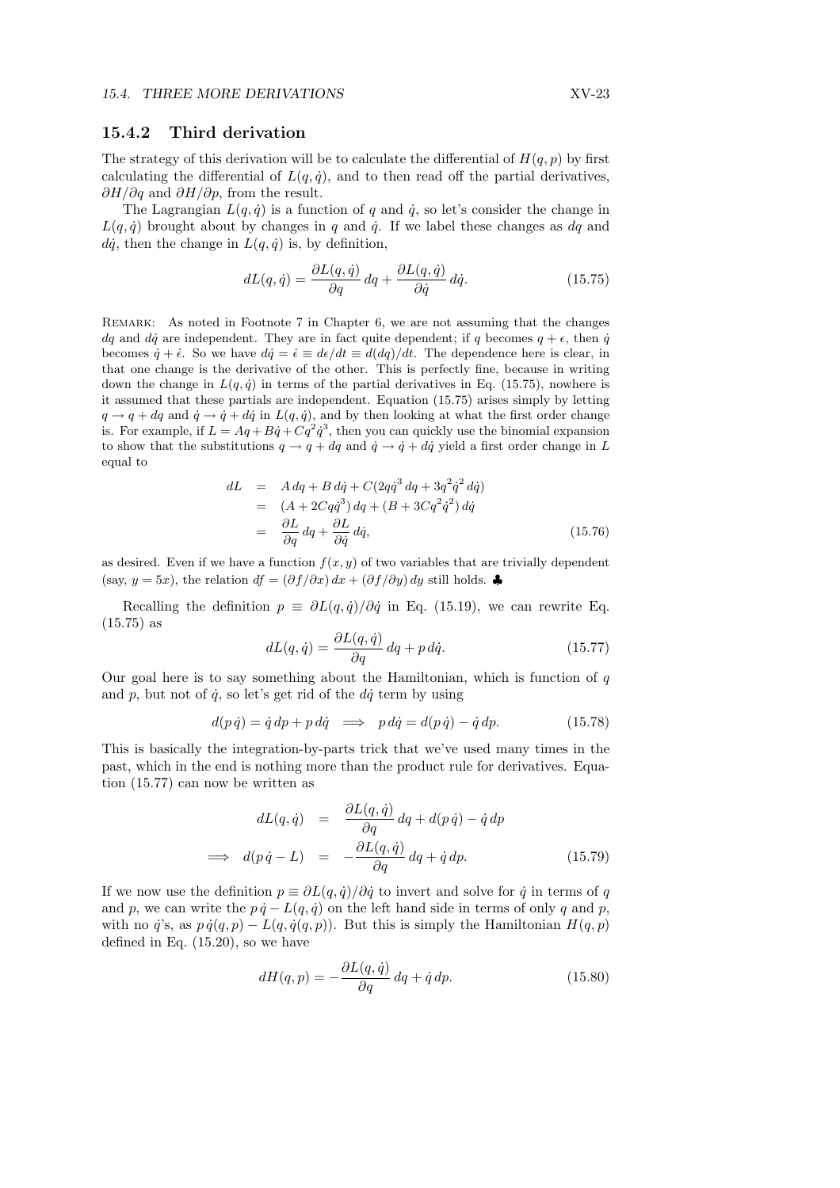### 15.4.2 Third derivation

The strategy of this derivation will be to calculate the differential of $H(q, p)$ by first calculating the differential of $L(q, \dot{q})$, and to then read off the partial derivatives, $\partial H/\partial q$ and $\partial H/\partial p$, from the result.

The Lagrangian $L(q, \dot{q})$ is a function of $q$ and $\dot{q}$, so let's consider the change in $L(q, \dot{q})$ brought about by changes in $q$ and $\dot{q}$. If we label these changes as $dq$ and $d\dot{q}$, then the change in $L(q, \dot{q})$ is, by definition,

$$dL(q, \dot{q}) = \frac{\partial L(q, \dot{q})}{\partial q}\, dq + \frac{\partial L(q, \dot{q})}{\partial \dot{q}}\, d\dot{q}. \tag{15.75}$$

Remark: As noted in Footnote 7 in Chapter 6, we are not assuming that the changes $dq$ and $d\dot{q}$ are independent. They are in fact quite dependent; if $q$ becomes $q + \epsilon$, then $\dot{q}$ becomes $\dot{q} + \dot{\epsilon}$. So we have $d\dot{q} = \dot{\epsilon} \equiv d\epsilon/dt \equiv d(dq)/dt$. The dependence here is clear, in that one change is the derivative of the other. This is perfectly fine, because in writing down the change in $L(q, \dot{q})$ in terms of the partial derivatives in Eq. (15.75), nowhere is it assumed that these partials are independent. Equation (15.75) arises simply by letting $q \to q + dq$ and $\dot{q} \to \dot{q} + d\dot{q}$ in $L(q, \dot{q})$, and by then looking at what the first order change is. For example, if $L = Aq + B\dot{q} + Cq^2\dot{q}^3$, then you can quickly use the binomial expansion to show that the substitutions $q \to q + dq$ and $\dot{q} \to \dot{q} + d\dot{q}$ yield a first order change in $L$ equal to

$$\begin{aligned}
dL &= A\, dq + B\, d\dot{q} + C(2q\dot{q}^3\, dq + 3q^2\dot{q}^2\, d\dot{q}) \\
&= (A + 2Cq\dot{q}^3)\, dq + (B + 3Cq^2\dot{q}^2)\, d\dot{q} \\
&= \frac{\partial L}{\partial q}\, dq + \frac{\partial L}{\partial \dot{q}}\, d\dot{q},
\end{aligned} \tag{15.76}$$

as desired. Even if we have a function $f(x, y)$ of two variables that are trivially dependent (say, $y = 5x$), the relation $df = (\partial f/\partial x)\, dx + (\partial f/\partial y)\, dy$ still holds. ♣

Recalling the definition $p \equiv \partial L(q, \dot{q})/\partial \dot{q}$ in Eq. (15.19), we can rewrite Eq. (15.75) as

$$dL(q, \dot{q}) = \frac{\partial L(q, \dot{q})}{\partial q}\, dq + p\, d\dot{q}. \tag{15.77}$$

Our goal here is to say something about the Hamiltonian, which is function of $q$ and $p$, but not of $\dot{q}$, so let's get rid of the $d\dot{q}$ term by using

$$d(p\,\dot{q}) = \dot{q}\, dp + p\, d\dot{q} \quad \Longrightarrow \quad p\, d\dot{q} = d(p\,\dot{q}) - \dot{q}\, dp. \tag{15.78}$$

This is basically the integration-by-parts trick that we've used many times in the past, which in the end is nothing more than the product rule for derivatives. Equation (15.77) can now be written as

$$\begin{aligned}
dL(q, \dot{q}) &= \frac{\partial L(q, \dot{q})}{\partial q}\, dq + d(p\,\dot{q}) - \dot{q}\, dp \\
\Longrightarrow \quad d(p\,\dot{q} - L) &= -\frac{\partial L(q, \dot{q})}{\partial q}\, dq + \dot{q}\, dp.
\end{aligned} \tag{15.79}$$

If we now use the definition $p \equiv \partial L(q, \dot{q})/\partial \dot{q}$ to invert and solve for $\dot{q}$ in terms of $q$ and $p$, we can write the $p\,\dot{q} - L(q, \dot{q})$ on the left hand side in terms of only $q$ and $p$, with no $\dot{q}$'s, as $p\,\dot{q}(q, p) - L(q, \dot{q}(q, p))$. But this is simply the Hamiltonian $H(q, p)$ defined in Eq. (15.20), so we have

$$dH(q, p) = -\frac{\partial L(q, \dot{q})}{\partial q}\, dq + \dot{q}\, dp. \tag{15.80}$$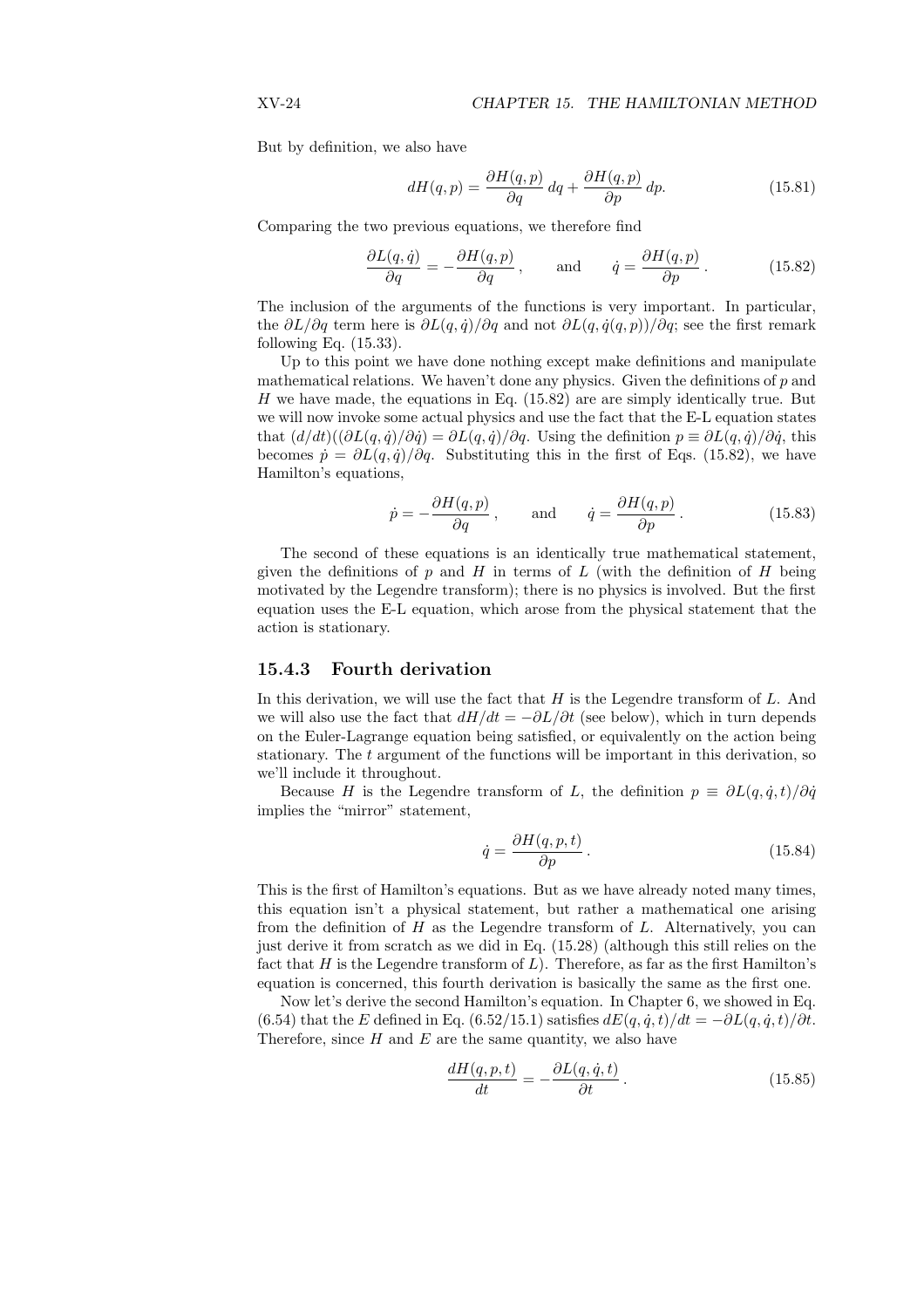But by definition, we also have

$$dH(q,p) = \frac{\partial H(q,p)}{\partial q}\,dq + \frac{\partial H(q,p)}{\partial p}\,dp. \tag{15.81}$$

Comparing the two previous equations, we therefore find

$$\frac{\partial L(q,\dot{q})}{\partial q} = -\frac{\partial H(q,p)}{\partial q}, \qquad \text{and} \qquad \dot{q} = \frac{\partial H(q,p)}{\partial p}. \tag{15.82}$$

The inclusion of the arguments of the functions is very important. In particular, the $\partial L/\partial q$ term here is $\partial L(q,\dot{q})/\partial q$ and not $\partial L(q,\dot{q}(q,p))/\partial q$; see the first remark following Eq. (15.33).

Up to this point we have done nothing except make definitions and manipulate mathematical relations. We haven't done any physics. Given the definitions of $p$ and $H$ we have made, the equations in Eq. (15.82) are are simply identically true. But we will now invoke some actual physics and use the fact that the E-L equation states that $(d/dt)((\partial L(q,\dot{q})/\partial\dot{q}) = \partial L(q,\dot{q})/\partial q$. Using the definition $p \equiv \partial L(q,\dot{q})/\partial\dot{q}$, this becomes $\dot{p} = \partial L(q,\dot{q})/\partial q$. Substituting this in the first of Eqs. (15.82), we have Hamilton's equations,

$$\dot{p} = -\frac{\partial H(q,p)}{\partial q}, \qquad \text{and} \qquad \dot{q} = \frac{\partial H(q,p)}{\partial p}. \tag{15.83}$$

The second of these equations is an identically true mathematical statement, given the definitions of $p$ and $H$ in terms of $L$ (with the definition of $H$ being motivated by the Legendre transform); there is no physics is involved. But the first equation uses the E-L equation, which arose from the physical statement that the action is stationary.

### 15.4.3 Fourth derivation

In this derivation, we will use the fact that $H$ is the Legendre transform of $L$. And we will also use the fact that $dH/dt = -\partial L/\partial t$ (see below), which in turn depends on the Euler-Lagrange equation being satisfied, or equivalently on the action being stationary. The $t$ argument of the functions will be important in this derivation, so we'll include it throughout.

Because $H$ is the Legendre transform of $L$, the definition $p \equiv \partial L(q,\dot{q},t)/\partial\dot{q}$ implies the "mirror" statement,

$$\dot{q} = \frac{\partial H(q,p,t)}{\partial p}. \tag{15.84}$$

This is the first of Hamilton's equations. But as we have already noted many times, this equation isn't a physical statement, but rather a mathematical one arising from the definition of $H$ as the Legendre transform of $L$. Alternatively, you can just derive it from scratch as we did in Eq. (15.28) (although this still relies on the fact that $H$ is the Legendre transform of $L$). Therefore, as far as the first Hamilton's equation is concerned, this fourth derivation is basically the same as the first one.

Now let's derive the second Hamilton's equation. In Chapter 6, we showed in Eq. (6.54) that the $E$ defined in Eq. (6.52/15.1) satisfies $dE(q,\dot{q},t)/dt = -\partial L(q,\dot{q},t)/\partial t$. Therefore, since $H$ and $E$ are the same quantity, we also have

$$\frac{dH(q,p,t)}{dt} = -\frac{\partial L(q,\dot{q},t)}{\partial t}. \tag{15.85}$$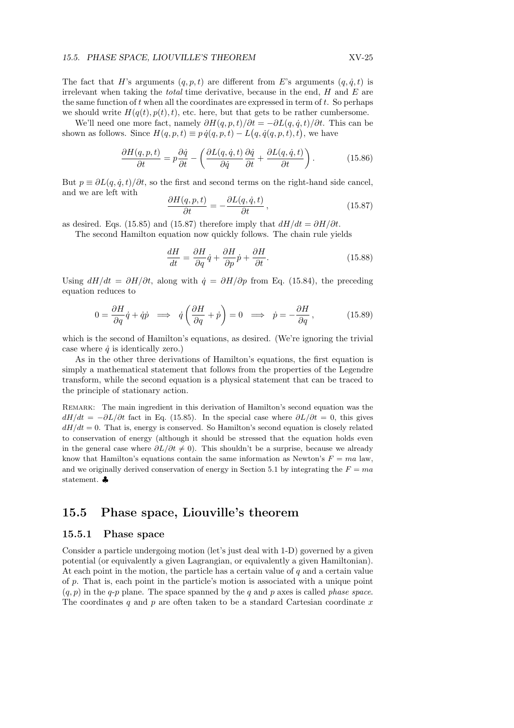The fact that $H$'s arguments $(q, p, t)$ are different from $E$'s arguments $(q, \dot{q}, t)$ is irrelevant when taking the *total* time derivative, because in the end, $H$ and $E$ are the same function of $t$ when all the coordinates are expressed in term of $t$. So perhaps we should write $H(q(t), p(t), t)$, etc. here, but that gets to be rather cumbersome.

We'll need one more fact, namely $\partial H(q, p, t)/\partial t = -\partial L(q, \dot{q}, t)/\partial t$. This can be shown as follows. Since $H(q, p, t) \equiv p\,\dot{q}(q, p, t) - L\big(q, \dot{q}(q, p, t), t\big)$, we have

$$\frac{\partial H(q,p,t)}{\partial t} = p\frac{\partial \dot{q}}{\partial t} - \left(\frac{\partial L(q,\dot{q},t)}{\partial \dot{q}}\frac{\partial \dot{q}}{\partial t} + \frac{\partial L(q,\dot{q},t)}{\partial t}\right). \tag{15.86}$$

But $p \equiv \partial L(q, \dot{q}, t)/\partial t$, so the first and second terms on the right-hand side cancel, and we are left with

$$\frac{\partial H(q,p,t)}{\partial t} = -\frac{\partial L(q,\dot{q},t)}{\partial t}, \tag{15.87}$$

as desired. Eqs. (15.85) and (15.87) therefore imply that $dH/dt = \partial H/\partial t$.

The second Hamilton equation now quickly follows. The chain rule yields

$$\frac{dH}{dt} = \frac{\partial H}{\partial q}\dot{q} + \frac{\partial H}{\partial p}\dot{p} + \frac{\partial H}{\partial t}. \tag{15.88}$$

Using $dH/dt = \partial H/\partial t$, along with $\dot{q} = \partial H/\partial p$ from Eq. (15.84), the preceding equation reduces to

$$0 = \frac{\partial H}{\partial q}\dot{q} + \dot{q}\dot{p} \implies \dot{q}\left(\frac{\partial H}{\partial q} + \dot{p}\right) = 0 \implies \dot{p} = -\frac{\partial H}{\partial q}, \tag{15.89}$$

which is the second of Hamilton's equations, as desired. (We're ignoring the trivial case where $\dot{q}$ is identically zero.)

As in the other three derivations of Hamilton's equations, the first equation is simply a mathematical statement that follows from the properties of the Legendre transform, while the second equation is a physical statement that can be traced to the principle of stationary action.

REMARK: The main ingredient in this derivation of Hamilton's second equation was the $dH/dt = -\partial L/\partial t$ fact in Eq. (15.85). In the special case where $\partial L/\partial t = 0$, this gives $dH/dt = 0$. That is, energy is conserved. So Hamilton's second equation is closely related to conservation of energy (although it should be stressed that the equation holds even in the general case where $\partial L/\partial t \neq 0$). This shouldn't be a surprise, because we already know that Hamilton's equations contain the same information as Newton's $F = ma$ law, and we originally derived conservation of energy in Section 5.1 by integrating the $F = ma$ statement. ♣

## 15.5 Phase space, Liouville's theorem

### 15.5.1 Phase space

Consider a particle undergoing motion (let's just deal with 1-D) governed by a given potential (or equivalently a given Lagrangian, or equivalently a given Hamiltonian). At each point in the motion, the particle has a certain value of $q$ and a certain value of $p$. That is, each point in the particle's motion is associated with a unique point $(q, p)$ in the $q$-$p$ plane. The space spanned by the $q$ and $p$ axes is called *phase space*. The coordinates $q$ and $p$ are often taken to be a standard Cartesian coordinate $x$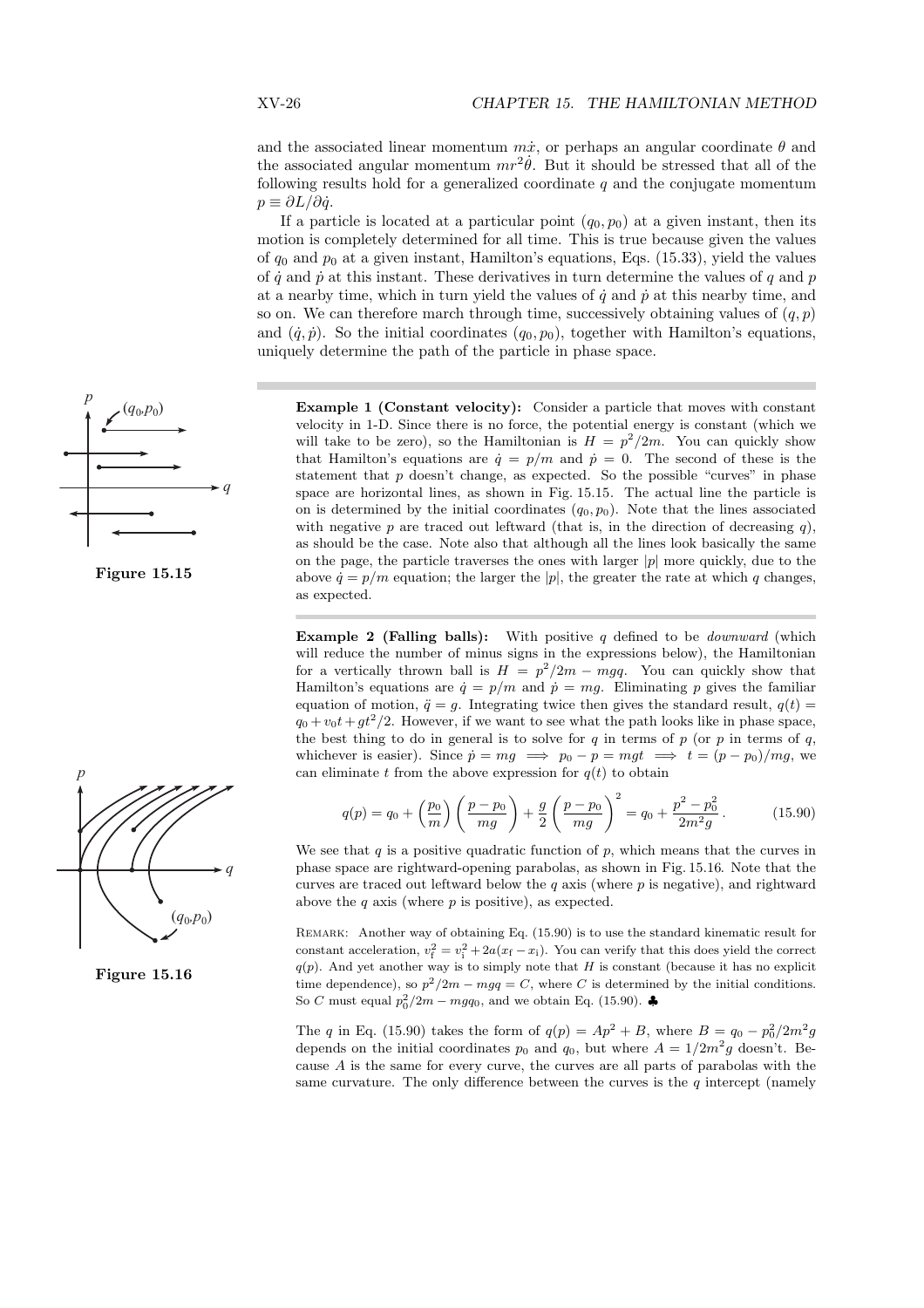and the associated linear momentum $m\dot{x}$, or perhaps an angular coordinate $\theta$ and the associated angular momentum $mr^2\dot{\theta}$. But it should be stressed that all of the following results hold for a generalized coordinate $q$ and the conjugate momentum $p \equiv \partial L/\partial \dot{q}$.

If a particle is located at a particular point $(q_0, p_0)$ at a given instant, then its motion is completely determined for all time. This is true because given the values of $q_0$ and $p_0$ at a given instant, Hamilton's equations, Eqs. (15.33), yield the values of $\dot{q}$ and $\dot{p}$ at this instant. These derivatives in turn determine the values of $q$ and $p$ at a nearby time, which in turn yield the values of $\dot{q}$ and $\dot{p}$ at this nearby time, and so on. We can therefore march through time, successively obtaining values of $(q, p)$ and $(\dot{q}, \dot{p})$. So the initial coordinates $(q_0, p_0)$, together with Hamilton's equations, uniquely determine the path of the particle in phase space.

---

**Example 1 (Constant velocity):** Consider a particle that moves with constant velocity in 1-D. Since there is no force, the potential energy is constant (which we will take to be zero), so the Hamiltonian is $H = p^2/2m$. You can quickly show that Hamilton's equations are $\dot{q} = p/m$ and $\dot{p} = 0$. The second of these is the statement that $p$ doesn't change, as expected. So the possible "curves" in phase space are horizontal lines, as shown in Fig. 15.15. The actual line the particle is on is determined by the initial coordinates $(q_0, p_0)$. Note that the lines associated with negative $p$ are traced out leftward (that is, in the direction of decreasing $q$), as should be the case. Note also that although all the lines look basically the same on the page, the particle traverses the ones with larger $|p|$ more quickly, due to the above $\dot{q} = p/m$ equation; the larger the $|p|$, the greater the rate at which $q$ changes, as expected.

Figure 15.15

---

**Example 2 (Falling balls):** With positive $q$ defined to be *downward* (which will reduce the number of minus signs in the expressions below), the Hamiltonian for a vertically thrown ball is $H = p^2/2m - mgq$. You can quickly show that Hamilton's equations are $\dot{q} = p/m$ and $\dot{p} = mg$. Eliminating $p$ gives the familiar equation of motion, $\ddot{q} = g$. Integrating twice then gives the standard result, $q(t) = q_0 + v_0 t + gt^2/2$. However, if we want to see what the path looks like in phase space, the best thing to do in general is to solve for $q$ in terms of $p$ (or $p$ in terms of $q$, whichever is easier). Since $\dot{p} = mg \implies p_0 - p = mgt \implies t = (p - p_0)/mg$, we can eliminate $t$ from the above expression for $q(t)$ to obtain

$$q(p) = q_0 + \left(\frac{p_0}{m}\right)\left(\frac{p - p_0}{mg}\right) + \frac{g}{2}\left(\frac{p - p_0}{mg}\right)^2 = q_0 + \frac{p^2 - p_0^2}{2m^2 g}. \tag{15.90}$$

We see that $q$ is a positive quadratic function of $p$, which means that the curves in phase space are rightward-opening parabolas, as shown in Fig. 15.16. Note that the curves are traced out leftward below the $q$ axis (where $p$ is negative), and rightward above the $q$ axis (where $p$ is positive), as expected.

Figure 15.16

Remark: Another way of obtaining Eq. (15.90) is to use the standard kinematic result for constant acceleration, $v_f^2 = v_i^2 + 2a(x_f - x_i)$. You can verify that this does yield the correct $q(p)$. And yet another way is to simply note that $H$ is constant (because it has no explicit time dependence), so $p^2/2m - mgq = C$, where $C$ is determined by the initial conditions. So $C$ must equal $p_0^2/2m - mgq_0$, and we obtain Eq. (15.90). ♣

The $q$ in Eq. (15.90) takes the form of $q(p) = Ap^2 + B$, where $B = q_0 - p_0^2/2m^2 g$ depends on the initial coordinates $p_0$ and $q_0$, but where $A = 1/2m^2 g$ doesn't. Because $A$ is the same for every curve, the curves are all parts of parabolas with the same curvature. The only difference between the curves is the $q$ intercept (namely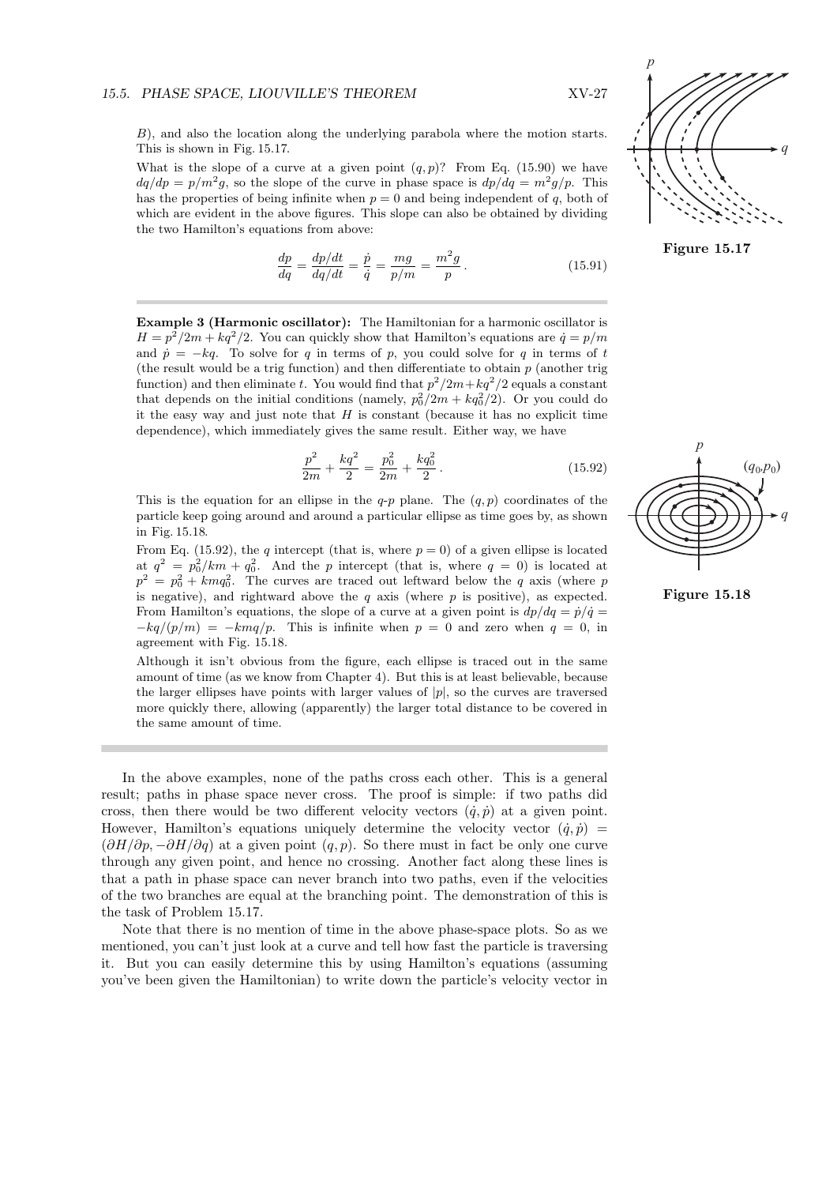$B$), and also the location along the underlying parabola where the motion starts. This is shown in Fig. 15.17.

What is the slope of a curve at a given point $(q, p)$? From Eq. (15.90) we have $dq/dp = p/m^2g$, so the slope of the curve in phase space is $dp/dq = m^2g/p$. This has the properties of being infinite when $p = 0$ and being independent of $q$, both of which are evident in the above figures. This slope can also be obtained by dividing the two Hamilton's equations from above:

$$\frac{dp}{dq} = \frac{dp/dt}{dq/dt} = \frac{\dot{p}}{\dot{q}} = \frac{mg}{p/m} = \frac{m^2g}{p}. \tag{15.91}$$

Figure 15.17

**Example 3 (Harmonic oscillator):** The Hamiltonian for a harmonic oscillator is $H = p^2/2m + kq^2/2$. You can quickly show that Hamilton's equations are $\dot{q} = p/m$ and $\dot{p} = -kq$. To solve for $q$ in terms of $p$, you could solve for $q$ in terms of $t$ (the result would be a trig function) and then differentiate to obtain $p$ (another trig function) and then eliminate $t$. You would find that $p^2/2m+kq^2/2$ equals a constant that depends on the initial conditions (namely, $p_0^2/2m + kq_0^2/2$). Or you could do it the easy way and just note that $H$ is constant (because it has no explicit time dependence), which immediately gives the same result. Either way, we have

$$\frac{p^2}{2m} + \frac{kq^2}{2} = \frac{p_0^2}{2m} + \frac{kq_0^2}{2}. \tag{15.92}$$

This is the equation for an ellipse in the $q$-$p$ plane. The $(q, p)$ coordinates of the particle keep going around and around a particular ellipse as time goes by, as shown in Fig. 15.18.

From Eq. (15.92), the $q$ intercept (that is, where $p = 0$) of a given ellipse is located at $q^2 = p_0^2/km + q_0^2$. And the $p$ intercept (that is, where $q = 0$) is located at $p^2 = p_0^2 + kmq_0^2$. The curves are traced out leftward below the $q$ axis (where $p$ is negative), and rightward above the $q$ axis (where $p$ is positive), as expected. From Hamilton's equations, the slope of a curve at a given point is $dp/dq = \dot{p}/\dot{q} = -kq/(p/m) = -kmq/p$. This is infinite when $p = 0$ and zero when $q = 0$, in agreement with Fig. 15.18.

Although it isn't obvious from the figure, each ellipse is traced out in the same amount of time (as we know from Chapter 4). But this is at least believable, because the larger ellipses have points with larger values of $|p|$, so the curves are traversed more quickly there, allowing (apparently) the larger total distance to be covered in the same amount of time.

Figure 15.18

In the above examples, none of the paths cross each other. This is a general result; paths in phase space never cross. The proof is simple: if two paths did cross, then there would be two different velocity vectors $(\dot{q}, \dot{p})$ at a given point. However, Hamilton's equations uniquely determine the velocity vector $(\dot{q}, \dot{p}) = (\partial H/\partial p, -\partial H/\partial q)$ at a given point $(q, p)$. So there must in fact be only one curve through any given point, and hence no crossing. Another fact along these lines is that a path in phase space can never branch into two paths, even if the velocities of the two branches are equal at the branching point. The demonstration of this is the task of Problem 15.17.

Note that there is no mention of time in the above phase-space plots. So as we mentioned, you can't just look at a curve and tell how fast the particle is traversing it. But you can easily determine this by using Hamilton's equations (assuming you've been given the Hamiltonian) to write down the particle's velocity vector in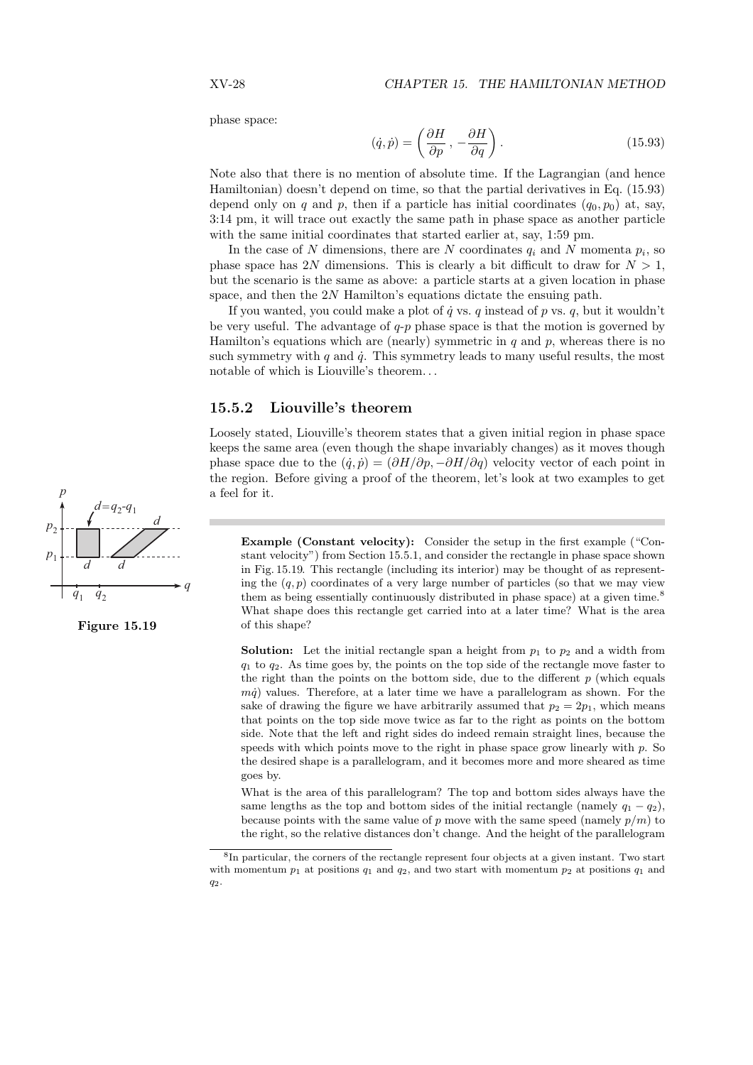phase space:

$$(\dot{q}, \dot{p}) = \left(\frac{\partial H}{\partial p}, -\frac{\partial H}{\partial q}\right). \tag{15.93}$$

Note also that there is no mention of absolute time. If the Lagrangian (and hence Hamiltonian) doesn't depend on time, so that the partial derivatives in Eq. (15.93) depend only on $q$ and $p$, then if a particle has initial coordinates $(q_0, p_0)$ at, say, 3:14 pm, it will trace out exactly the same path in phase space as another particle with the same initial coordinates that started earlier at, say, 1:59 pm.

In the case of $N$ dimensions, there are $N$ coordinates $q_i$ and $N$ momenta $p_i$, so phase space has $2N$ dimensions. This is clearly a bit difficult to draw for $N > 1$, but the scenario is the same as above: a particle starts at a given location in phase space, and then the $2N$ Hamilton's equations dictate the ensuing path.

If you wanted, you could make a plot of $\dot{q}$ vs. $q$ instead of $p$ vs. $q$, but it wouldn't be very useful. The advantage of $q$-$p$ phase space is that the motion is governed by Hamilton's equations which are (nearly) symmetric in $q$ and $p$, whereas there is no such symmetry with $q$ and $\dot{q}$. This symmetry leads to many useful results, the most notable of which is Liouville's theorem...

### 15.5.2 Liouville's theorem

Loosely stated, Liouville's theorem states that a given initial region in phase space keeps the same area (even though the shape invariably changes) as it moves though phase space due to the $(\dot{q}, \dot{p}) = (\partial H/\partial p, -\partial H/\partial q)$ velocity vector of each point in the region. Before giving a proof of the theorem, let's look at two examples to get a feel for it.

**Figure 15.19**

---

**Example (Constant velocity):** Consider the setup in the first example ("Constant velocity") from Section 15.5.1, and consider the rectangle in phase space shown in Fig. 15.19. This rectangle (including its interior) may be thought of as representing the $(q, p)$ coordinates of a very large number of particles (so that we may view them as being essentially continuously distributed in phase space) at a given time.[8] What shape does this rectangle get carried into at a later time? What is the area of this shape?

**Solution:** Let the initial rectangle span a height from $p_1$ to $p_2$ and a width from $q_1$ to $q_2$. As time goes by, the points on the top side of the rectangle move faster to the right than the points on the bottom side, due to the different $p$ (which equals $m\dot{q}$) values. Therefore, at a later time we have a parallelogram as shown. For the sake of drawing the figure we have arbitrarily assumed that $p_2 = 2p_1$, which means that points on the top side move twice as far to the right as points on the bottom side. Note that the left and right sides do indeed remain straight lines, because the speeds with which points move to the right in phase space grow linearly with $p$. So the desired shape is a parallelogram, and it becomes more and more sheared as time goes by.

What is the area of this parallelogram? The top and bottom sides always have the same lengths as the top and bottom sides of the initial rectangle (namely $q_1 - q_2$), because points with the same value of $p$ move with the same speed (namely $p/m$) to the right, so the relative distances don't change. And the height of the parallelogram

[8] In particular, the corners of the rectangle represent four objects at a given instant. Two start with momentum $p_1$ at positions $q_1$ and $q_2$, and two start with momentum $p_2$ at positions $q_1$ and $q_2$.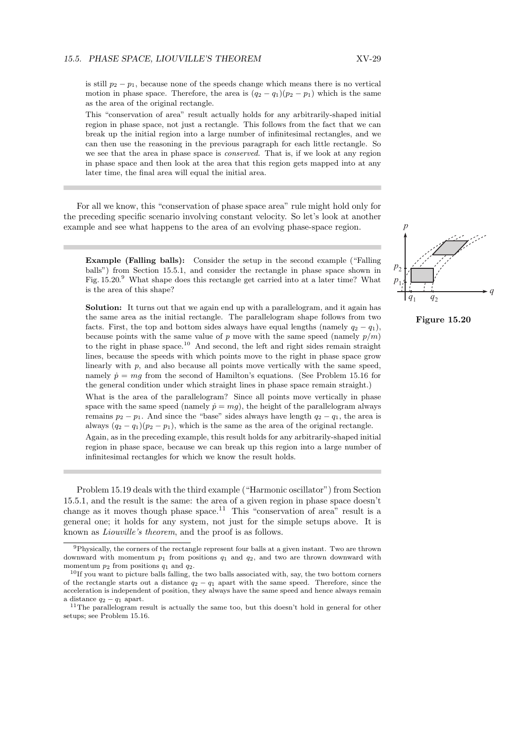is still $p_2 - p_1$, because none of the speeds change which means there is no vertical motion in phase space. Therefore, the area is $(q_2 - q_1)(p_2 - p_1)$ which is the same as the area of the original rectangle.

This "conservation of area" result actually holds for any arbitrarily-shaped initial region in phase space, not just a rectangle. This follows from the fact that we can break up the initial region into a large number of infinitesimal rectangles, and we can then use the reasoning in the previous paragraph for each little rectangle. So we see that the area in phase space is *conserved*. That is, if we look at any region in phase space and then look at the area that this region gets mapped into at any later time, the final area will equal the initial area.

---

For all we know, this "conservation of phase space area" rule might hold only for the preceding specific scenario involving constant velocity. So let's look at another example and see what happens to the area of an evolving phase-space region.

---

**Example (Falling balls):** Consider the setup in the second example ("Falling balls") from Section 15.5.1, and consider the rectangle in phase space shown in Fig. 15.20.[9] What shape does this rectangle get carried into at a later time? What is the area of this shape?

**Solution:** It turns out that we again end up with a parallelogram, and it again has the same area as the initial rectangle. The parallelogram shape follows from two facts. First, the top and bottom sides always have equal lengths (namely $q_2 - q_1$), because points with the same value of $p$ move with the same speed (namely $p/m$) to the right in phase space.[10] And second, the left and right sides remain straight lines, because the speeds with which points move to the right in phase space grow linearly with $p$, and also because all points move vertically with the same speed, namely $\dot{p} = mg$ from the second of Hamilton's equations. (See Problem 15.16 for the general condition under which straight lines in phase space remain straight.)

What is the area of the parallelogram? Since all points move vertically in phase space with the same speed (namely $\dot{p} = mg$), the height of the parallelogram always remains $p_2 - p_1$. And since the "base" sides always have length $q_2 - q_1$, the area is always $(q_2 - q_1)(p_2 - p_1)$, which is the same as the area of the original rectangle.

Again, as in the preceding example, this result holds for any arbitrarily-shaped initial region in phase space, because we can break up this region into a large number of infinitesimal rectangles for which we know the result holds.

**Figure 15.20**

---

Problem 15.19 deals with the third example ("Harmonic oscillator") from Section 15.5.1, and the result is the same: the area of a given region in phase space doesn't change as it moves though phase space.[11] This "conservation of area" result is a general one; it holds for any system, not just for the simple setups above. It is known as *Liouville's theorem*, and the proof is as follows.

---

[9] Physically, the corners of the rectangle represent four balls at a given instant. Two are thrown downward with momentum $p_1$ from positions $q_1$ and $q_2$, and two are thrown downward with momentum $p_2$ from positions $q_1$ and $q_2$.

[10] If you want to picture balls falling, the two balls associated with, say, the two bottom corners of the rectangle starts out a distance $q_2 - q_1$ apart with the same speed. Therefore, since the acceleration is independent of position, they always have the same speed and hence always remain a distance $q_2 - q_1$ apart.

[11] The parallelogram result is actually the same too, but this doesn't hold in general for other setups; see Problem 15.16.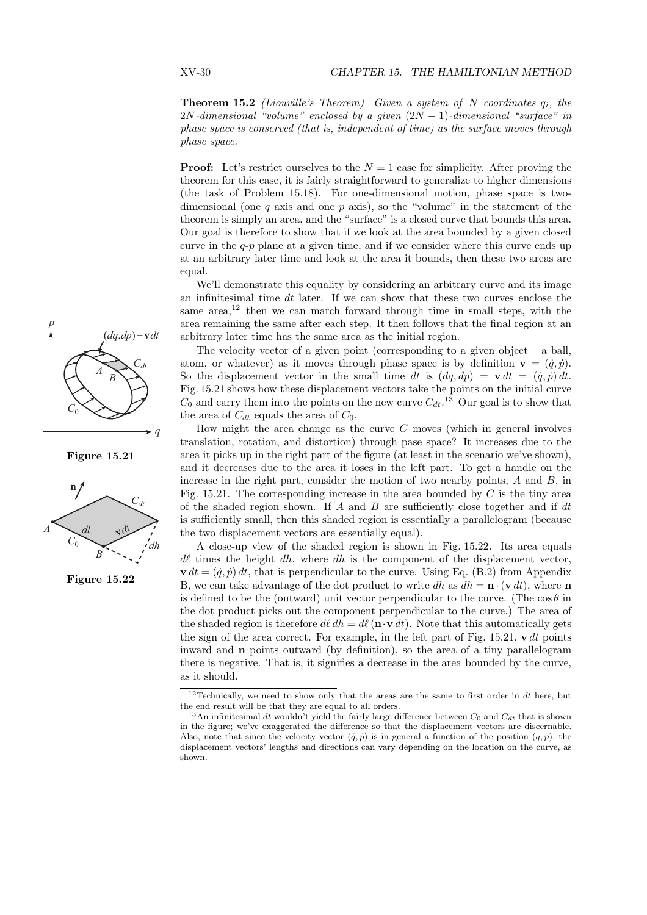**Theorem 15.2** *(Liouville's Theorem) Given a system of $N$ coordinates $q_i$, the $2N$-dimensional "volume" enclosed by a given $(2N-1)$-dimensional "surface" in phase space is conserved (that is, independent of time) as the surface moves through phase space.*

**Proof:** Let's restrict ourselves to the $N = 1$ case for simplicity. After proving the theorem for this case, it is fairly straightforward to generalize to higher dimensions (the task of Problem 15.18). For one-dimensional motion, phase space is two-dimensional (one $q$ axis and one $p$ axis), so the "volume" in the statement of the theorem is simply an area, and the "surface" is a closed curve that bounds this area. Our goal is therefore to show that if we look at the area bounded by a given closed curve in the $q$-$p$ plane at a given time, and if we consider where this curve ends up at an arbitrary later time and look at the area it bounds, then these two areas are equal.

We'll demonstrate this equality by considering an arbitrary curve and its image an infinitesimal time $dt$ later. If we can show that these two curves enclose the same area,[12] then we can march forward through time in small steps, with the area remaining the same after each step. It then follows that the final region at an arbitrary later time has the same area as the initial region.

The velocity vector of a given point (corresponding to a given object – a ball, atom, or whatever) as it moves through phase space is by definition $\mathbf{v} = (\dot{q}, \dot{p})$. So the displacement vector in the small time $dt$ is $(dq, dp) = \mathbf{v}\, dt = (\dot{q}, \dot{p})\, dt$. Fig. 15.21 shows how these displacement vectors take the points on the initial curve $C_0$ and carry them into the points on the new curve $C_{dt}$.[13] Our goal is to show that the area of $C_{dt}$ equals the area of $C_0$.

Figure 15.21

Figure 15.22

How might the area change as the curve $C$ moves (which in general involves translation, rotation, and distortion) through pase space? It increases due to the area it picks up in the right part of the figure (at least in the scenario we've shown), and it decreases due to the area it loses in the left part. To get a handle on the increase in the right part, consider the motion of two nearby points, $A$ and $B$, in Fig. 15.21. The corresponding increase in the area bounded by $C$ is the tiny area of the shaded region shown. If $A$ and $B$ are sufficiently close together and if $dt$ is sufficiently small, then this shaded region is essentially a parallelogram (because the two displacement vectors are essentially equal).

A close-up view of the shaded region is shown in Fig. 15.22. Its area equals $d\ell$ times the height $dh$, where $dh$ is the component of the displacement vector, $\mathbf{v}\, dt = (\dot{q}, \dot{p})\, dt$, that is perpendicular to the curve. Using Eq. (B.2) from Appendix B, we can take advantage of the dot product to write $dh$ as $dh = \mathbf{n} \cdot (\mathbf{v}\, dt)$, where $\mathbf{n}$ is defined to be the (outward) unit vector perpendicular to the curve. (The $\cos\theta$ in the dot product picks out the component perpendicular to the curve.) The area of the shaded region is therefore $d\ell\, dh = d\ell\, (\mathbf{n} \cdot \mathbf{v}\, dt)$. Note that this automatically gets the sign of the area correct. For example, in the left part of Fig. 15.21, $\mathbf{v}\, dt$ points inward and $\mathbf{n}$ points outward (by definition), so the area of a tiny parallelogram there is negative. That is, it signifies a decrease in the area bounded by the curve, as it should.

[12] Technically, we need to show only that the areas are the same to first order in $dt$ here, but the end result will be that they are equal to all orders.

[13] An infinitesimal $dt$ wouldn't yield the fairly large difference between $C_0$ and $C_{dt}$ that is shown in the figure; we've exaggerated the difference so that the displacement vectors are discernable. Also, note that since the velocity vector $(\dot{q}, \dot{p})$ is in general a function of the position $(q, p)$, the displacement vectors' lengths and directions can vary depending on the location on the curve, as shown.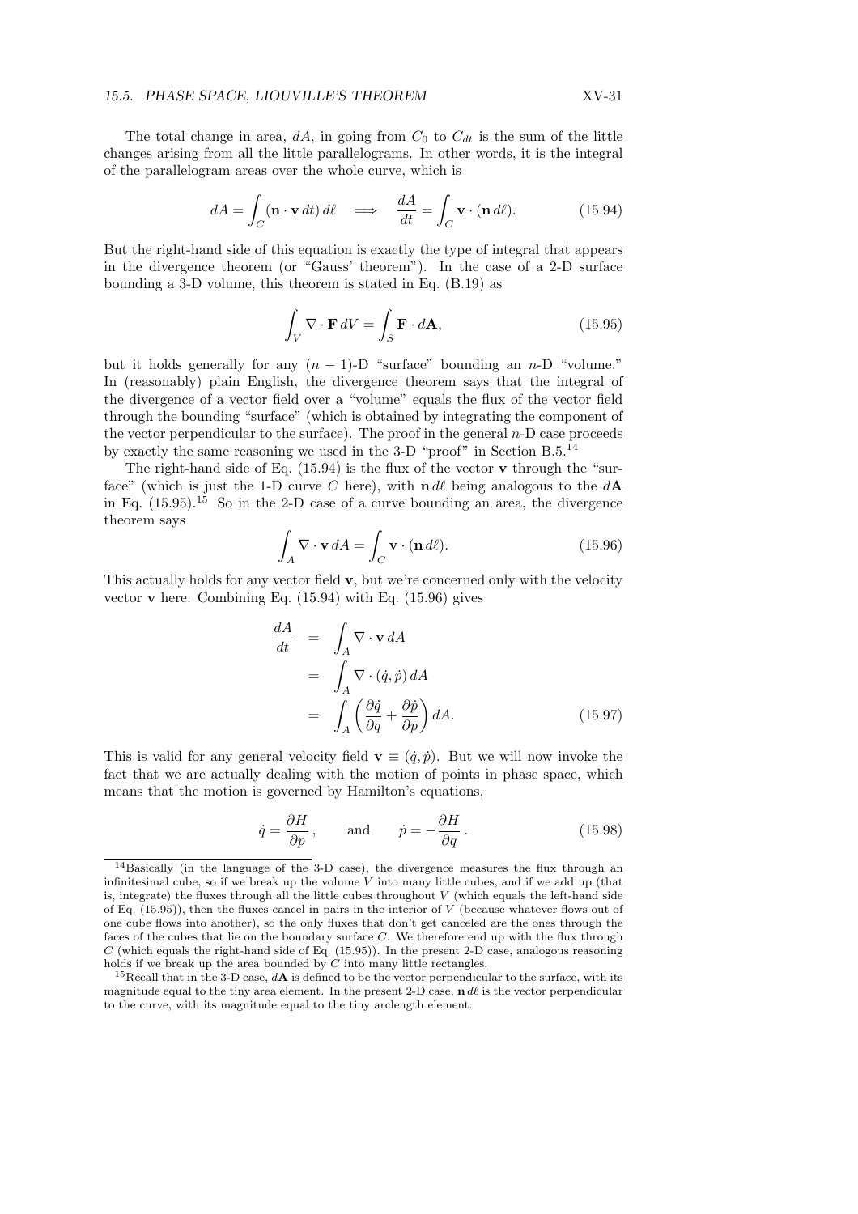The total change in area, $dA$, in going from $C_0$ to $C_{dt}$ is the sum of the little changes arising from all the little parallelograms. In other words, it is the integral of the parallelogram areas over the whole curve, which is

$$dA = \int_C (\mathbf{n} \cdot \mathbf{v}\, dt)\, d\ell \quad \Longrightarrow \quad \frac{dA}{dt} = \int_C \mathbf{v} \cdot (\mathbf{n}\, d\ell). \tag{15.94}$$

But the right-hand side of this equation is exactly the type of integral that appears in the divergence theorem (or "Gauss' theorem"). In the case of a 2-D surface bounding a 3-D volume, this theorem is stated in Eq. (B.19) as

$$\int_V \nabla \cdot \mathbf{F}\, dV = \int_S \mathbf{F} \cdot d\mathbf{A}, \tag{15.95}$$

but it holds generally for any $(n-1)$-D "surface" bounding an $n$-D "volume." In (reasonably) plain English, the divergence theorem says that the integral of the divergence of a vector field over a "volume" equals the flux of the vector field through the bounding "surface" (which is obtained by integrating the component of the vector perpendicular to the surface). The proof in the general $n$-D case proceeds by exactly the same reasoning we used in the 3-D "proof" in Section B.5.[14]

The right-hand side of Eq. (15.94) is the flux of the vector $\mathbf{v}$ through the "surface" (which is just the 1-D curve $C$ here), with $\mathbf{n}\, d\ell$ being analogous to the $d\mathbf{A}$ in Eq. (15.95).[15] So in the 2-D case of a curve bounding an area, the divergence theorem says

$$\int_A \nabla \cdot \mathbf{v}\, dA = \int_C \mathbf{v} \cdot (\mathbf{n}\, d\ell). \tag{15.96}$$

This actually holds for any vector field $\mathbf{v}$, but we're concerned only with the velocity vector $\mathbf{v}$ here. Combining Eq. (15.94) with Eq. (15.96) gives

$$\begin{aligned}
\frac{dA}{dt} &= \int_A \nabla \cdot \mathbf{v}\, dA \\
&= \int_A \nabla \cdot (\dot{q}, \dot{p})\, dA \\
&= \int_A \left( \frac{\partial \dot{q}}{\partial q} + \frac{\partial \dot{p}}{\partial p} \right) dA.
\end{aligned} \tag{15.97}$$

This is valid for any general velocity field $\mathbf{v} \equiv (\dot{q}, \dot{p})$. But we will now invoke the fact that we are actually dealing with the motion of points in phase space, which means that the motion is governed by Hamilton's equations,

$$\dot{q} = \frac{\partial H}{\partial p}, \qquad \text{and} \qquad \dot{p} = -\frac{\partial H}{\partial q}. \tag{15.98}$$

---

[14] Basically (in the language of the 3-D case), the divergence measures the flux through an infinitesimal cube, so if we break up the volume $V$ into many little cubes, and if we add up (that is, integrate) the fluxes through all the little cubes throughout $V$ (which equals the left-hand side of Eq. (15.95)), then the fluxes cancel in pairs in the interior of $V$ (because whatever flows out of one cube flows into another), so the only fluxes that don't get canceled are the ones through the faces of the cubes that lie on the boundary surface $C$. We therefore end up with the flux through $C$ (which equals the right-hand side of Eq. (15.95)). In the present 2-D case, analogous reasoning holds if we break up the area bounded by $C$ into many little rectangles.

[15] Recall that in the 3-D case, $d\mathbf{A}$ is defined to be the vector perpendicular to the surface, with its magnitude equal to the tiny area element. In the present 2-D case, $\mathbf{n}\, d\ell$ is the vector perpendicular to the curve, with its magnitude equal to the tiny arclength element.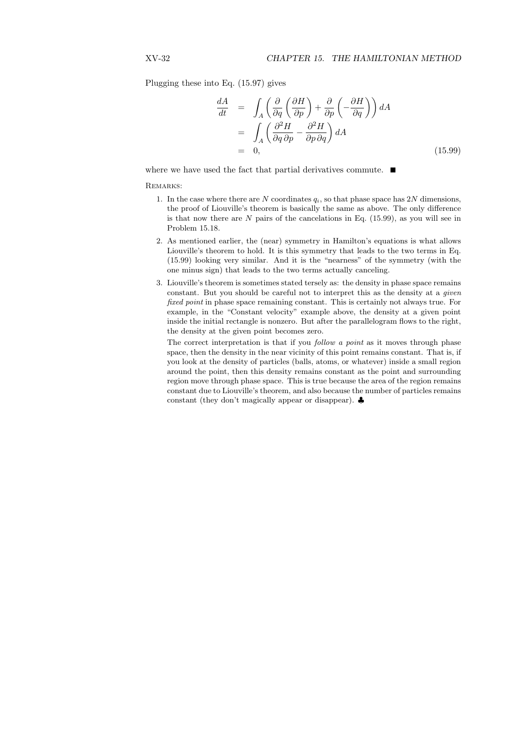Plugging these into Eq. (15.97) gives

$$
\begin{aligned}
\frac{dA}{dt} &= \int_A \left( \frac{\partial}{\partial q}\left(\frac{\partial H}{\partial p}\right) + \frac{\partial}{\partial p}\left(-\frac{\partial H}{\partial q}\right)\right) dA \\
&= \int_A \left( \frac{\partial^2 H}{\partial q\,\partial p} - \frac{\partial^2 H}{\partial p\,\partial q}\right) dA \\
&= 0,
\end{aligned}
\tag{15.99}
$$

where we have used the fact that partial derivatives commute. ■

REMARKS:

1. In the case where there are $N$ coordinates $q_i$, so that phase space has $2N$ dimensions, the proof of Liouville's theorem is basically the same as above. The only difference is that now there are $N$ pairs of the cancelations in Eq. (15.99), as you will see in Problem 15.18.

2. As mentioned earlier, the (near) symmetry in Hamilton's equations is what allows Liouville's theorem to hold. It is this symmetry that leads to the two terms in Eq. (15.99) looking very similar. And it is the "nearness" of the symmetry (with the one minus sign) that leads to the two terms actually canceling.

3. Liouville's theorem is sometimes stated tersely as: the density in phase space remains constant. But you should be careful not to interpret this as the density at a *given fixed point* in phase space remaining constant. This is certainly not always true. For example, in the "Constant velocity" example above, the density at a given point inside the initial rectangle is nonzero. But after the parallelogram flows to the right, the density at the given point becomes zero.

   The correct interpretation is that if you *follow a point* as it moves through phase space, then the density in the near vicinity of this point remains constant. That is, if you look at the density of particles (balls, atoms, or whatever) inside a small region around the point, then this density remains constant as the point and surrounding region move through phase space. This is true because the area of the region remains constant due to Liouville's theorem, and also because the number of particles remains constant (they don't magically appear or disappear). ♣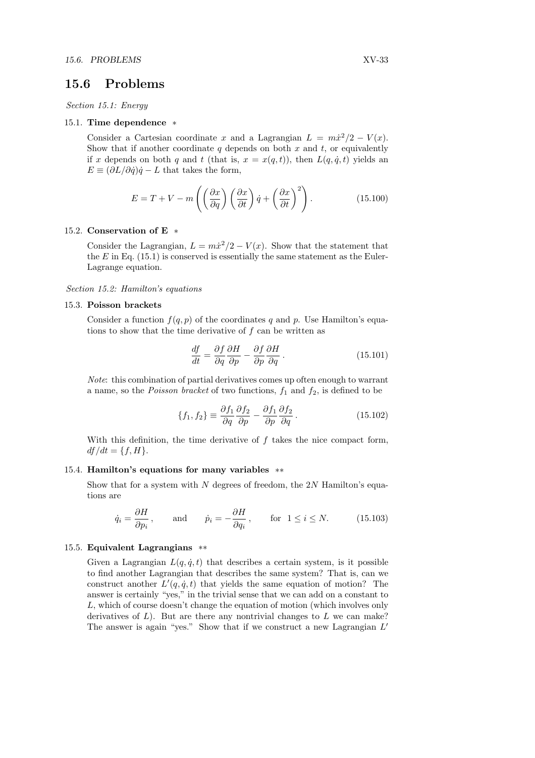## 15.6 Problems

*Section 15.1: Energy*

15.1. **Time dependence** $*$

Consider a Cartesian coordinate $x$ and a Lagrangian $L = m\dot{x}^2/2 - V(x)$. Show that if another coordinate $q$ depends on both $x$ and $t$, or equivalently if $x$ depends on both $q$ and $t$ (that is, $x = x(q,t)$), then $L(q,\dot{q},t)$ yields an $E \equiv (\partial L/\partial \dot{q})\dot{q} - L$ that takes the form,

$$E = T + V - m\left(\left(\frac{\partial x}{\partial q}\right)\left(\frac{\partial x}{\partial t}\right)\dot{q} + \left(\frac{\partial x}{\partial t}\right)^2\right). \tag{15.100}$$

15.2. **Conservation of E** $*$

Consider the Lagrangian, $L = m\dot{x}^2/2 - V(x)$. Show that the statement that the $E$ in Eq. (15.1) is conserved is essentially the same statement as the Euler-Lagrange equation.

*Section 15.2: Hamilton's equations*

15.3. **Poisson brackets**

Consider a function $f(q,p)$ of the coordinates $q$ and $p$. Use Hamilton's equations to show that the time derivative of $f$ can be written as

$$\frac{df}{dt} = \frac{\partial f}{\partial q}\frac{\partial H}{\partial p} - \frac{\partial f}{\partial p}\frac{\partial H}{\partial q}. \tag{15.101}$$

*Note*: this combination of partial derivatives comes up often enough to warrant a name, so the *Poisson bracket* of two functions, $f_1$ and $f_2$, is defined to be

$$\{f_1, f_2\} \equiv \frac{\partial f_1}{\partial q}\frac{\partial f_2}{\partial p} - \frac{\partial f_1}{\partial p}\frac{\partial f_2}{\partial q}. \tag{15.102}$$

With this definition, the time derivative of $f$ takes the nice compact form, $df/dt = \{f, H\}$.

15.4. **Hamilton's equations for many variables** $**$

Show that for a system with $N$ degrees of freedom, the $2N$ Hamilton's equations are

$$\dot{q}_i = \frac{\partial H}{\partial p_i}, \qquad \text{and} \qquad \dot{p}_i = -\frac{\partial H}{\partial q_i}, \qquad \text{for } \ 1 \le i \le N. \tag{15.103}$$

15.5. **Equivalent Lagrangians** $**$

Given a Lagrangian $L(q,\dot{q},t)$ that describes a certain system, is it possible to find another Lagrangian that describes the same system? That is, can we construct another $L'(q,\dot{q},t)$ that yields the same equation of motion? The answer is certainly "yes," in the trivial sense that we can add on a constant to $L$, which of course doesn't change the equation of motion (which involves only derivatives of $L$). But are there any nontrivial changes to $L$ we can make? The answer is again "yes." Show that if we construct a new Lagrangian $L'$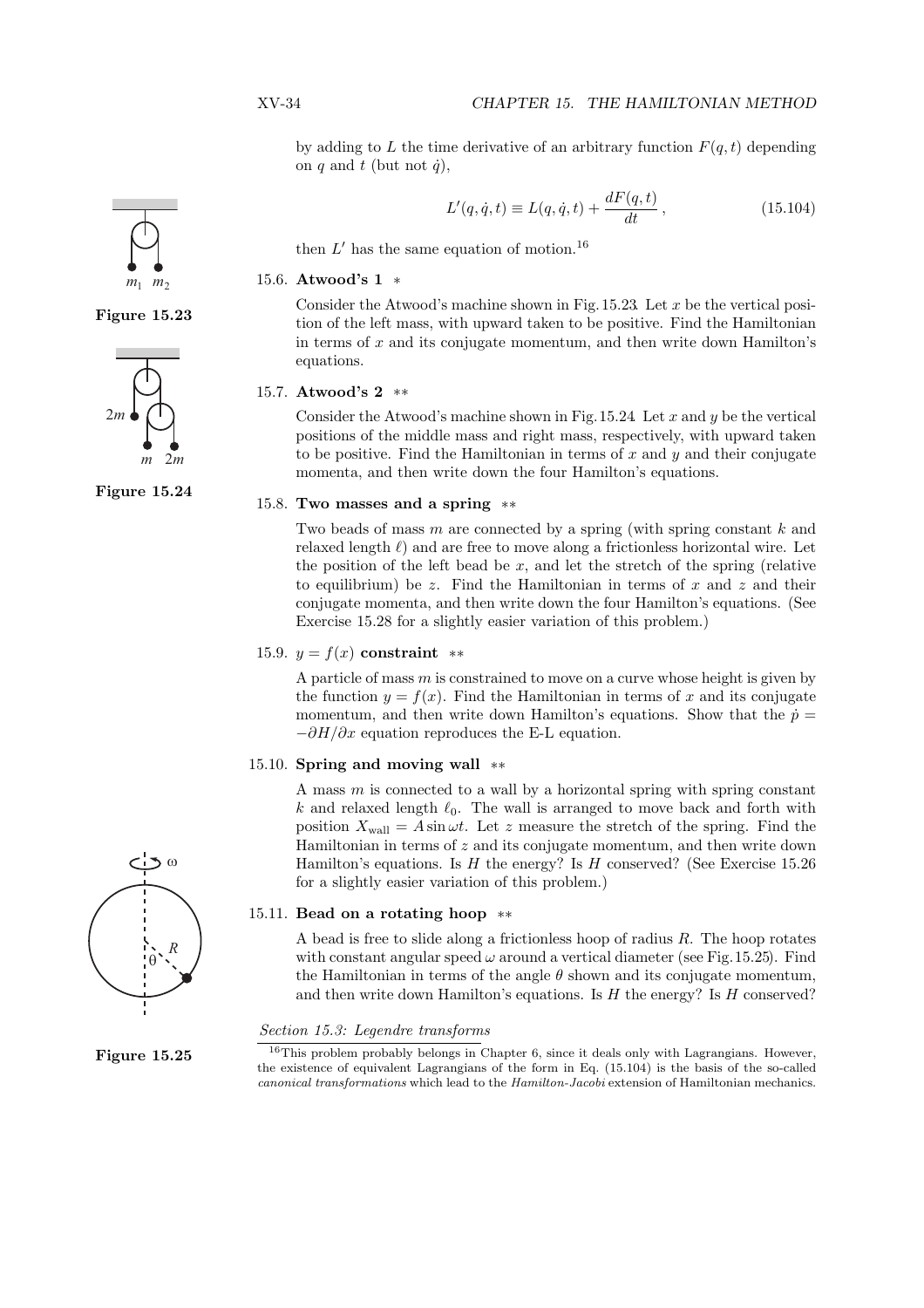by adding to $L$ the time derivative of an arbitrary function $F(q,t)$ depending on $q$ and $t$ (but not $\dot{q}$),

$$L'(q,\dot{q},t) \equiv L(q,\dot{q},t) + \frac{dF(q,t)}{dt}, \tag{15.104}$$

then $L'$ has the same equation of motion.[16]

Figure 15.23

Figure 15.24

**15.6. Atwood's 1** *

Consider the Atwood's machine shown in Fig. 15.23. Let $x$ be the vertical position of the left mass, with upward taken to be positive. Find the Hamiltonian in terms of $x$ and its conjugate momentum, and then write down Hamilton's equations.

**15.7. Atwood's 2** **

Consider the Atwood's machine shown in Fig. 15.24. Let $x$ and $y$ be the vertical positions of the middle mass and right mass, respectively, with upward taken to be positive. Find the Hamiltonian in terms of $x$ and $y$ and their conjugate momenta, and then write down the four Hamilton's equations.

**15.8. Two masses and a spring** **

Two beads of mass $m$ are connected by a spring (with spring constant $k$ and relaxed length $\ell$) and are free to move along a frictionless horizontal wire. Let the position of the left bead be $x$, and let the stretch of the spring (relative to equilibrium) be $z$. Find the Hamiltonian in terms of $x$ and $z$ and their conjugate momenta, and then write down the four Hamilton's equations. (See Exercise 15.28 for a slightly easier variation of this problem.)

**15.9. $y = f(x)$ constraint** **

A particle of mass $m$ is constrained to move on a curve whose height is given by the function $y = f(x)$. Find the Hamiltonian in terms of $x$ and its conjugate momentum, and then write down Hamilton's equations. Show that the $\dot{p} = -\partial H/\partial x$ equation reproduces the E-L equation.

**15.10. Spring and moving wall** **

A mass $m$ is connected to a wall by a horizontal spring with spring constant $k$ and relaxed length $\ell_0$. The wall is arranged to move back and forth with position $X_{\text{wall}} = A\sin\omega t$. Let $z$ measure the stretch of the spring. Find the Hamiltonian in terms of $z$ and its conjugate momentum, and then write down Hamilton's equations. Is $H$ the energy? Is $H$ conserved? (See Exercise 15.26 for a slightly easier variation of this problem.)

**15.11. Bead on a rotating hoop** **

A bead is free to slide along a frictionless hoop of radius $R$. The hoop rotates with constant angular speed $\omega$ around a vertical diameter (see Fig. 15.25). Find the Hamiltonian in terms of the angle $\theta$ shown and its conjugate momentum, and then write down Hamilton's equations. Is $H$ the energy? Is $H$ conserved?

Figure 15.25

*Section 15.3: Legendre transforms*

[16] This problem probably belongs in Chapter 6, since it deals only with Lagrangians. However, the existence of equivalent Lagrangians of the form in Eq. (15.104) is the basis of the so-called *canonical transformations* which lead to the *Hamilton-Jacobi* extension of Hamiltonian mechanics.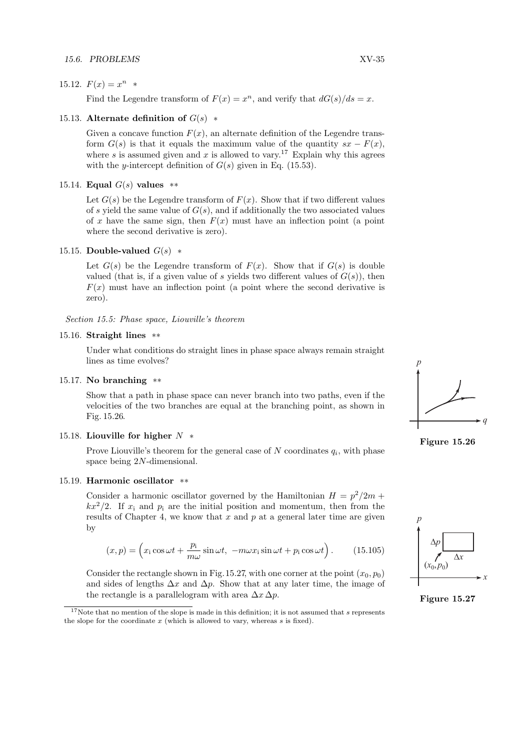15.12. $F(x) = x^n$ *

Find the Legendre transform of $F(x) = x^n$, and verify that $dG(s)/ds = x$.

15.13. **Alternate definition of** $G(s)$ *

Given a concave function $F(x)$, an alternate definition of the Legendre transform $G(s)$ is that it equals the maximum value of the quantity $sx - F(x)$, where $s$ is assumed given and $x$ is allowed to vary.[17] Explain why this agrees with the $y$-intercept definition of $G(s)$ given in Eq. (15.53).

15.14. **Equal** $G(s)$ **values** **

Let $G(s)$ be the Legendre transform of $F(x)$. Show that if two different values of $s$ yield the same value of $G(s)$, and if additionally the two associated values of $x$ have the same sign, then $F(x)$ must have an inflection point (a point where the second derivative is zero).

15.15. **Double-valued** $G(s)$ *

Let $G(s)$ be the Legendre transform of $F(x)$. Show that if $G(s)$ is double valued (that is, if a given value of $s$ yields two different values of $G(s)$), then $F(x)$ must have an inflection point (a point where the second derivative is zero).

*Section 15.5: Phase space, Liouville's theorem*

15.16. **Straight lines** **

Under what conditions do straight lines in phase space always remain straight lines as time evolves?

15.17. **No branching** **

Show that a path in phase space can never branch into two paths, even if the velocities of the two branches are equal at the branching point, as shown in Fig. 15.26.

**Figure 15.26**

15.18. **Liouville for higher** $N$ *

Prove Liouville's theorem for the general case of $N$ coordinates $q_i$, with phase space being $2N$-dimensional.

15.19. **Harmonic oscillator** **

Consider a harmonic oscillator governed by the Hamiltonian $H = p^2/2m + kx^2/2$. If $x_i$ and $p_i$ are the initial position and momentum, then from the results of Chapter 4, we know that $x$ and $p$ at a general later time are given by

$$(x, p) = \left( x_i \cos \omega t + \frac{p_i}{m\omega} \sin \omega t,\ -m\omega x_i \sin \omega t + p_i \cos \omega t \right). \qquad (15.105)$$

Consider the rectangle shown in Fig. 15.27, with one corner at the point $(x_0, p_0)$ and sides of lengths $\Delta x$ and $\Delta p$. Show that at any later time, the image of the rectangle is a parallelogram with area $\Delta x \, \Delta p$.

**Figure 15.27**

[17] Note that no mention of the slope is made in this definition; it is not assumed that $s$ represents the slope for the coordinate $x$ (which is allowed to vary, whereas $s$ is fixed).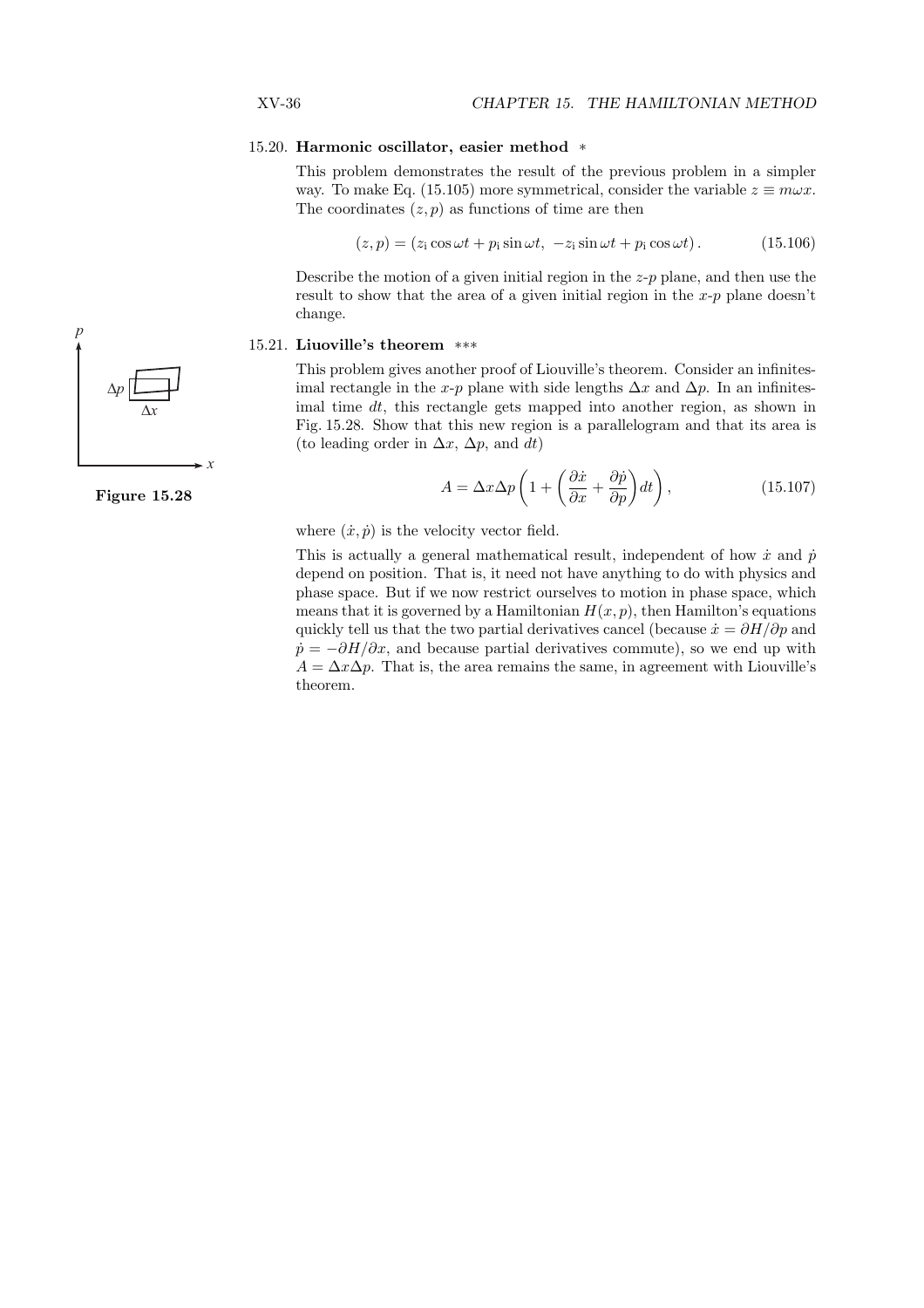**15.20. Harmonic oscillator, easier method** *

This problem demonstrates the result of the previous problem in a simpler way. To make Eq. (15.105) more symmetrical, consider the variable $z \equiv m\omega x$. The coordinates $(z, p)$ as functions of time are then

$$(z, p) = (z_{\rm i} \cos \omega t + p_{\rm i} \sin \omega t,\ -z_{\rm i} \sin \omega t + p_{\rm i} \cos \omega t)\,. \tag{15.106}$$

Describe the motion of a given initial region in the $z$-$p$ plane, and then use the result to show that the area of a given initial region in the $x$-$p$ plane doesn't change.

**15.21. Liouville's theorem** ***

This problem gives another proof of Liouville's theorem. Consider an infinitesimal rectangle in the $x$-$p$ plane with side lengths $\Delta x$ and $\Delta p$. In an infinitesimal time $dt$, this rectangle gets mapped into another region, as shown in Fig. 15.28. Show that this new region is a parallelogram and that its area is (to leading order in $\Delta x$, $\Delta p$, and $dt$)

**Figure 15.28**

$$A = \Delta x \Delta p \left(1 + \left(\frac{\partial \dot{x}}{\partial x} + \frac{\partial \dot{p}}{\partial p}\right) dt\right), \tag{15.107}$$

where $(\dot{x}, \dot{p})$ is the velocity vector field.

This is actually a general mathematical result, independent of how $\dot{x}$ and $\dot{p}$ depend on position. That is, it need not have anything to do with physics and phase space. But if we now restrict ourselves to motion in phase space, which means that it is governed by a Hamiltonian $H(x, p)$, then Hamilton's equations quickly tell us that the two partial derivatives cancel (because $\dot{x} = \partial H/\partial p$ and $\dot{p} = -\partial H/\partial x$, and because partial derivatives commute), so we end up with $A = \Delta x \Delta p$. That is, the area remains the same, in agreement with Liouville's theorem.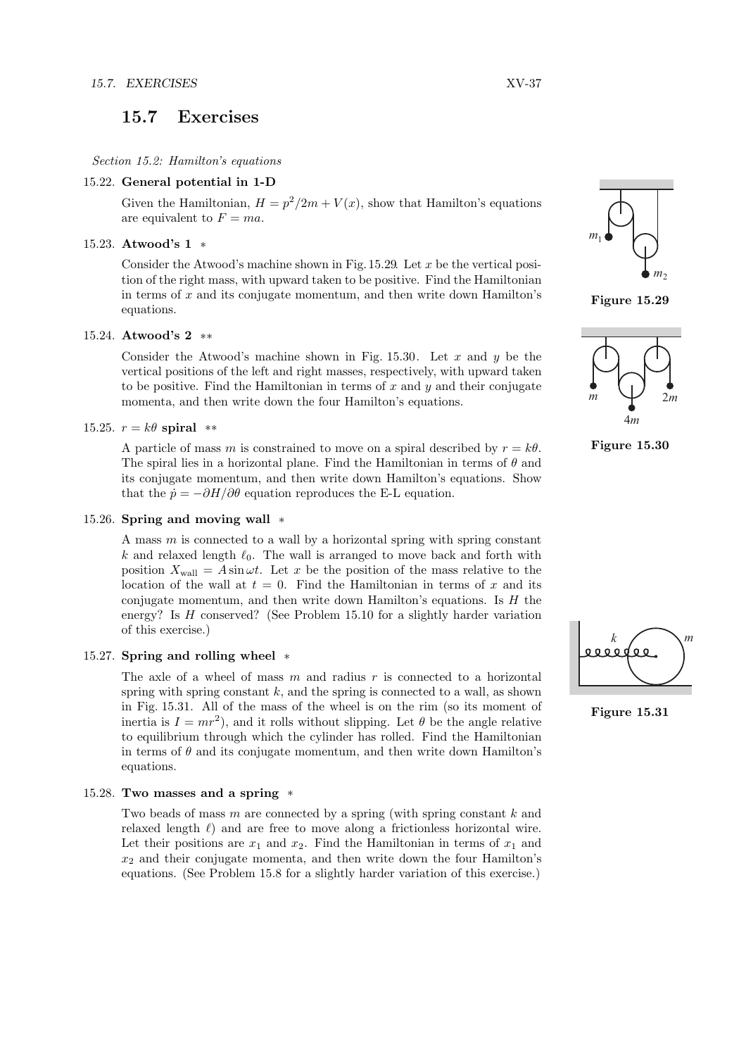## 15.7 Exercises

*Section 15.2: Hamilton's equations*

**15.22. General potential in 1-D**

Given the Hamiltonian, $H = p^2/2m + V(x)$, show that Hamilton's equations are equivalent to $F = ma$.

**15.23. Atwood's 1** *

Consider the Atwood's machine shown in Fig. 15.29. Let $x$ be the vertical position of the right mass, with upward taken to be positive. Find the Hamiltonian in terms of $x$ and its conjugate momentum, and then write down Hamilton's equations.

**Figure 15.29**

**15.24. Atwood's 2** **

Consider the Atwood's machine shown in Fig. 15.30. Let $x$ and $y$ be the vertical positions of the left and right masses, respectively, with upward taken to be positive. Find the Hamiltonian in terms of $x$ and $y$ and their conjugate momenta, and then write down the four Hamilton's equations.

**Figure 15.30**

**15.25. $r = k\theta$ spiral** **

A particle of mass $m$ is constrained to move on a spiral described by $r = k\theta$. The spiral lies in a horizontal plane. Find the Hamiltonian in terms of $\theta$ and its conjugate momentum, and then write down Hamilton's equations. Show that the $\dot{p} = -\partial H/\partial\theta$ equation reproduces the E-L equation.

**15.26. Spring and moving wall** *

A mass $m$ is connected to a wall by a horizontal spring with spring constant $k$ and relaxed length $\ell_0$. The wall is arranged to move back and forth with position $X_{\text{wall}} = A\sin\omega t$. Let $x$ be the position of the mass relative to the location of the wall at $t = 0$. Find the Hamiltonian in terms of $x$ and its conjugate momentum, and then write down Hamilton's equations. Is $H$ the energy? Is $H$ conserved? (See Problem 15.10 for a slightly harder variation of this exercise.)

**15.27. Spring and rolling wheel** *

The axle of a wheel of mass $m$ and radius $r$ is connected to a horizontal spring with spring constant $k$, and the spring is connected to a wall, as shown in Fig. 15.31. All of the mass of the wheel is on the rim (so its moment of inertia is $I = mr^2$), and it rolls without slipping. Let $\theta$ be the angle relative to equilibrium through which the cylinder has rolled. Find the Hamiltonian in terms of $\theta$ and its conjugate momentum, and then write down Hamilton's equations.

**Figure 15.31**

**15.28. Two masses and a spring** *

Two beads of mass $m$ are connected by a spring (with spring constant $k$ and relaxed length $\ell$) and are free to move along a frictionless horizontal wire. Let their positions are $x_1$ and $x_2$. Find the Hamiltonian in terms of $x_1$ and $x_2$ and their conjugate momenta, and then write down the four Hamilton's equations. (See Problem 15.8 for a slightly harder variation of this exercise.)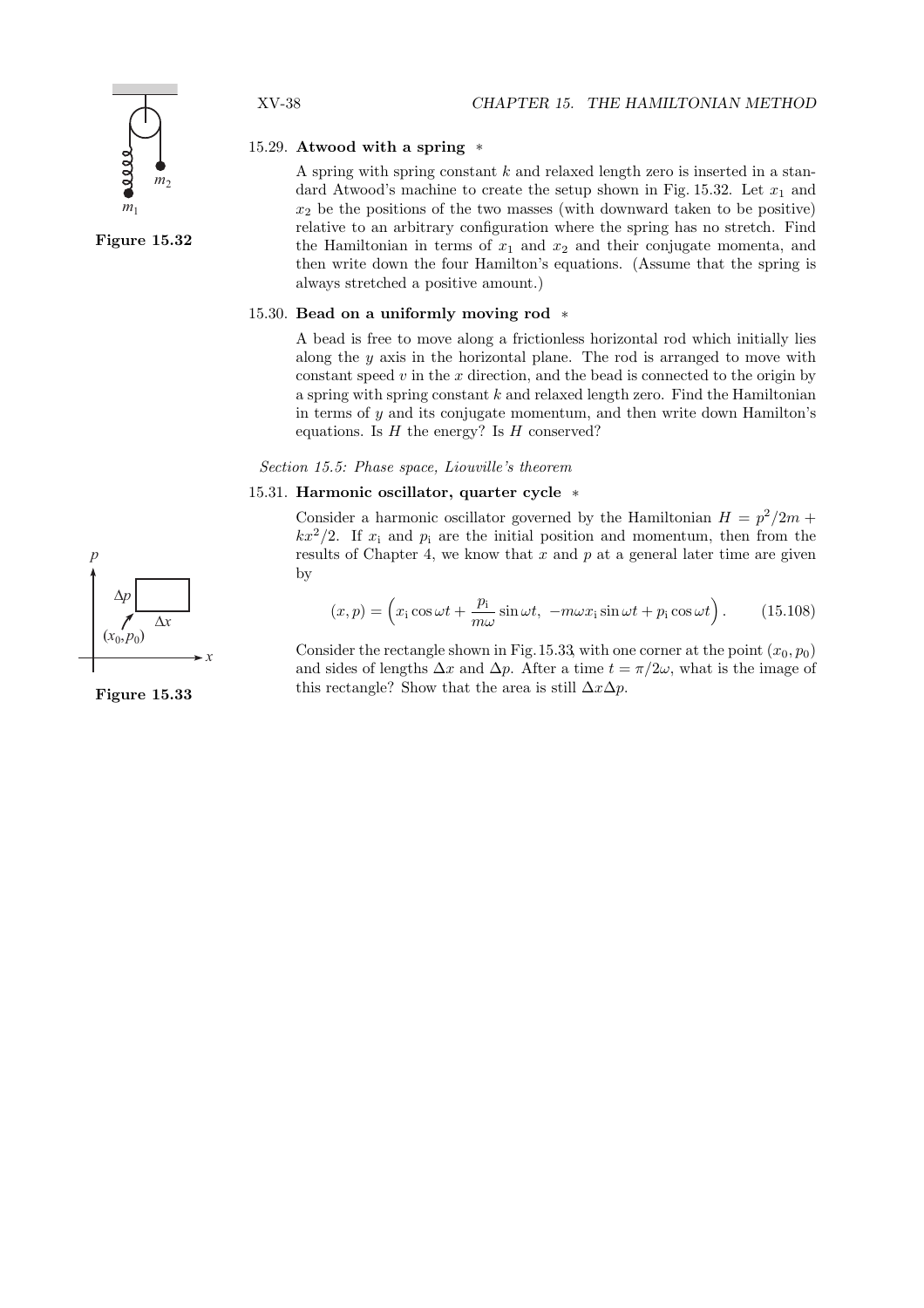15.29. **Atwood with a spring** *

A spring with spring constant $k$ and relaxed length zero is inserted in a standard Atwood's machine to create the setup shown in Fig. 15.32. Let $x_1$ and $x_2$ be the positions of the two masses (with downward taken to be positive) relative to an arbitrary configuration where the spring has no stretch. Find the Hamiltonian in terms of $x_1$ and $x_2$ and their conjugate momenta, and then write down the four Hamilton's equations. (Assume that the spring is always stretched a positive amount.)

**Figure 15.32**

15.30. **Bead on a uniformly moving rod** *

A bead is free to move along a frictionless horizontal rod which initially lies along the $y$ axis in the horizontal plane. The rod is arranged to move with constant speed $v$ in the $x$ direction, and the bead is connected to the origin by a spring with spring constant $k$ and relaxed length zero. Find the Hamiltonian in terms of $y$ and its conjugate momentum, and then write down Hamilton's equations. Is $H$ the energy? Is $H$ conserved?

*Section 15.5: Phase space, Liouville's theorem*

15.31. **Harmonic oscillator, quarter cycle** *

Consider a harmonic oscillator governed by the Hamiltonian $H = p^2/2m + kx^2/2$. If $x_\text{i}$ and $p_\text{i}$ are the initial position and momentum, then from the results of Chapter 4, we know that $x$ and $p$ at a general later time are given by

$$(x, p) = \left(x_\text{i}\cos\omega t + \frac{p_\text{i}}{m\omega}\sin\omega t,\ -m\omega x_\text{i}\sin\omega t + p_\text{i}\cos\omega t\right). \qquad (15.108)$$

Consider the rectangle shown in Fig. 15.33, with one corner at the point $(x_0, p_0)$ and sides of lengths $\Delta x$ and $\Delta p$. After a time $t = \pi/2\omega$, what is the image of this rectangle? Show that the area is still $\Delta x \Delta p$.

**Figure 15.33**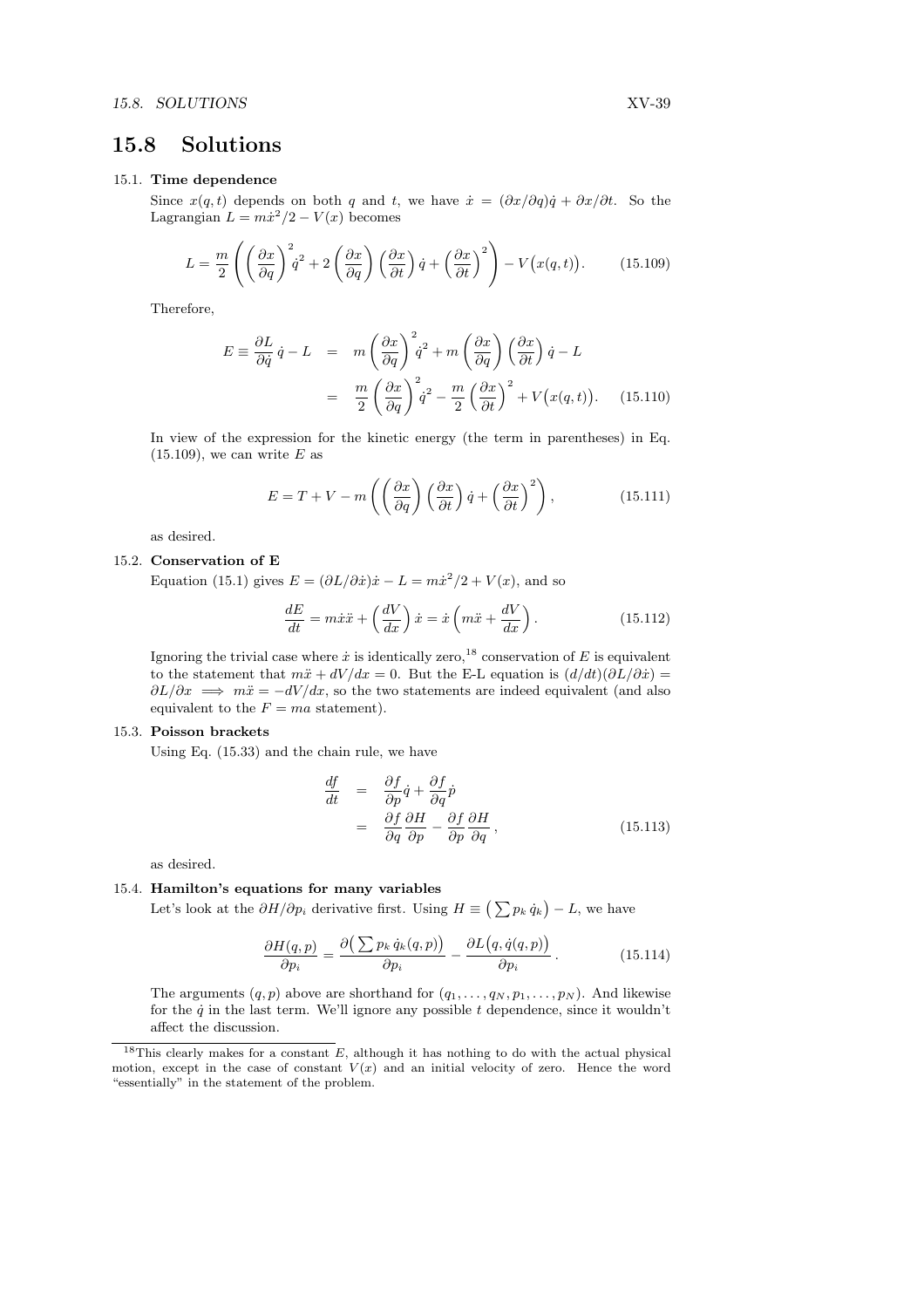## 15.8 Solutions

15.1. **Time dependence**

Since $x(q,t)$ depends on both $q$ and $t$, we have $\dot{x} = (\partial x/\partial q)\dot{q} + \partial x/\partial t$. So the Lagrangian $L = m\dot{x}^2/2 - V(x)$ becomes

$$L = \frac{m}{2}\left(\left(\frac{\partial x}{\partial q}\right)^2 \dot{q}^2 + 2\left(\frac{\partial x}{\partial q}\right)\left(\frac{\partial x}{\partial t}\right)\dot{q} + \left(\frac{\partial x}{\partial t}\right)^2\right) - V\big(x(q,t)\big). \tag{15.109}$$

Therefore,

$$\begin{aligned} E \equiv \frac{\partial L}{\partial \dot{q}}\dot{q} - L &= m\left(\frac{\partial x}{\partial q}\right)^2 \dot{q}^2 + m\left(\frac{\partial x}{\partial q}\right)\left(\frac{\partial x}{\partial t}\right)\dot{q} - L \\ &= \frac{m}{2}\left(\frac{\partial x}{\partial q}\right)^2 \dot{q}^2 - \frac{m}{2}\left(\frac{\partial x}{\partial t}\right)^2 + V\big(x(q,t)\big). \end{aligned} \tag{15.110}$$

In view of the expression for the kinetic energy (the term in parentheses) in Eq. (15.109), we can write $E$ as

$$E = T + V - m\left(\left(\frac{\partial x}{\partial q}\right)\left(\frac{\partial x}{\partial t}\right)\dot{q} + \left(\frac{\partial x}{\partial t}\right)^2\right), \tag{15.111}$$

as desired.

15.2. **Conservation of E**

Equation (15.1) gives $E = (\partial L/\partial \dot{x})\dot{x} - L = m\dot{x}^2/2 + V(x)$, and so

$$\frac{dE}{dt} = m\dot{x}\ddot{x} + \left(\frac{dV}{dx}\right)\dot{x} = \dot{x}\left(m\ddot{x} + \frac{dV}{dx}\right). \tag{15.112}$$

Ignoring the trivial case where $\dot{x}$ is identically zero,[18] conservation of $E$ is equivalent to the statement that $m\ddot{x} + dV/dx = 0$. But the E-L equation is $(d/dt)(\partial L/\partial \dot{x}) = \partial L/\partial x \implies m\ddot{x} = -dV/dx$, so the two statements are indeed equivalent (and also equivalent to the $F = ma$ statement).

15.3. **Poisson brackets**

Using Eq. (15.33) and the chain rule, we have

$$\begin{aligned} \frac{df}{dt} &= \frac{\partial f}{\partial p}\dot{q} + \frac{\partial f}{\partial q}\dot{p} \\ &= \frac{\partial f}{\partial q}\frac{\partial H}{\partial p} - \frac{\partial f}{\partial p}\frac{\partial H}{\partial q}, \end{aligned} \tag{15.113}$$

as desired.

15.4. **Hamilton's equations for many variables**

Let's look at the $\partial H/\partial p_i$ derivative first. Using $H \equiv \left(\sum p_k \dot{q}_k\right) - L$, we have

$$\frac{\partial H(q,p)}{\partial p_i} = \frac{\partial\big(\sum p_k \dot{q}_k(q,p)\big)}{\partial p_i} - \frac{\partial L\big(q, \dot{q}(q,p)\big)}{\partial p_i}. \tag{15.114}$$

The arguments $(q,p)$ above are shorthand for $(q_1, \dots, q_N, p_1, \dots, p_N)$. And likewise for the $\dot{q}$ in the last term. We'll ignore any possible $t$ dependence, since it wouldn't affect the discussion.

---

[18] This clearly makes for a constant $E$, although it has nothing to do with the actual physical motion, except in the case of constant $V(x)$ and an initial velocity of zero. Hence the word "essentially" in the statement of the problem.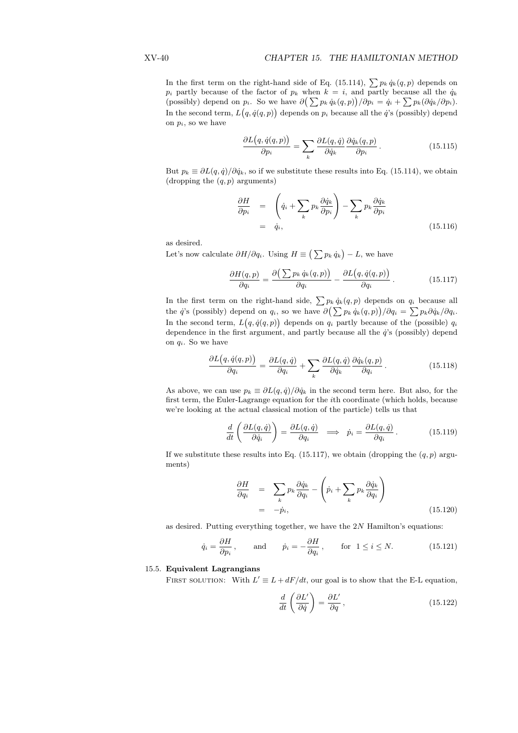In the first term on the right-hand side of Eq. (15.114), $\sum p_k\, \dot{q}_k(q,p)$ depends on $p_i$ partly because of the factor of $p_k$ when $k = i$, and partly because all the $\dot{q}_k$ (possibly) depend on $p_i$. So we have $\partial\big(\sum p_k\, \dot{q}_k(q,p)\big)/\partial p_i = \dot{q}_i + \sum p_k(\partial \dot{q}_k/\partial p_i)$. In the second term, $L\big(q, \dot{q}(q,p)\big)$ depends on $p_i$ because all the $\dot{q}$'s (possibly) depend on $p_i$, so we have

$$\frac{\partial L\big(q,\dot{q}(q,p)\big)}{\partial p_i} = \sum_k \frac{\partial L(q,\dot{q})}{\partial \dot{q}_k}\frac{\partial \dot{q}_k(q,p)}{\partial p_i}\,. \tag{15.115}$$

But $p_k \equiv \partial L(q,\dot{q})/\partial \dot{q}_k$, so if we substitute these results into Eq. (15.114), we obtain (dropping the $(q,p)$ arguments)

$$\begin{aligned}\frac{\partial H}{\partial p_i} &= \left(\dot{q}_i + \sum_k p_k \frac{\partial \dot{q}_k}{\partial p_i}\right) - \sum_k p_k \frac{\partial \dot{q}_k}{\partial p_i}\\ &= \dot{q}_i,\end{aligned} \tag{15.116}$$

as desired.

Let's now calculate $\partial H/\partial q_i$. Using $H \equiv \big(\sum p_k\, \dot{q}_k\big) - L$, we have

$$\frac{\partial H(q,p)}{\partial q_i} = \frac{\partial\big(\sum p_k\, \dot{q}_k(q,p)\big)}{\partial q_i} - \frac{\partial L\big(q,\dot{q}(q,p)\big)}{\partial q_i}\,. \tag{15.117}$$

In the first term on the right-hand side, $\sum p_k\, \dot{q}_k(q,p)$ depends on $q_i$ because all the $\dot{q}$'s (possibly) depend on $q_i$, so we have $\partial\big(\sum p_k\, \dot{q}_k(q,p)\big)/\partial q_i = \sum p_k \partial \dot{q}_k/\partial q_i$. In the second term, $L\big(q,\dot{q}(q,p)\big)$ depends on $q_i$ partly because of the (possible) $q_i$ dependence in the first argument, and partly because all the $\dot{q}$'s (possibly) depend on $q_i$. So we have

$$\frac{\partial L\big(q,\dot{q}(q,p)\big)}{\partial q_i} = \frac{\partial L(q,\dot{q})}{\partial q_i} + \sum_k \frac{\partial L(q,\dot{q})}{\partial \dot{q}_k}\frac{\partial \dot{q}_k(q,p)}{\partial q_i}\,. \tag{15.118}$$

As above, we can use $p_k \equiv \partial L(q,\dot{q})/\partial \dot{q}_k$ in the second term here. But also, for the first term, the Euler-Lagrange equation for the $i$th coordinate (which holds, because we're looking at the actual classical motion of the particle) tells us that

$$\frac{d}{dt}\left(\frac{\partial L(q,\dot{q})}{\partial \dot{q}_i}\right) = \frac{\partial L(q,\dot{q})}{\partial q_i} \quad\Longrightarrow\quad \dot{p}_i = \frac{\partial L(q,\dot{q})}{\partial q_i}\,. \tag{15.119}$$

If we substitute these results into Eq. (15.117), we obtain (dropping the $(q,p)$ arguments)

$$\begin{aligned}\frac{\partial H}{\partial q_i} &= \sum_k p_k \frac{\partial \dot{q}_k}{\partial q_i} - \left(\dot{p}_i + \sum_k p_k \frac{\partial \dot{q}_k}{\partial q_i}\right)\\ &= -\dot{p}_i,\end{aligned} \tag{15.120}$$

as desired. Putting everything together, we have the $2N$ Hamilton's equations:

$$\dot{q}_i = \frac{\partial H}{\partial p_i}\,, \qquad \text{and} \qquad \dot{p}_i = -\frac{\partial H}{\partial q_i}\,, \qquad \text{for } 1 \le i \le N. \tag{15.121}$$

15.5. **Equivalent Lagrangians**

FIRST SOLUTION: With $L' \equiv L + dF/dt$, our goal is to show that the E-L equation,

$$\frac{d}{dt}\left(\frac{\partial L'}{\partial \dot{q}}\right) = \frac{\partial L'}{\partial q}\,, \tag{15.122}$$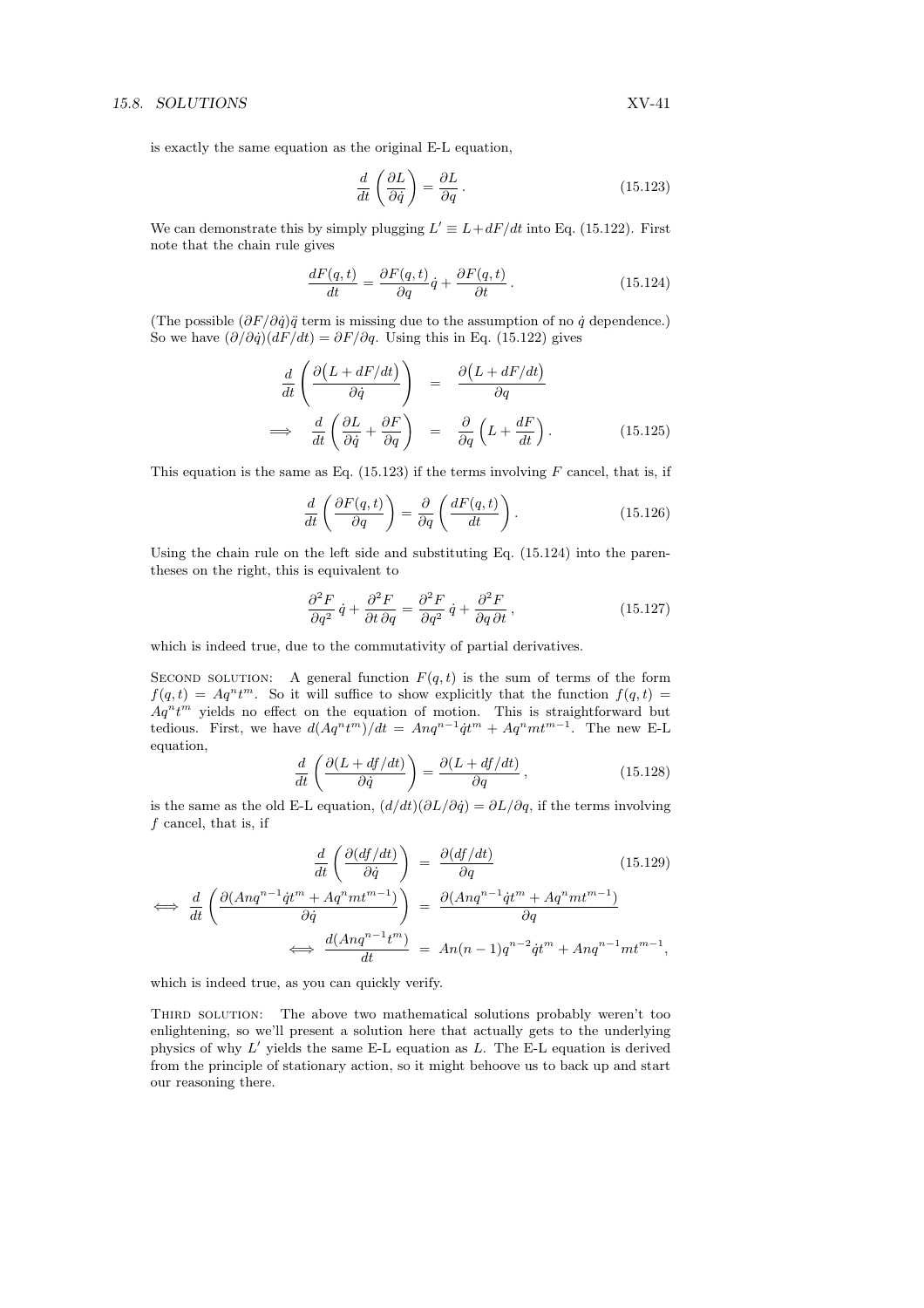is exactly the same equation as the original E-L equation,

$$\frac{d}{dt}\left(\frac{\partial L}{\partial \dot{q}}\right) = \frac{\partial L}{\partial q}\,. \tag{15.123}$$

We can demonstrate this by simply plugging $L' \equiv L + dF/dt$ into Eq. (15.122). First note that the chain rule gives

$$\frac{dF(q,t)}{dt} = \frac{\partial F(q,t)}{\partial q}\dot{q} + \frac{\partial F(q,t)}{\partial t}\,. \tag{15.124}$$

(The possible $(\partial F/\partial \dot{q})\ddot{q}$ term is missing due to the assumption of no $\dot{q}$ dependence.) So we have $(\partial/\partial \dot{q})(dF/dt) = \partial F/\partial q$. Using this in Eq. (15.122) gives

$$\begin{aligned}
\frac{d}{dt}\left(\frac{\partial\big(L + dF/dt\big)}{\partial \dot{q}}\right) &= \frac{\partial\big(L + dF/dt\big)}{\partial q} \\
\Longrightarrow \quad \frac{d}{dt}\left(\frac{\partial L}{\partial \dot{q}} + \frac{\partial F}{\partial q}\right) &= \frac{\partial}{\partial q}\left(L + \frac{dF}{dt}\right).
\end{aligned} \tag{15.125}$$

This equation is the same as Eq. (15.123) if the terms involving $F$ cancel, that is, if

$$\frac{d}{dt}\left(\frac{\partial F(q,t)}{\partial q}\right) = \frac{\partial}{\partial q}\left(\frac{dF(q,t)}{dt}\right). \tag{15.126}$$

Using the chain rule on the left side and substituting Eq. (15.124) into the parentheses on the right, this is equivalent to

$$\frac{\partial^2 F}{\partial q^2}\,\dot{q} + \frac{\partial^2 F}{\partial t\,\partial q} = \frac{\partial^2 F}{\partial q^2}\,\dot{q} + \frac{\partial^2 F}{\partial q\,\partial t}\,, \tag{15.127}$$

which is indeed true, due to the commutativity of partial derivatives.

Second solution: A general function $F(q,t)$ is the sum of terms of the form $f(q,t) = Aq^n t^m$. So it will suffice to show explicitly that the function $f(q,t) = Aq^n t^m$ yields no effect on the equation of motion. This is straightforward but tedious. First, we have $d(Aq^n t^m)/dt = Anq^{n-1}\dot{q}t^m + Aq^n m t^{m-1}$. The new E-L equation,

$$\frac{d}{dt}\left(\frac{\partial(L + df/dt)}{\partial \dot{q}}\right) = \frac{\partial(L + df/dt)}{\partial q}\,, \tag{15.128}$$

is the same as the old E-L equation, $(d/dt)(\partial L/\partial \dot{q}) = \partial L/\partial q$, if the terms involving $f$ cancel, that is, if

$$\begin{aligned}
\frac{d}{dt}\left(\frac{\partial(df/dt)}{\partial \dot{q}}\right) &= \frac{\partial(df/dt)}{\partial q} \qquad (15.129)\\
\Longleftrightarrow \quad \frac{d}{dt}\left(\frac{\partial(Anq^{n-1}\dot{q}t^m + Aq^n m t^{m-1})}{\partial \dot{q}}\right) &= \frac{\partial(Anq^{n-1}\dot{q}t^m + Aq^n m t^{m-1})}{\partial q} \\
\Longleftrightarrow \quad \frac{d(Anq^{n-1}t^m)}{dt} &= An(n-1)q^{n-2}\dot{q}t^m + Anq^{n-1}mt^{m-1},
\end{aligned}$$

which is indeed true, as you can quickly verify.

Third solution: The above two mathematical solutions probably weren't too enlightening, so we'll present a solution here that actually gets to the underlying physics of why $L'$ yields the same E-L equation as $L$. The E-L equation is derived from the principle of stationary action, so it might behoove us to back up and start our reasoning there.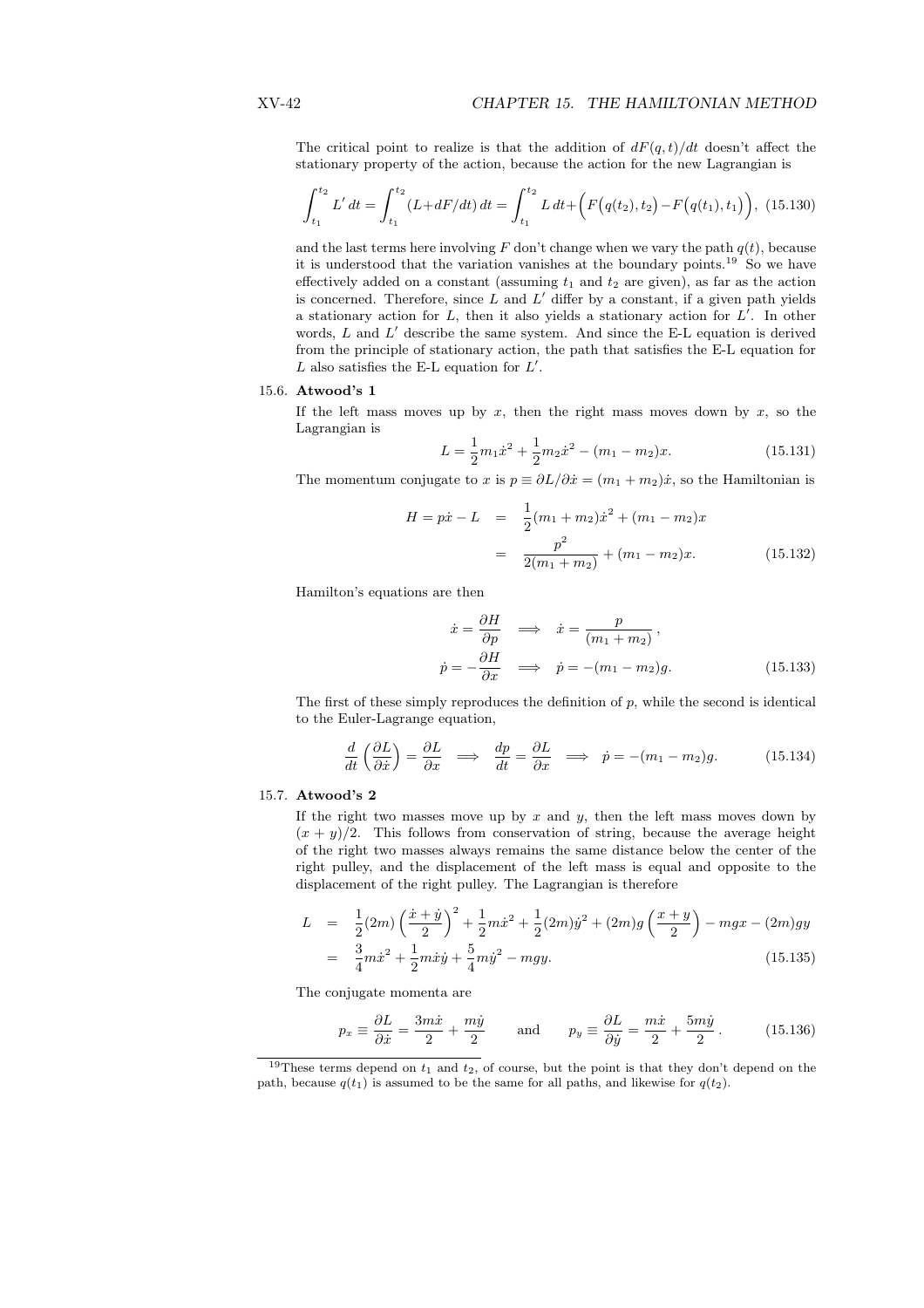The critical point to realize is that the addition of $dF(q,t)/dt$ doesn't affect the stationary property of the action, because the action for the new Lagrangian is

$$\int_{t_1}^{t_2} L'\,dt = \int_{t_1}^{t_2} (L + dF/dt)\,dt = \int_{t_1}^{t_2} L\,dt + \Big(F\big(q(t_2), t_2\big) - F\big(q(t_1), t_1\big)\Big), \quad (15.130)$$

and the last terms here involving $F$ don't change when we vary the path $q(t)$, because it is understood that the variation vanishes at the boundary points.[19] So we have effectively added on a constant (assuming $t_1$ and $t_2$ are given), as far as the action is concerned. Therefore, since $L$ and $L'$ differ by a constant, if a given path yields a stationary action for $L$, then it also yields a stationary action for $L'$. In other words, $L$ and $L'$ describe the same system. And since the E-L equation is derived from the principle of stationary action, the path that satisfies the E-L equation for $L$ also satisfies the E-L equation for $L'$.

15.6. **Atwood's 1**

If the left mass moves up by $x$, then the right mass moves down by $x$, so the Lagrangian is

$$L = \frac{1}{2}m_1\dot{x}^2 + \frac{1}{2}m_2\dot{x}^2 - (m_1 - m_2)x. \quad (15.131)$$

The momentum conjugate to $x$ is $p \equiv \partial L/\partial \dot{x} = (m_1 + m_2)\dot{x}$, so the Hamiltonian is

$$\begin{aligned} H = p\dot{x} - L &= \frac{1}{2}(m_1 + m_2)\dot{x}^2 + (m_1 - m_2)x \\ &= \frac{p^2}{2(m_1 + m_2)} + (m_1 - m_2)x. \end{aligned} \quad (15.132)$$

Hamilton's equations are then

$$\begin{aligned} \dot{x} = \frac{\partial H}{\partial p} \quad &\Longrightarrow \quad \dot{x} = \frac{p}{(m_1 + m_2)}, \\ \dot{p} = -\frac{\partial H}{\partial x} \quad &\Longrightarrow \quad \dot{p} = -(m_1 - m_2)g. \end{aligned} \quad (15.133)$$

The first of these simply reproduces the definition of $p$, while the second is identical to the Euler-Lagrange equation,

$$\frac{d}{dt}\left(\frac{\partial L}{\partial \dot{x}}\right) = \frac{\partial L}{\partial x} \quad \Longrightarrow \quad \frac{dp}{dt} = \frac{\partial L}{\partial x} \quad \Longrightarrow \quad \dot{p} = -(m_1 - m_2)g. \quad (15.134)$$

15.7. **Atwood's 2**

If the right two masses move up by $x$ and $y$, then the left mass moves down by $(x+y)/2$. This follows from conservation of string, because the average height of the right two masses always remains the same distance below the center of the right pulley, and the displacement of the left mass is equal and opposite to the displacement of the right pulley. The Lagrangian is therefore

$$\begin{aligned} L &= \frac{1}{2}(2m)\left(\frac{\dot{x} + \dot{y}}{2}\right)^2 + \frac{1}{2}m\dot{x}^2 + \frac{1}{2}(2m)\dot{y}^2 + (2m)g\left(\frac{x+y}{2}\right) - mgx - (2m)gy \\ &= \frac{3}{4}m\dot{x}^2 + \frac{1}{2}m\dot{x}\dot{y} + \frac{5}{4}m\dot{y}^2 - mgy. \end{aligned} \quad (15.135)$$

The conjugate momenta are

$$p_x \equiv \frac{\partial L}{\partial \dot{x}} = \frac{3m\dot{x}}{2} + \frac{m\dot{y}}{2} \qquad \text{and} \qquad p_y \equiv \frac{\partial L}{\partial \dot{y}} = \frac{m\dot{x}}{2} + \frac{5m\dot{y}}{2}. \quad (15.136)$$

---

[19] These terms depend on $t_1$ and $t_2$, of course, but the point is that they don't depend on the path, because $q(t_1)$ is assumed to be the same for all paths, and likewise for $q(t_2)$.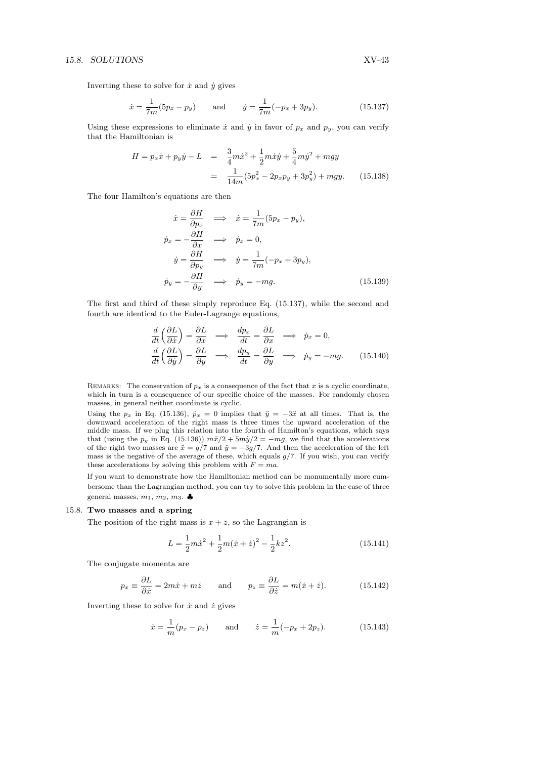Inverting these to solve for $\dot{x}$ and $\dot{y}$ gives

$$\dot{x} = \frac{1}{7m}(5p_x - p_y) \qquad \text{and} \qquad \dot{y} = \frac{1}{7m}(-p_x + 3p_y). \tag{15.137}$$

Using these expressions to eliminate $\dot{x}$ and $\dot{y}$ in favor of $p_x$ and $p_y$, you can verify that the Hamiltonian is

$$\begin{aligned} H = p_x\dot{x} + p_y\dot{y} - L &= \frac{3}{4}m\dot{x}^2 + \frac{1}{2}m\dot{x}\dot{y} + \frac{5}{4}m\dot{y}^2 + mgy \\ &= \frac{1}{14m}(5p_x^2 - 2p_xp_y + 3p_y^2) + mgy. \end{aligned} \tag{15.138}$$

The four Hamilton's equations are then

$$\begin{aligned} \dot{x} = \frac{\partial H}{\partial p_x} &\implies \dot{x} = \frac{1}{7m}(5p_x - p_y), \\ \dot{p}_x = -\frac{\partial H}{\partial x} &\implies \dot{p}_x = 0, \\ \dot{y} = \frac{\partial H}{\partial p_y} &\implies \dot{y} = \frac{1}{7m}(-p_x + 3p_y), \\ \dot{p}_y = -\frac{\partial H}{\partial y} &\implies \dot{p}_y = -mg. \end{aligned} \tag{15.139}$$

The first and third of these simply reproduce Eq. (15.137), while the second and fourth are identical to the Euler-Lagrange equations,

$$\begin{aligned} \frac{d}{dt}\left(\frac{\partial L}{\partial \dot{x}}\right) = \frac{\partial L}{\partial x} &\implies \frac{dp_x}{dt} = \frac{\partial L}{\partial x} \implies \dot{p}_x = 0, \\ \frac{d}{dt}\left(\frac{\partial L}{\partial \dot{y}}\right) = \frac{\partial L}{\partial y} &\implies \frac{dp_y}{dt} = \frac{\partial L}{\partial y} \implies \dot{p}_y = -mg. \end{aligned} \tag{15.140}$$

REMARKS: The conservation of $p_x$ is a consequence of the fact that $x$ is a cyclic coordinate, which in turn is a consequence of our specific choice of the masses. For randomly chosen masses, in general neither coordinate is cyclic.

Using the $p_x$ in Eq. (15.136), $\dot{p}_x = 0$ implies that $\ddot{y} = -3\ddot{x}$ at all times. That is, the downward acceleration of the right mass is three times the upward acceleration of the middle mass. If we plug this relation into the fourth of Hamilton's equations, which says that (using the $p_y$ in Eq. (15.136)) $m\ddot{x}/2 + 5m\ddot{y}/2 = -mg$, we find that the accelerations of the right two masses are $\ddot{x} = g/7$ and $\ddot{y} = -3g/7$. And then the acceleration of the left mass is the negative of the average of these, which equals $g/7$. If you wish, you can verify these accelerations by solving this problem with $F = ma$.

If you want to demonstrate how the Hamiltonian method can be monumentally more cumbersome than the Lagrangian method, you can try to solve this problem in the case of three general masses, $m_1$, $m_2$, $m_3$. ♣

### 15.8. Two masses and a spring

The position of the right mass is $x + z$, so the Lagrangian is

$$L = \frac{1}{2}m\dot{x}^2 + \frac{1}{2}m(\dot{x} + \dot{z})^2 - \frac{1}{2}kz^2. \tag{15.141}$$

The conjugate momenta are

$$p_x \equiv \frac{\partial L}{\partial \dot{x}} = 2m\dot{x} + m\dot{z} \qquad \text{and} \qquad p_z \equiv \frac{\partial L}{\partial \dot{z}} = m(\dot{x} + \dot{z}). \tag{15.142}$$

Inverting these to solve for $\dot{x}$ and $\dot{z}$ gives

$$\dot{x} = \frac{1}{m}(p_x - p_z) \qquad \text{and} \qquad \dot{z} = \frac{1}{m}(-p_x + 2p_z). \tag{15.143}$$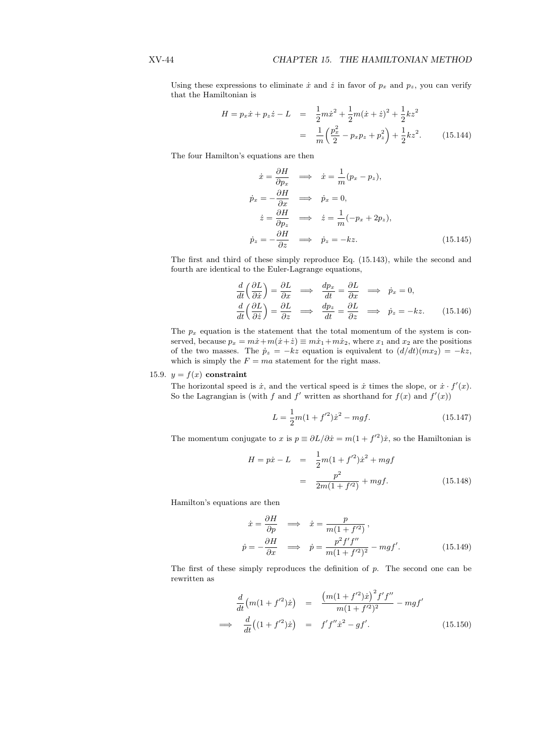Using these expressions to eliminate $\dot{x}$ and $\dot{z}$ in favor of $p_x$ and $p_z$, you can verify that the Hamiltonian is

$$
\begin{aligned}
H = p_x\dot{x} + p_z\dot{z} - L &= \frac{1}{2}m\dot{x}^2 + \frac{1}{2}m(\dot{x}+\dot{z})^2 + \frac{1}{2}kz^2 \\
&= \frac{1}{m}\left(\frac{p_x^2}{2} - p_x p_z + p_z^2\right) + \frac{1}{2}kz^2. \qquad (15.144)
\end{aligned}
$$

The four Hamilton's equations are then

$$
\begin{aligned}
\dot{x} = \frac{\partial H}{\partial p_x} &\implies \dot{x} = \frac{1}{m}(p_x - p_z), \\
\dot{p}_x = -\frac{\partial H}{\partial x} &\implies \dot{p}_x = 0, \\
\dot{z} = \frac{\partial H}{\partial p_z} &\implies \dot{z} = \frac{1}{m}(-p_x + 2p_z), \\
\dot{p}_z = -\frac{\partial H}{\partial z} &\implies \dot{p}_z = -kz. \qquad (15.145)
\end{aligned}
$$

The first and third of these simply reproduce Eq. (15.143), while the second and fourth are identical to the Euler-Lagrange equations,

$$
\begin{aligned}
\frac{d}{dt}\left(\frac{\partial L}{\partial \dot{x}}\right) = \frac{\partial L}{\partial x} &\implies \frac{dp_x}{dt} = \frac{\partial L}{\partial x} \implies \dot{p}_x = 0, \\
\frac{d}{dt}\left(\frac{\partial L}{\partial \dot{z}}\right) = \frac{\partial L}{\partial z} &\implies \frac{dp_z}{dt} = \frac{\partial L}{\partial z} \implies \dot{p}_z = -kz. \qquad (15.146)
\end{aligned}
$$

The $p_x$ equation is the statement that the total momentum of the system is conserved, because $p_x = m\dot{x} + m(\dot{x}+\dot{z}) \equiv m\dot{x}_1 + m\dot{x}_2$, where $x_1$ and $x_2$ are the positions of the two masses. The $\dot{p}_z = -kz$ equation is equivalent to $(d/dt)(m\dot{x}_2) = -kz$, which is simply the $F = ma$ statement for the right mass.

15.9. $y = f(x)$ **constraint**

The horizontal speed is $\dot{x}$, and the vertical speed is $\dot{x}$ times the slope, or $\dot{x} \cdot f'(x)$. So the Lagrangian is (with $f$ and $f'$ written as shorthand for $f(x)$ and $f'(x)$)

$$
L = \frac{1}{2}m(1+f'^2)\dot{x}^2 - mgf. \qquad (15.147)
$$

The momentum conjugate to $x$ is $p \equiv \partial L/\partial \dot{x} = m(1+f'^2)\dot{x}$, so the Hamiltonian is

$$
\begin{aligned}
H = p\dot{x} - L &= \frac{1}{2}m(1+f'^2)\dot{x}^2 + mgf \\
&= \frac{p^2}{2m(1+f'^2)} + mgf. \qquad (15.148)
\end{aligned}
$$

Hamilton's equations are then

$$
\begin{aligned}
\dot{x} = \frac{\partial H}{\partial p} &\implies \dot{x} = \frac{p}{m(1+f'^2)}, \\
\dot{p} = -\frac{\partial H}{\partial x} &\implies \dot{p} = \frac{p^2 f' f''}{m(1+f'^2)^2} - mgf'. \qquad (15.149)
\end{aligned}
$$

The first of these simply reproduces the definition of $p$. The second one can be rewritten as

$$
\begin{aligned}
\frac{d}{dt}\big(m(1+f'^2)\dot{x}\big) &= \frac{\big(m(1+f'^2)\dot{x}\big)^2 f' f''}{m(1+f'^2)^2} - mgf' \\
\implies \quad \frac{d}{dt}\big((1+f'^2)\dot{x}\big) &= f' f'' \dot{x}^2 - gf'. \qquad (15.150)
\end{aligned}
$$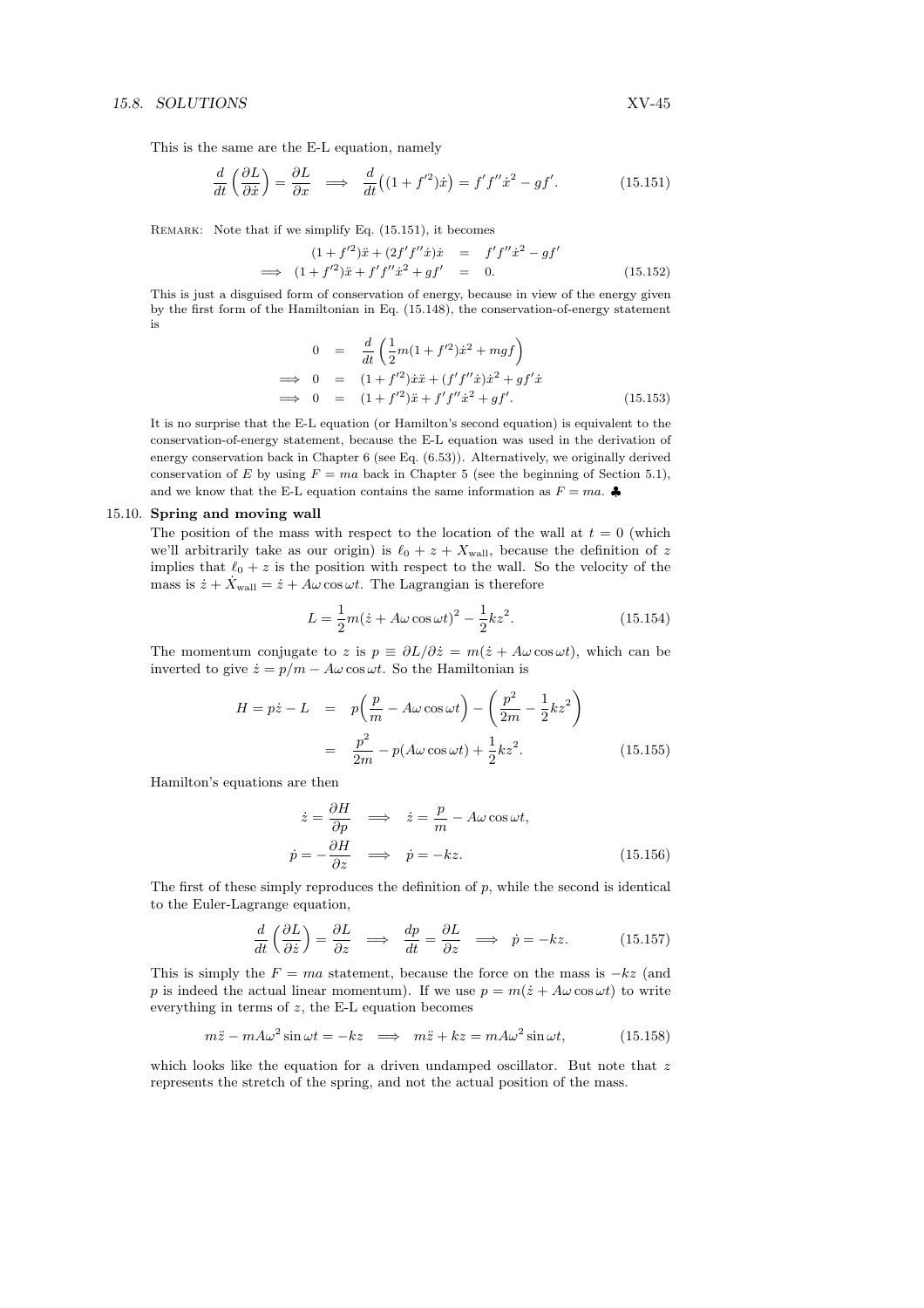This is the same are the E-L equation, namely

$$\frac{d}{dt}\left(\frac{\partial L}{\partial \dot{x}}\right) = \frac{\partial L}{\partial x} \implies \frac{d}{dt}\big((1+f'^2)\dot{x}\big) = f'f''\dot{x}^2 - gf'. \tag{15.151}$$

REMARK: Note that if we simplify Eq. (15.151), it becomes

$$\begin{aligned}
(1+f'^2)\ddot{x} + (2f'f''\dot{x})\dot{x} &= f'f''\dot{x}^2 - gf' \\
\implies (1+f'^2)\ddot{x} + f'f''\dot{x}^2 + gf' &= 0.
\end{aligned} \tag{15.152}$$

This is just a disguised form of conservation of energy, because in view of the energy given by the first form of the Hamiltonian in Eq. (15.148), the conservation-of-energy statement is

$$\begin{aligned}
0 &= \frac{d}{dt}\left(\frac{1}{2}m(1+f'^2)\dot{x}^2 + mgf\right) \\
\implies 0 &= (1+f'^2)\dot{x}\ddot{x} + (f'f''\dot{x})\dot{x}^2 + gf'\dot{x} \\
\implies 0 &= (1+f'^2)\ddot{x} + f'f''\dot{x}^2 + gf'.
\end{aligned} \tag{15.153}$$

It is no surprise that the E-L equation (or Hamilton's second equation) is equivalent to the conservation-of-energy statement, because the E-L equation was used in the derivation of energy conservation back in Chapter 6 (see Eq. (6.53)). Alternatively, we originally derived conservation of $E$ by using $F = ma$ back in Chapter 5 (see the beginning of Section 5.1), and we know that the E-L equation contains the same information as $F = ma$. ♣

15.10. **Spring and moving wall**

The position of the mass with respect to the location of the wall at $t = 0$ (which we'll arbitrarily take as our origin) is $\ell_0 + z + X_{\text{wall}}$, because the definition of $z$ implies that $\ell_0 + z$ is the position with respect to the wall. So the velocity of the mass is $\dot{z} + \dot{X}_{\text{wall}} = \dot{z} + A\omega\cos\omega t$. The Lagrangian is therefore

$$L = \frac{1}{2}m(\dot{z} + A\omega\cos\omega t)^2 - \frac{1}{2}kz^2. \tag{15.154}$$

The momentum conjugate to $z$ is $p \equiv \partial L/\partial \dot{z} = m(\dot{z} + A\omega\cos\omega t)$, which can be inverted to give $\dot{z} = p/m - A\omega\cos\omega t$. So the Hamiltonian is

$$\begin{aligned}
H = p\dot{z} - L &= p\Big(\frac{p}{m} - A\omega\cos\omega t\Big) - \left(\frac{p^2}{2m} - \frac{1}{2}kz^2\right) \\
&= \frac{p^2}{2m} - p(A\omega\cos\omega t) + \frac{1}{2}kz^2.
\end{aligned} \tag{15.155}$$

Hamilton's equations are then

$$\begin{aligned}
\dot{z} = \frac{\partial H}{\partial p} &\implies \dot{z} = \frac{p}{m} - A\omega\cos\omega t, \\
\dot{p} = -\frac{\partial H}{\partial z} &\implies \dot{p} = -kz.
\end{aligned} \tag{15.156}$$

The first of these simply reproduces the definition of $p$, while the second is identical to the Euler-Lagrange equation,

$$\frac{d}{dt}\left(\frac{\partial L}{\partial \dot{z}}\right) = \frac{\partial L}{\partial z} \implies \frac{dp}{dt} = \frac{\partial L}{\partial z} \implies \dot{p} = -kz. \tag{15.157}$$

This is simply the $F = ma$ statement, because the force on the mass is $-kz$ (and $p$ is indeed the actual linear momentum). If we use $p = m(\dot{z} + A\omega\cos\omega t)$ to write everything in terms of $z$, the E-L equation becomes

$$m\ddot{z} - mA\omega^2\sin\omega t = -kz \implies m\ddot{z} + kz = mA\omega^2\sin\omega t, \tag{15.158}$$

which looks like the equation for a driven undamped oscillator. But note that $z$ represents the stretch of the spring, and not the actual position of the mass.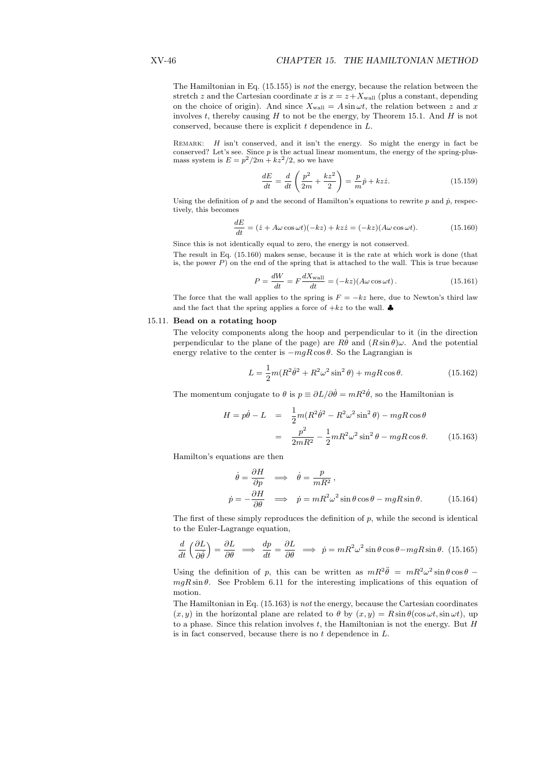The Hamiltonian in Eq. (15.155) is *not* the energy, because the relation between the stretch $z$ and the Cartesian coordinate $x$ is $x = z + X_{\text{wall}}$ (plus a constant, depending on the choice of origin). And since $X_{\text{wall}} = A\sin\omega t$, the relation between $z$ and $x$ involves $t$, thereby causing $H$ to not be the energy, by Theorem 15.1. And $H$ is not conserved, because there is explicit $t$ dependence in $L$.

REMARK: $H$ isn't conserved, and it isn't the energy. So might the energy in fact be conserved? Let's see. Since $p$ is the actual linear momentum, the energy of the spring-plus-mass system is $E = p^2/2m + kz^2/2$, so we have

$$\frac{dE}{dt} = \frac{d}{dt}\left(\frac{p^2}{2m} + \frac{kz^2}{2}\right) = \frac{p}{m}\dot{p} + kz\dot{z}. \tag{15.159}$$

Using the definition of $p$ and the second of Hamilton's equations to rewrite $p$ and $\dot{p}$, respectively, this becomes

$$\frac{dE}{dt} = (\dot{z} + A\omega\cos\omega t)(-kz) + kz\dot{z} = (-kz)(A\omega\cos\omega t). \tag{15.160}$$

Since this is not identically equal to zero, the energy is not conserved.

The result in Eq. (15.160) makes sense, because it is the rate at which work is done (that is, the power $P$) on the end of the spring that is attached to the wall. This is true because

$$P = \frac{dW}{dt} = F\frac{dX_{\text{wall}}}{dt} = (-kz)(A\omega\cos\omega t)\,. \tag{15.161}$$

The force that the wall applies to the spring is $F = -kz$ here, due to Newton's third law and the fact that the spring applies a force of $+kz$ to the wall. ♣

15.11. **Bead on a rotating hoop**

The velocity components along the hoop and perpendicular to it (in the direction perpendicular to the plane of the page) are $R\dot{\theta}$ and $(R\sin\theta)\omega$. And the potential energy relative to the center is $-mgR\cos\theta$. So the Lagrangian is

$$L = \frac{1}{2}m(R^2\dot{\theta}^2 + R^2\omega^2\sin^2\theta) + mgR\cos\theta. \tag{15.162}$$

The momentum conjugate to $\theta$ is $p \equiv \partial L/\partial\dot{\theta} = mR^2\dot{\theta}$, so the Hamiltonian is

$$\begin{aligned} H = p\dot{\theta} - L &= \frac{1}{2}m(R^2\dot{\theta}^2 - R^2\omega^2\sin^2\theta) - mgR\cos\theta \\ &= \frac{p^2}{2mR^2} - \frac{1}{2}mR^2\omega^2\sin^2\theta - mgR\cos\theta. \end{aligned} \tag{15.163}$$

Hamilton's equations are then

$$\begin{aligned} \dot{\theta} = \frac{\partial H}{\partial p} &\implies \dot{\theta} = \frac{p}{mR^2}\,, \\ \dot{p} = -\frac{\partial H}{\partial \theta} &\implies \dot{p} = mR^2\omega^2\sin\theta\cos\theta - mgR\sin\theta. \end{aligned} \tag{15.164}$$

The first of these simply reproduces the definition of $p$, while the second is identical to the Euler-Lagrange equation,

$$\frac{d}{dt}\left(\frac{\partial L}{\partial\dot{\theta}}\right) = \frac{\partial L}{\partial\theta} \implies \frac{dp}{dt} = \frac{\partial L}{\partial\theta} \implies \dot{p} = mR^2\omega^2\sin\theta\cos\theta - mgR\sin\theta. \tag{15.165}$$

Using the definition of $p$, this can be written as $mR^2\ddot{\theta} = mR^2\omega^2\sin\theta\cos\theta - mgR\sin\theta$. See Problem 6.11 for the interesting implications of this equation of motion.

The Hamiltonian in Eq. (15.163) is *not* the energy, because the Cartesian coordinates $(x, y)$ in the horizontal plane are related to $\theta$ by $(x, y) = R\sin\theta(\cos\omega t, \sin\omega t)$, up to a phase. Since this relation involves $t$, the Hamiltonian is not the energy. But $H$ is in fact conserved, because there is no $t$ dependence in $L$.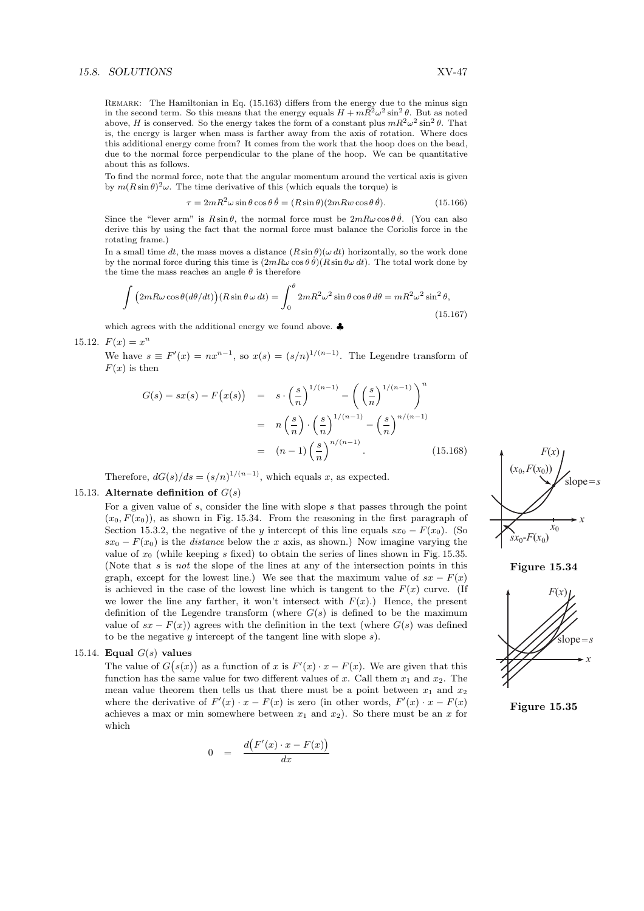REMARK: The Hamiltonian in Eq. (15.163) differs from the energy due to the minus sign in the second term. So this means that the energy equals $H + mR^2\omega^2 \sin^2\theta$. But as noted above, $H$ is conserved. So the energy takes the form of a constant plus $mR^2\omega^2\sin^2\theta$. That is, the energy is larger when mass is farther away from the axis of rotation. Where does this additional energy come from? It comes from the work that the hoop does on the bead, due to the normal force perpendicular to the plane of the hoop. We can be quantitative about this as follows.

To find the normal force, note that the angular momentum around the vertical axis is given by $m(R\sin\theta)^2\omega$. The time derivative of this (which equals the torque) is

$$\tau = 2mR^2\omega\sin\theta\cos\theta\,\dot\theta = (R\sin\theta)(2mRw\cos\theta\,\dot\theta). \tag{15.166}$$

Since the "lever arm" is $R\sin\theta$, the normal force must be $2mR\omega\cos\theta\,\dot\theta$. (You can also derive this by using the fact that the normal force must balance the Coriolis force in the rotating frame.)

In a small time $dt$, the mass moves a distance $(R\sin\theta)(\omega\, dt)$ horizontally, so the work done by the normal force during this time is $(2mR\omega\cos\theta\,\dot\theta)(R\sin\theta\omega\, dt)$. The total work done by the time the mass reaches an angle $\theta$ is therefore

$$\int \big(2mR\omega\cos\theta(d\theta/dt)\big)(R\sin\theta\,\omega\, dt) = \int_0^\theta 2mR^2\omega^2\sin\theta\cos\theta\, d\theta = mR^2\omega^2\sin^2\theta, \tag{15.167}$$

which agrees with the additional energy we found above. ♣

15.12. $F(x) = x^n$

We have $s \equiv F'(x) = nx^{n-1}$, so $x(s) = (s/n)^{1/(n-1)}$. The Legendre transform of $F(x)$ is then

$$\begin{aligned} G(s) = sx(s) - F\big(x(s)\big) &= s\cdot\left(\frac{s}{n}\right)^{1/(n-1)} - \left(\left(\frac{s}{n}\right)^{1/(n-1)}\right)^n \\ &= n\left(\frac{s}{n}\right)\cdot\left(\frac{s}{n}\right)^{1/(n-1)} - \left(\frac{s}{n}\right)^{n/(n-1)} \\ &= (n-1)\left(\frac{s}{n}\right)^{n/(n-1)}. \end{aligned} \tag{15.168}$$

Therefore, $dG(s)/ds = (s/n)^{1/(n-1)}$, which equals $x$, as expected.

15.13. **Alternate definition of $G(s)$**

For a given value of $s$, consider the line with slope $s$ that passes through the point $(x_0, F(x_0))$, as shown in Fig. 15.34. From the reasoning in the first paragraph of Section 15.3.2, the negative of the $y$ intercept of this line equals $sx_0 - F(x_0)$. (So $sx_0 - F(x_0)$ is the *distance* below the $x$ axis, as shown.) Now imagine varying the value of $x_0$ (while keeping $s$ fixed) to obtain the series of lines shown in Fig. 15.35. (Note that $s$ is *not* the slope of the lines at any of the intersection points in this graph, except for the lowest line.) We see that the maximum value of $sx - F(x)$ is achieved in the case of the lowest line which is tangent to the $F(x)$ curve. (If we lower the line any farther, it won't intersect with $F(x)$.) Hence, the present definition of the Legendre transform (where $G(s)$ is defined to be the maximum value of $sx - F(x)$) agrees with the definition in the text (where $G(s)$ was defined to be the negative $y$ intercept of the tangent line with slope $s$).

**Figure 15.34**

**Figure 15.35**

15.14. **Equal $G(s)$ values**

The value of $G\big(s(x)\big)$ as a function of $x$ is $F'(x)\cdot x - F(x)$. We are given that this function has the same value for two different values of $x$. Call them $x_1$ and $x_2$. The mean value theorem then tells us that there must be a point between $x_1$ and $x_2$ where the derivative of $F'(x)\cdot x - F(x)$ is zero (in other words, $F'(x)\cdot x - F(x)$ achieves a max or min somewhere between $x_1$ and $x_2$). So there must be an $x$ for which

$$0 = \frac{d\big(F'(x)\cdot x - F(x)\big)}{dx}$$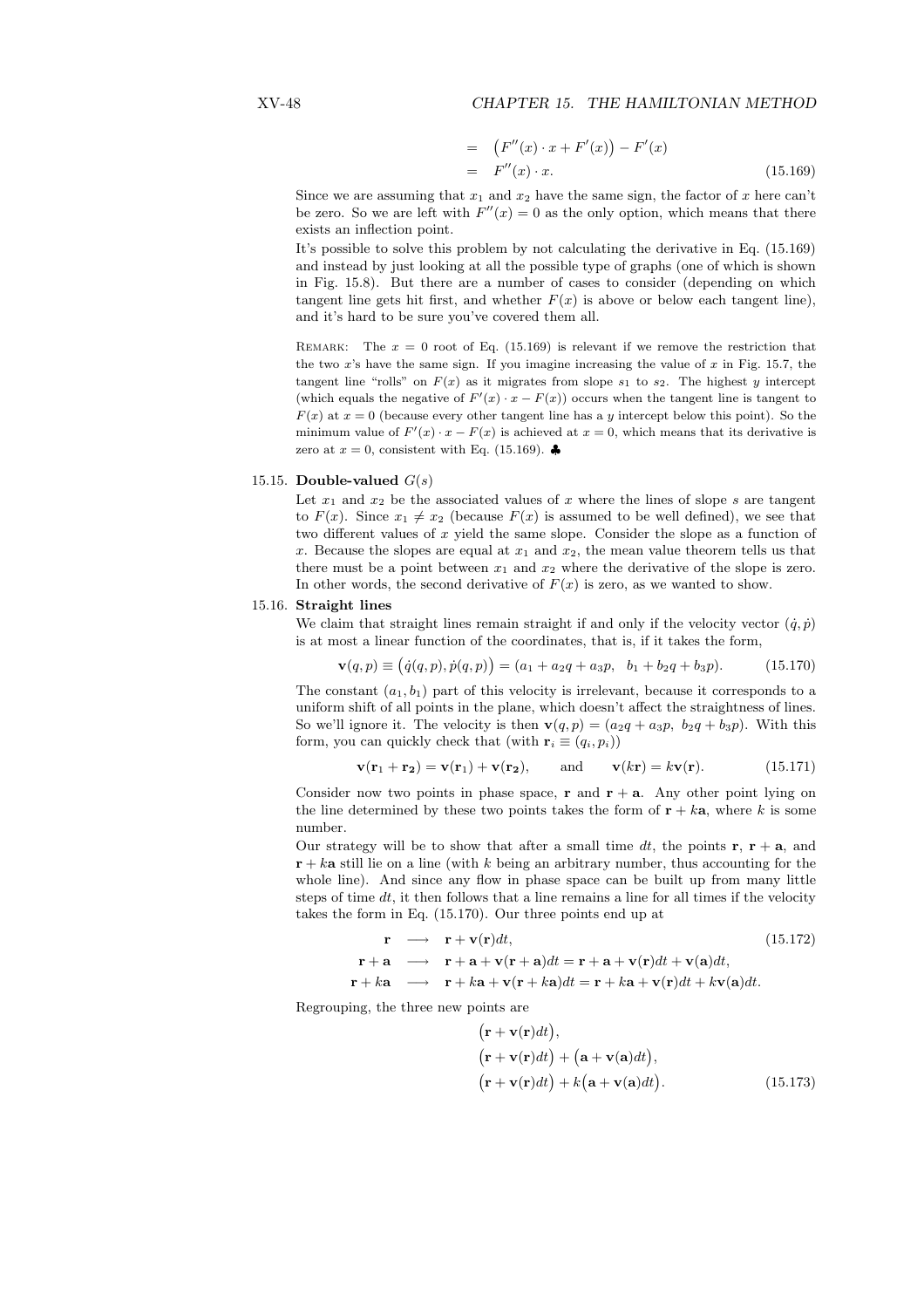$$
\begin{aligned}
&= \big(F''(x)\cdot x + F'(x)\big) - F'(x) \\
&= F''(x)\cdot x. \qquad (15.169)
\end{aligned}
$$

Since we are assuming that $x_1$ and $x_2$ have the same sign, the factor of $x$ here can't be zero. So we are left with $F''(x) = 0$ as the only option, which means that there exists an inflection point.

It's possible to solve this problem by not calculating the derivative in Eq. (15.169) and instead by just looking at all the possible type of graphs (one of which is shown in Fig. 15.8). But there are a number of cases to consider (depending on which tangent line gets hit first, and whether $F(x)$ is above or below each tangent line), and it's hard to be sure you've covered them all.

REMARK: The $x = 0$ root of Eq. (15.169) is relevant if we remove the restriction that the two $x$'s have the same sign. If you imagine increasing the value of $x$ in Fig. 15.7, the tangent line "rolls" on $F(x)$ as it migrates from slope $s_1$ to $s_2$. The highest $y$ intercept (which equals the negative of $F'(x)\cdot x - F(x)$) occurs when the tangent line is tangent to $F(x)$ at $x = 0$ (because every other tangent line has a $y$ intercept below this point). So the minimum value of $F'(x)\cdot x - F(x)$ is achieved at $x = 0$, which means that its derivative is zero at $x = 0$, consistent with Eq. (15.169). ♣

**15.15. Double-valued $G(s)$**

Let $x_1$ and $x_2$ be the associated values of $x$ where the lines of slope $s$ are tangent to $F(x)$. Since $x_1 \neq x_2$ (because $F(x)$ is assumed to be well defined), we see that two different values of $x$ yield the same slope. Consider the slope as a function of $x$. Because the slopes are equal at $x_1$ and $x_2$, the mean value theorem tells us that there must be a point between $x_1$ and $x_2$ where the derivative of the slope is zero. In other words, the second derivative of $F(x)$ is zero, as we wanted to show.

**15.16. Straight lines**

We claim that straight lines remain straight if and only if the velocity vector $(\dot{q}, \dot{p})$ is at most a linear function of the coordinates, that is, if it takes the form,

$$
\mathbf{v}(q,p) \equiv \big(\dot{q}(q,p), \dot{p}(q,p)\big) = (a_1 + a_2 q + a_3 p, \quad b_1 + b_2 q + b_3 p). \qquad (15.170)
$$

The constant $(a_1, b_1)$ part of this velocity is irrelevant, because it corresponds to a uniform shift of all points in the plane, which doesn't affect the straightness of lines. So we'll ignore it. The velocity is then $\mathbf{v}(q,p) = (a_2 q + a_3 p,\ b_2 q + b_3 p)$. With this form, you can quickly check that (with $\mathbf{r}_i \equiv (q_i, p_i)$)

$$
\mathbf{v}(\mathbf{r}_1 + \mathbf{r}_2) = \mathbf{v}(\mathbf{r}_1) + \mathbf{v}(\mathbf{r}_2), \qquad \text{and} \qquad \mathbf{v}(k\mathbf{r}) = k\mathbf{v}(\mathbf{r}). \qquad (15.171)
$$

Consider now two points in phase space, $\mathbf{r}$ and $\mathbf{r} + \mathbf{a}$. Any other point lying on the line determined by these two points takes the form of $\mathbf{r} + k\mathbf{a}$, where $k$ is some number.

Our strategy will be to show that after a small time $dt$, the points $\mathbf{r}$, $\mathbf{r} + \mathbf{a}$, and $\mathbf{r} + k\mathbf{a}$ still lie on a line (with $k$ being an arbitrary number, thus accounting for the whole line). And since any flow in phase space can be built up from many little steps of time $dt$, it then follows that a line remains a line for all times if the velocity takes the form in Eq. (15.170). Our three points end up at

$$
\begin{aligned}
\mathbf{r} &\longrightarrow \mathbf{r} + \mathbf{v}(\mathbf{r})dt, \qquad (15.172) \\
\mathbf{r} + \mathbf{a} &\longrightarrow \mathbf{r} + \mathbf{a} + \mathbf{v}(\mathbf{r} + \mathbf{a})dt = \mathbf{r} + \mathbf{a} + \mathbf{v}(\mathbf{r})dt + \mathbf{v}(\mathbf{a})dt, \\
\mathbf{r} + k\mathbf{a} &\longrightarrow \mathbf{r} + k\mathbf{a} + \mathbf{v}(\mathbf{r} + k\mathbf{a})dt = \mathbf{r} + k\mathbf{a} + \mathbf{v}(\mathbf{r})dt + k\mathbf{v}(\mathbf{a})dt.
\end{aligned}
$$

Regrouping, the three new points are

$$
\begin{aligned}
&\big(\mathbf{r} + \mathbf{v}(\mathbf{r})dt\big), \\
&\big(\mathbf{r} + \mathbf{v}(\mathbf{r})dt\big) + \big(\mathbf{a} + \mathbf{v}(\mathbf{a})dt\big), \\
&\big(\mathbf{r} + \mathbf{v}(\mathbf{r})dt\big) + k\big(\mathbf{a} + \mathbf{v}(\mathbf{a})dt\big). \qquad (15.173)
\end{aligned}
$$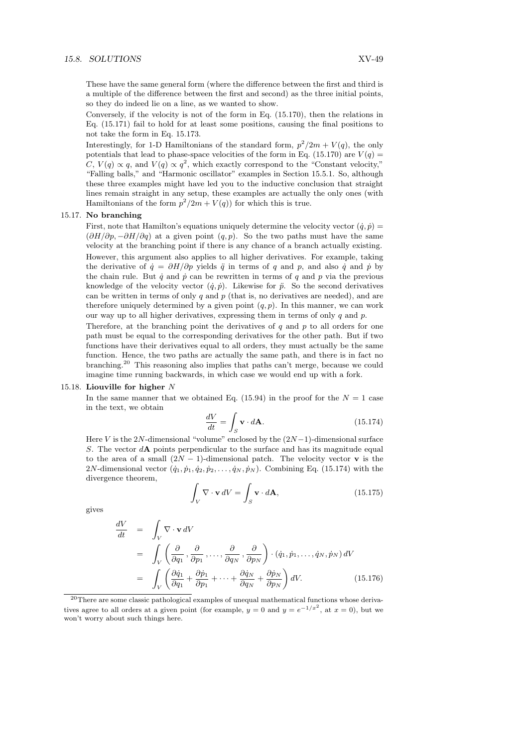These have the same general form (where the difference between the first and third is a multiple of the difference between the first and second) as the three initial points, so they do indeed lie on a line, as we wanted to show.

Conversely, if the velocity is not of the form in Eq. (15.170), then the relations in Eq. (15.171) fail to hold for at least some positions, causing the final positions to not take the form in Eq. 15.173.

Interestingly, for 1-D Hamiltonians of the standard form, $p^2/2m + V(q)$, the only potentials that lead to phase-space velocities of the form in Eq. (15.170) are $V(q) = C$, $V(q) \propto q$, and $V(q) \propto q^2$, which exactly correspond to the "Constant velocity," "Falling balls," and "Harmonic oscillator" examples in Section 15.5.1. So, although these three examples might have led you to the inductive conclusion that straight lines remain straight in any setup, these examples are actually the only ones (with Hamiltonians of the form $p^2/2m + V(q)$) for which this is true.

15.17. **No branching**

First, note that Hamilton's equations uniquely determine the velocity vector $(\dot{q}, \dot{p}) = (\partial H/\partial p, -\partial H/\partial q)$ at a given point $(q, p)$. So the two paths must have the same velocity at the branching point if there is any chance of a branch actually existing.

However, this argument also applies to all higher derivatives. For example, taking the derivative of $\dot{q} = \partial H/\partial p$ yields $\ddot{q}$ in terms of $q$ and $p$, and also $\dot{q}$ and $\dot{p}$ by the chain rule. But $\dot{q}$ and $\dot{p}$ can be rewritten in terms of $q$ and $p$ via the previous knowledge of the velocity vector $(\dot{q}, \dot{p})$. Likewise for $\ddot{p}$. So the second derivatives can be written in terms of only $q$ and $p$ (that is, no derivatives are needed), and are therefore uniquely determined by a given point $(q, p)$. In this manner, we can work our way up to all higher derivatives, expressing them in terms of only $q$ and $p$.

Therefore, at the branching point the derivatives of $q$ and $p$ to all orders for one path must be equal to the corresponding derivatives for the other path. But if two functions have their derivatives equal to all orders, they must actually be the same function. Hence, the two paths are actually the same path, and there is in fact no branching.[20] This reasoning also implies that paths can't merge, because we could imagine time running backwards, in which case we would end up with a fork.

15.18. **Liouville for higher $N$**

In the same manner that we obtained Eq. (15.94) in the proof for the $N = 1$ case in the text, we obtain

$$\frac{dV}{dt} = \int_S \mathbf{v} \cdot d\mathbf{A}. \tag{15.174}$$

Here $V$ is the $2N$-dimensional "volume" enclosed by the $(2N-1)$-dimensional surface $S$. The vector $d\mathbf{A}$ points perpendicular to the surface and has its magnitude equal to the area of a small $(2N-1)$-dimensional patch. The velocity vector $\mathbf{v}$ is the $2N$-dimensional vector $(\dot{q}_1, \dot{p}_1, \dot{q}_2, \dot{p}_2, \ldots, \dot{q}_N, \dot{p}_N)$. Combining Eq. (15.174) with the divergence theorem,

$$\int_V \nabla \cdot \mathbf{v}\, dV = \int_S \mathbf{v} \cdot d\mathbf{A}, \tag{15.175}$$

gives

$$\begin{aligned}
\frac{dV}{dt} &= \int_V \nabla \cdot \mathbf{v}\, dV \\
&= \int_V \left( \frac{\partial}{\partial q_1}, \frac{\partial}{\partial p_1}, \ldots, \frac{\partial}{\partial q_N}, \frac{\partial}{\partial p_N} \right) \cdot (\dot{q}_1, \dot{p}_1, \ldots, \dot{q}_N, \dot{p}_N)\, dV \\
&= \int_V \left( \frac{\partial \dot{q}_1}{\partial q_1} + \frac{\partial \dot{p}_1}{\partial p_1} + \cdots + \frac{\partial \dot{q}_N}{\partial q_N} + \frac{\partial \dot{p}_N}{\partial p_N} \right) dV.
\end{aligned} \tag{15.176}$$

[20] There are some classic pathological examples of unequal mathematical functions whose derivatives agree to all orders at a given point (for example, $y = 0$ and $y = e^{-1/x^2}$, at $x = 0$), but we won't worry about such things here.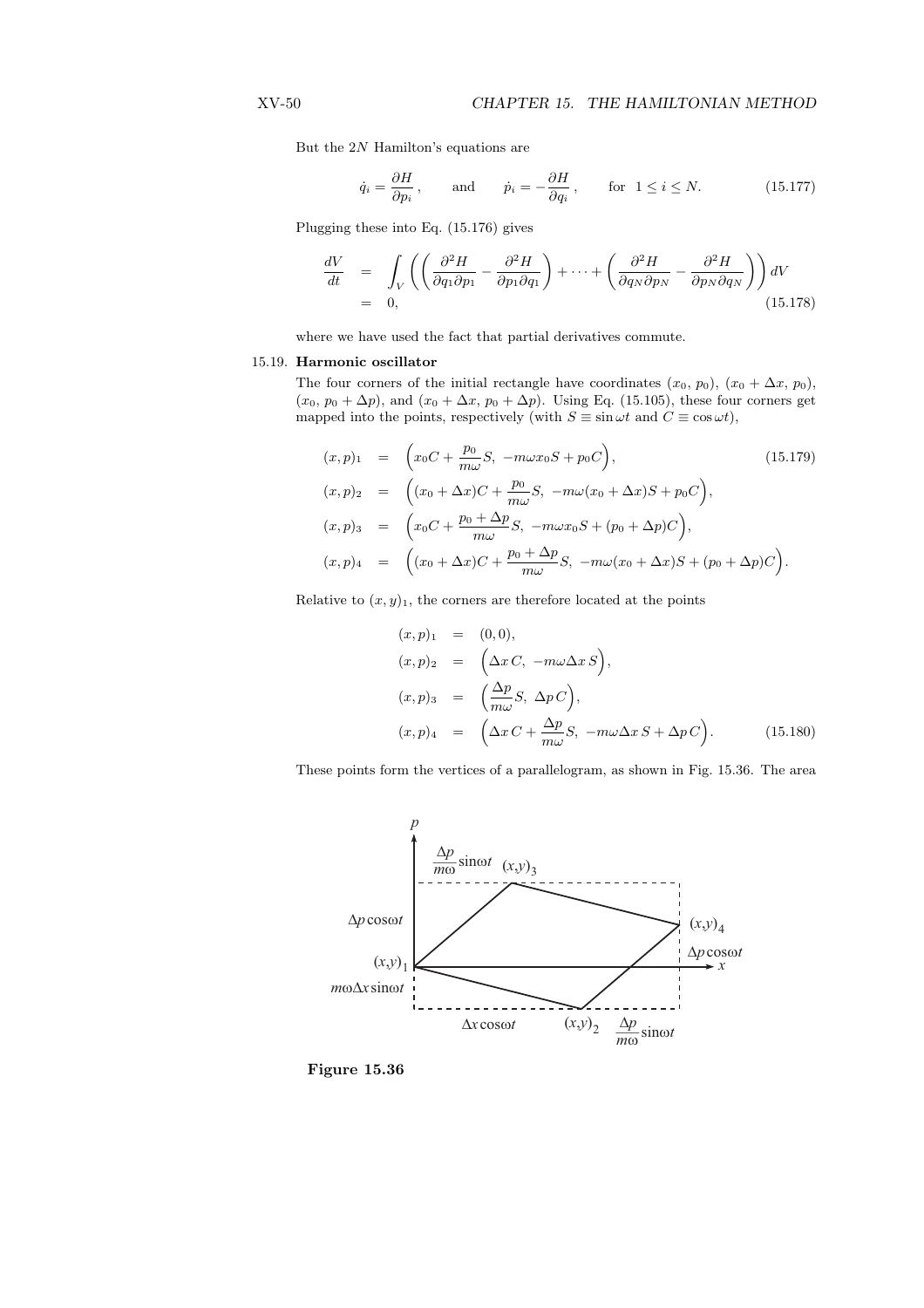But the $2N$ Hamilton's equations are

$$\dot{q}_i = \frac{\partial H}{\partial p_i}, \qquad \text{and} \qquad \dot{p}_i = -\frac{\partial H}{\partial q_i}, \qquad \text{for } 1 \le i \le N. \tag{15.177}$$

Plugging these into Eq. (15.176) gives

$$\begin{aligned}
\frac{dV}{dt} &= \int_V \left( \left( \frac{\partial^2 H}{\partial q_1 \partial p_1} - \frac{\partial^2 H}{\partial p_1 \partial q_1} \right) + \cdots + \left( \frac{\partial^2 H}{\partial q_N \partial p_N} - \frac{\partial^2 H}{\partial p_N \partial q_N} \right) \right) dV \\
&= 0,
\end{aligned} \tag{15.178}$$

where we have used the fact that partial derivatives commute.

15.19. **Harmonic oscillator**

The four corners of the initial rectangle have coordinates $(x_0,\, p_0)$, $(x_0 + \Delta x,\, p_0)$, $(x_0,\, p_0 + \Delta p)$, and $(x_0 + \Delta x,\, p_0 + \Delta p)$. Using Eq. (15.105), these four corners get mapped into the points, respectively (with $S \equiv \sin \omega t$ and $C \equiv \cos \omega t$),

$$\begin{aligned}
(x,p)_1 &= \left( x_0 C + \frac{p_0}{m\omega} S,\ -m\omega x_0 S + p_0 C \right), \\
(x,p)_2 &= \left( (x_0 + \Delta x) C + \frac{p_0}{m\omega} S,\ -m\omega (x_0 + \Delta x) S + p_0 C \right), \\
(x,p)_3 &= \left( x_0 C + \frac{p_0 + \Delta p}{m\omega} S,\ -m\omega x_0 S + (p_0 + \Delta p) C \right), \\
(x,p)_4 &= \left( (x_0 + \Delta x) C + \frac{p_0 + \Delta p}{m\omega} S,\ -m\omega (x_0 + \Delta x) S + (p_0 + \Delta p) C \right).
\end{aligned} \tag{15.179}$$

Relative to $(x,y)_1$, the corners are therefore located at the points

$$\begin{aligned}
(x,p)_1 &= (0,0), \\
(x,p)_2 &= \left( \Delta x\, C,\ -m\omega \Delta x\, S \right), \\
(x,p)_3 &= \left( \frac{\Delta p}{m\omega} S,\ \Delta p\, C \right), \\
(x,p)_4 &= \left( \Delta x\, C + \frac{\Delta p}{m\omega} S,\ -m\omega \Delta x\, S + \Delta p\, C \right).
\end{aligned} \tag{15.180}$$

These points form the vertices of a parallelogram, as shown in Fig. 15.36. The area

**Figure 15.36**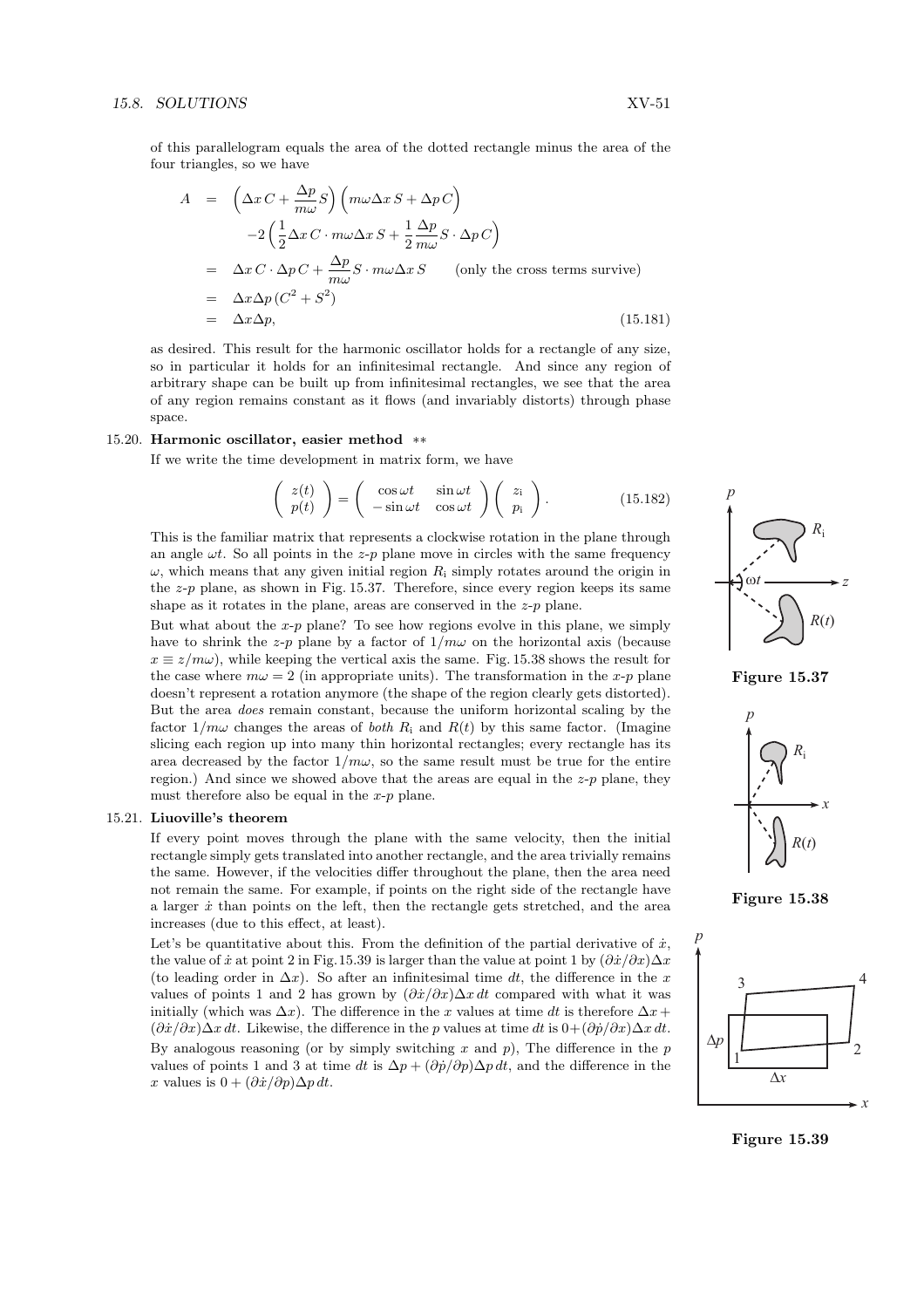of this parallelogram equals the area of the dotted rectangle minus the area of the four triangles, so we have

$$
\begin{aligned}
A &= \left(\Delta x\, C + \frac{\Delta p}{m\omega} S\right)\left(m\omega \Delta x\, S + \Delta p\, C\right) \\
&\quad -2\left(\frac{1}{2}\Delta x\, C \cdot m\omega \Delta x\, S + \frac{1}{2}\frac{\Delta p}{m\omega} S \cdot \Delta p\, C\right) \\
&= \Delta x\, C \cdot \Delta p\, C + \frac{\Delta p}{m\omega} S \cdot m\omega \Delta x\, S \qquad \text{(only the cross terms survive)} \\
&= \Delta x \Delta p\,(C^2 + S^2) \\
&= \Delta x \Delta p, \qquad\qquad\qquad\qquad\qquad\qquad\qquad\qquad\qquad\qquad (15.181)
\end{aligned}
$$

as desired. This result for the harmonic oscillator holds for a rectangle of any size, so in particular it holds for an infinitesimal rectangle. And since any region of arbitrary shape can be built up from infinitesimal rectangles, we see that the area of any region remains constant as it flows (and invariably distorts) through phase space.

**15.20. Harmonic oscillator, easier method** $**$

If we write the time development in matrix form, we have

$$
\begin{pmatrix} z(t) \\ p(t) \end{pmatrix} = \begin{pmatrix} \cos\omega t & \sin\omega t \\ -\sin\omega t & \cos\omega t \end{pmatrix} \begin{pmatrix} z_{\rm i} \\ p_{\rm i} \end{pmatrix}. \qquad (15.182)
$$

This is the familiar matrix that represents a clockwise rotation in the plane through an angle $\omega t$. So all points in the $z$-$p$ plane move in circles with the same frequency $\omega$, which means that any given initial region $R_{\rm i}$ simply rotates around the origin in the $z$-$p$ plane, as shown in Fig. 15.37. Therefore, since every region keeps its same shape as it rotates in the plane, areas are conserved in the $z$-$p$ plane.

But what about the $x$-$p$ plane? To see how regions evolve in this plane, we simply have to shrink the $z$-$p$ plane by a factor of $1/m\omega$ on the horizontal axis (because $x \equiv z/m\omega$), while keeping the vertical axis the same. Fig. 15.38 shows the result for the case where $m\omega = 2$ (in appropriate units). The transformation in the $x$-$p$ plane doesn't represent a rotation anymore (the shape of the region clearly gets distorted). But the area *does* remain constant, because the uniform horizontal scaling by the factor $1/m\omega$ changes the areas of *both* $R_{\rm i}$ and $R(t)$ by this same factor. (Imagine slicing each region up into many thin horizontal rectangles; every rectangle has its area decreased by the factor $1/m\omega$, so the same result must be true for the entire region.) And since we showed above that the areas are equal in the $z$-$p$ plane, they must therefore also be equal in the $x$-$p$ plane.

Figure 15.37

Figure 15.38

**15.21. Liuoville's theorem**

If every point moves through the plane with the same velocity, then the initial rectangle simply gets translated into another rectangle, and the area trivially remains the same. However, if the velocities differ throughout the plane, then the area need not remain the same. For example, if points on the right side of the rectangle have a larger $\dot{x}$ than points on the left, then the rectangle gets stretched, and the area increases (due to this effect, at least).

Let's be quantitative about this. From the definition of the partial derivative of $\dot{x}$, the value of $\dot{x}$ at point 2 in Fig. 15.39 is larger than the value at point 1 by $(\partial\dot{x}/\partial x)\Delta x$ (to leading order in $\Delta x$). So after an infinitesimal time $dt$, the difference in the $x$ values of points 1 and 2 has grown by $(\partial\dot{x}/\partial x)\Delta x\, dt$ compared with what it was initially (which was $\Delta x$). The difference in the $x$ values at time $dt$ is therefore $\Delta x + (\partial\dot{x}/\partial x)\Delta x\, dt$. Likewise, the difference in the $p$ values at time $dt$ is $0 + (\partial\dot{p}/\partial x)\Delta x\, dt$. By analogous reasoning (or by simply switching $x$ and $p$), The difference in the $p$ values of points 1 and 3 at time $dt$ is $\Delta p + (\partial\dot{p}/\partial p)\Delta p\, dt$, and the difference in the $x$ values is $0 + (\partial\dot{x}/\partial p)\Delta p\, dt$.

Figure 15.39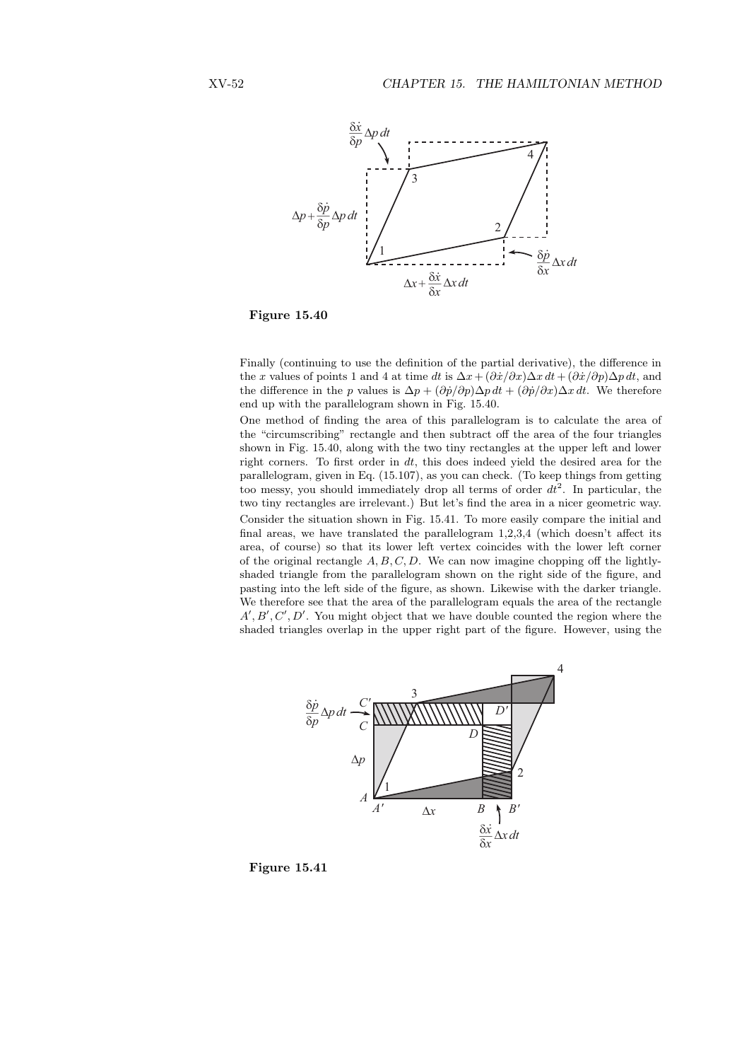**Figure 15.40**

Finally (continuing to use the definition of the partial derivative), the difference in the $x$ values of points 1 and 4 at time $dt$ is $\Delta x + (\partial \dot{x}/\partial x)\Delta x\, dt + (\partial \dot{x}/\partial p)\Delta p\, dt$, and the difference in the $p$ values is $\Delta p + (\partial \dot{p}/\partial p)\Delta p\, dt + (\partial \dot{p}/\partial x)\Delta x\, dt$. We therefore end up with the parallelogram shown in Fig. 15.40.

One method of finding the area of this parallelogram is to calculate the area of the "circumscribing" rectangle and then subtract off the area of the four triangles shown in Fig. 15.40, along with the two tiny rectangles at the upper left and lower right corners. To first order in $dt$, this does indeed yield the desired area for the parallelogram, given in Eq. (15.107), as you can check. (To keep things from getting too messy, you should immediately drop all terms of order $dt^2$. In particular, the two tiny rectangles are irrelevant.) But let's find the area in a nicer geometric way.

Consider the situation shown in Fig. 15.41. To more easily compare the initial and final areas, we have translated the parallelogram 1,2,3,4 (which doesn't affect its area, of course) so that its lower left vertex coincides with the lower left corner of the original rectangle $A, B, C, D$. We can now imagine chopping off the lightly-shaded triangle from the parallelogram shown on the right side of the figure, and pasting into the left side of the figure, as shown. Likewise with the darker triangle. We therefore see that the area of the parallelogram equals the area of the rectangle $A', B', C', D'$. You might object that we have double counted the region where the shaded triangles overlap in the upper right part of the figure. However, using the

**Figure 15.41**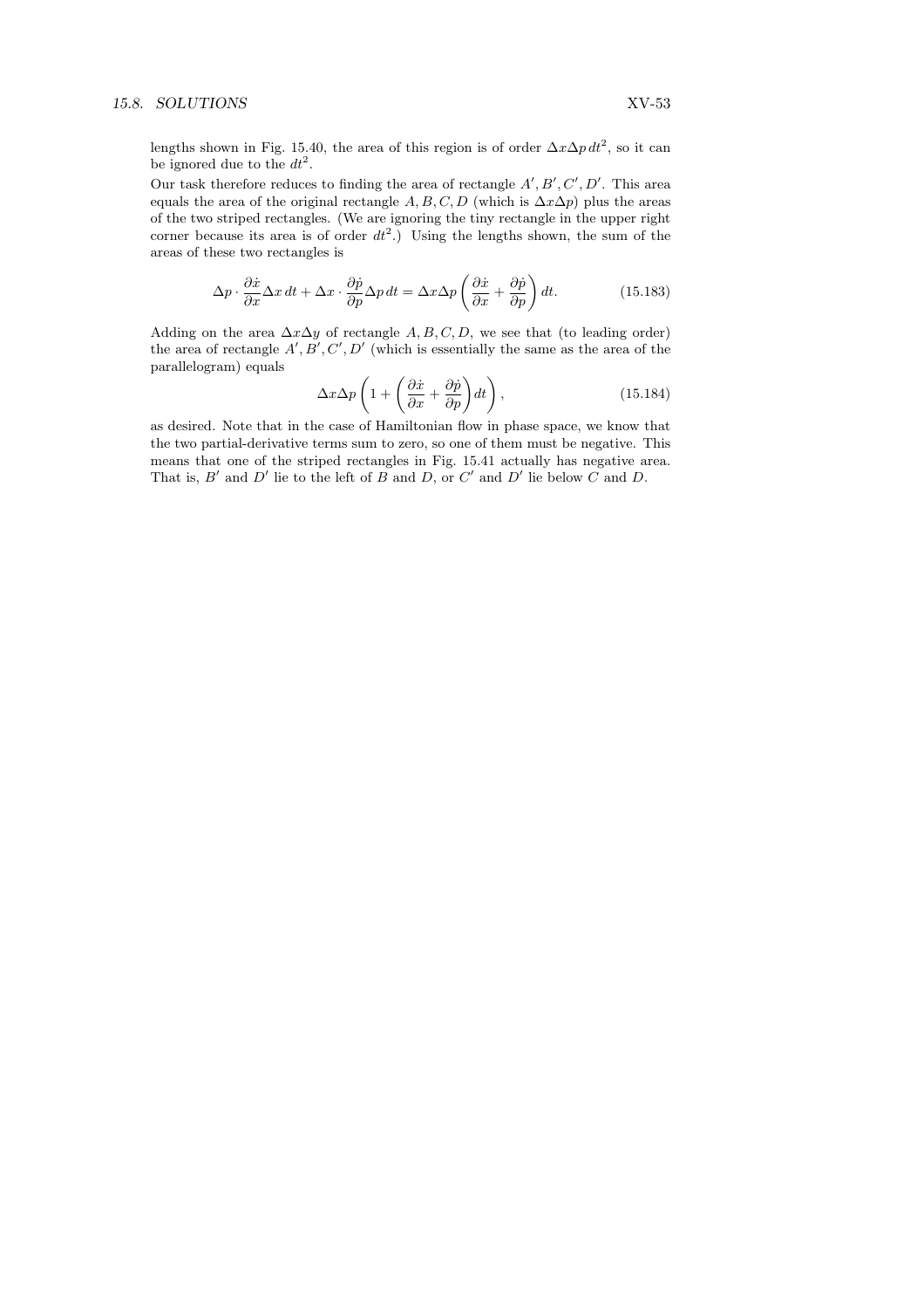lengths shown in Fig. 15.40, the area of this region is of order $\Delta x \Delta p \, dt^2$, so it can be ignored due to the $dt^2$.

Our task therefore reduces to finding the area of rectangle $A', B', C', D'$. This area equals the area of the original rectangle $A, B, C, D$ (which is $\Delta x \Delta p$) plus the areas of the two striped rectangles. (We are ignoring the tiny rectangle in the upper right corner because its area is of order $dt^2$.) Using the lengths shown, the sum of the areas of these two rectangles is

$$\Delta p \cdot \frac{\partial \dot{x}}{\partial x} \Delta x \, dt + \Delta x \cdot \frac{\partial \dot{p}}{\partial p} \Delta p \, dt = \Delta x \Delta p \left( \frac{\partial \dot{x}}{\partial x} + \frac{\partial \dot{p}}{\partial p} \right) dt. \tag{15.183}$$

Adding on the area $\Delta x \Delta y$ of rectangle $A, B, C, D$, we see that (to leading order) the area of rectangle $A', B', C', D'$ (which is essentially the same as the area of the parallelogram) equals

$$\Delta x \Delta p \left( 1 + \left( \frac{\partial \dot{x}}{\partial x} + \frac{\partial \dot{p}}{\partial p} \right) dt \right), \tag{15.184}$$

as desired. Note that in the case of Hamiltonian flow in phase space, we know that the two partial-derivative terms sum to zero, so one of them must be negative. This means that one of the striped rectangles in Fig. 15.41 actually has negative area. That is, $B'$ and $D'$ lie to the left of $B$ and $D$, or $C'$ and $D'$ lie below $C$ and $D$.